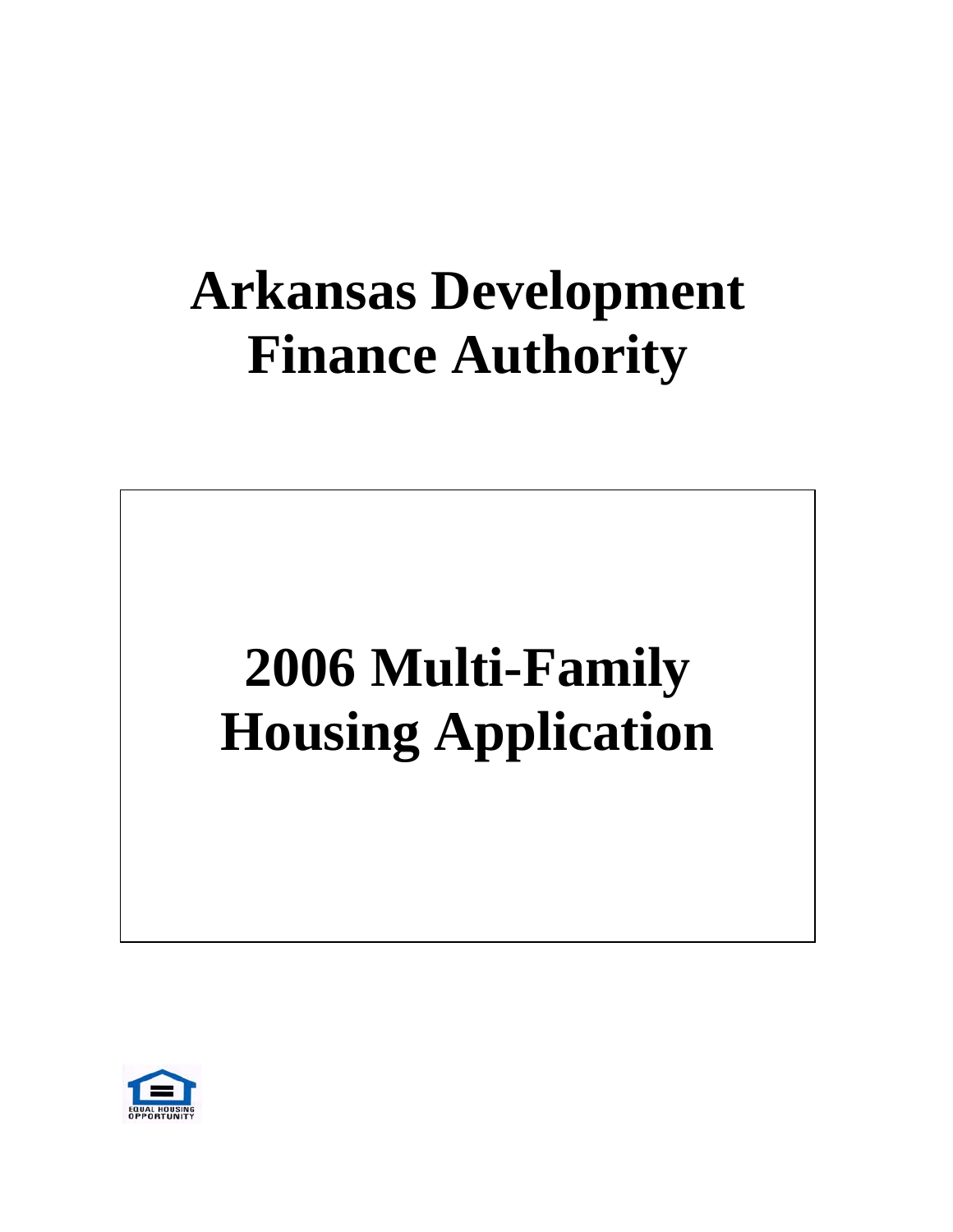# Arkansas Development Finance Authority

# 2006 Multi-Family Housing Application

EQUAL HOUSING OPPORTUNITY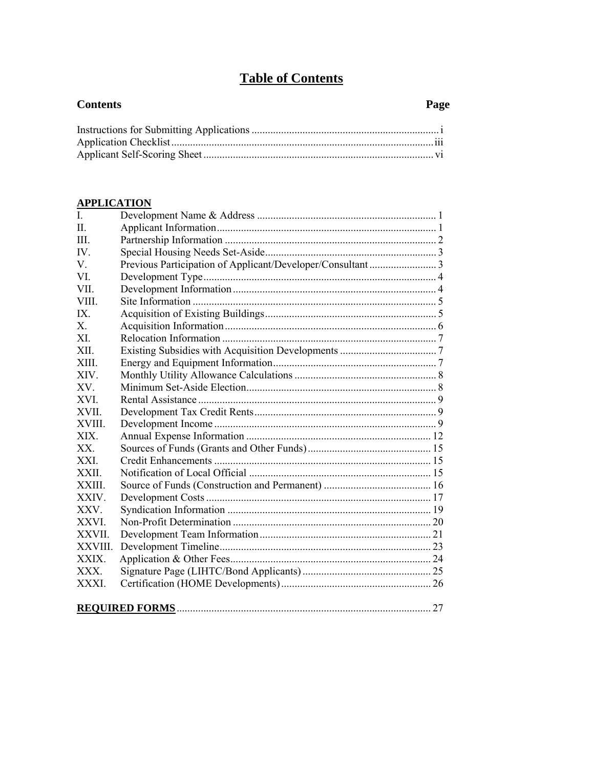# Table of Contents

| Contents | Page |
|---|---|
| Instructions for Submitting Applications | i |
| Application Checklist | iii |
| Applicant Self-Scoring Sheet | vi |

**APPLICATION**

| | | |
|---|---|---|
| I. | Development Name & Address | 1 |
| II. | Applicant Information | 1 |
| III. | Partnership Information | 2 |
| IV. | Special Housing Needs Set-Aside | 3 |
| V. | Previous Participation of Applicant/Developer/Consultant | 3 |
| VI. | Development Type | 4 |
| VII. | Development Information | 4 |
| VIII. | Site Information | 5 |
| IX. | Acquisition of Existing Buildings | 5 |
| X. | Acquisition Information | 6 |
| XI. | Relocation Information | 7 |
| XII. | Existing Subsidies with Acquisition Developments | 7 |
| XIII. | Energy and Equipment Information | 7 |
| XIV. | Monthly Utility Allowance Calculations | 8 |
| XV. | Minimum Set-Aside Election | 8 |
| XVI. | Rental Assistance | 9 |
| XVII. | Development Tax Credit Rents | 9 |
| XVIII. | Development Income | 9 |
| XIX. | Annual Expense Information | 12 |
| XX. | Sources of Funds (Grants and Other Funds) | 15 |
| XXI. | Credit Enhancements | 15 |
| XXII. | Notification of Local Official | 15 |
| XXIII. | Source of Funds (Construction and Permanent) | 16 |
| XXIV. | Development Costs | 17 |
| XXV. | Syndication Information | 19 |
| XXVI. | Non-Profit Determination | 20 |
| XXVII. | Development Team Information | 21 |
| XXVIII. | Development Timeline | 23 |
| XXIX. | Application & Other Fees | 24 |
| XXX. | Signature Page (LIHTC/Bond Applicants) | 25 |
| XXXI. | Certification (HOME Developments) | 26 |

**REQUIRED FORMS** .............................................. 27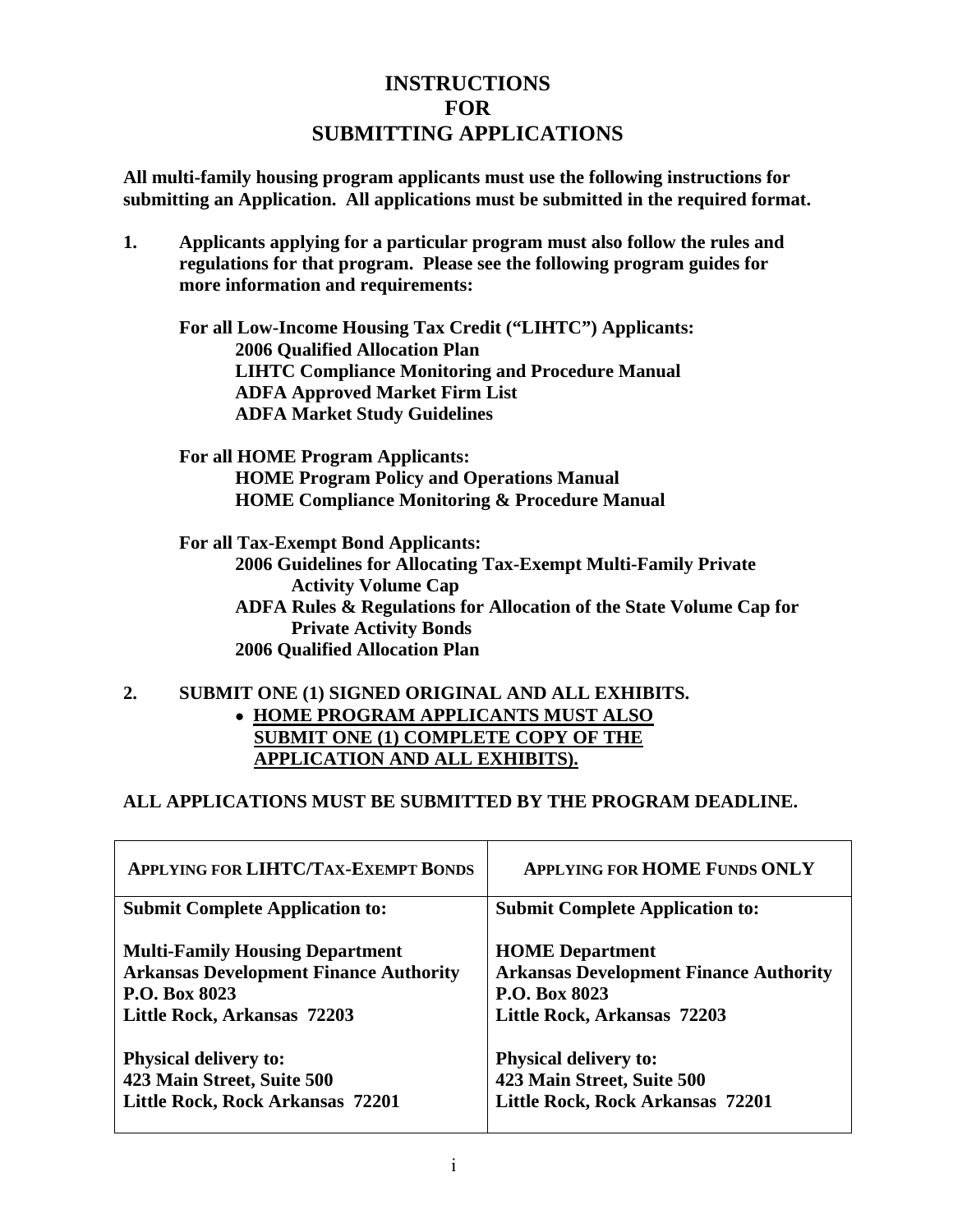# INSTRUCTIONS FOR SUBMITTING APPLICATIONS

**All multi-family housing program applicants must use the following instructions for submitting an Application. All applications must be submitted in the required format.**

**1. Applicants applying for a particular program must also follow the rules and regulations for that program. Please see the following program guides for more information and requirements:**

**For all Low-Income Housing Tax Credit ("LIHTC") Applicants:**
- **2006 Qualified Allocation Plan**
- **LIHTC Compliance Monitoring and Procedure Manual**
- **ADFA Approved Market Firm List**
- **ADFA Market Study Guidelines**

**For all HOME Program Applicants:**
- **HOME Program Policy and Operations Manual**
- **HOME Compliance Monitoring & Procedure Manual**

**For all Tax-Exempt Bond Applicants:**
- **2006 Guidelines for Allocating Tax-Exempt Multi-Family Private Activity Volume Cap**
- **ADFA Rules & Regulations for Allocation of the State Volume Cap for Private Activity Bonds**
- **2006 Qualified Allocation Plan**

**2. SUBMIT ONE (1) SIGNED ORIGINAL AND ALL EXHIBITS.**
- **<u>HOME PROGRAM APPLICANTS MUST ALSO SUBMIT ONE (1) COMPLETE COPY OF THE APPLICATION AND ALL EXHIBITS).</u>**

**ALL APPLICATIONS MUST BE SUBMITTED BY THE PROGRAM DEADLINE.**

| APPLYING FOR LIHTC/TAX-EXEMPT BONDS | APPLYING FOR HOME FUNDS ONLY |
|---|---|
| **Submit Complete Application to:**<br><br>**Multi-Family Housing Department**<br>**Arkansas Development Finance Authority**<br>**P.O. Box 8023**<br>**Little Rock, Arkansas 72203**<br><br>**Physical delivery to:**<br>**423 Main Street, Suite 500**<br>**Little Rock, Rock Arkansas 72201** | **Submit Complete Application to:**<br><br>**HOME Department**<br>**Arkansas Development Finance Authority**<br>**P.O. Box 8023**<br>**Little Rock, Arkansas 72203**<br><br>**Physical delivery to:**<br>**423 Main Street, Suite 500**<br>**Little Rock, Rock Arkansas 72201** |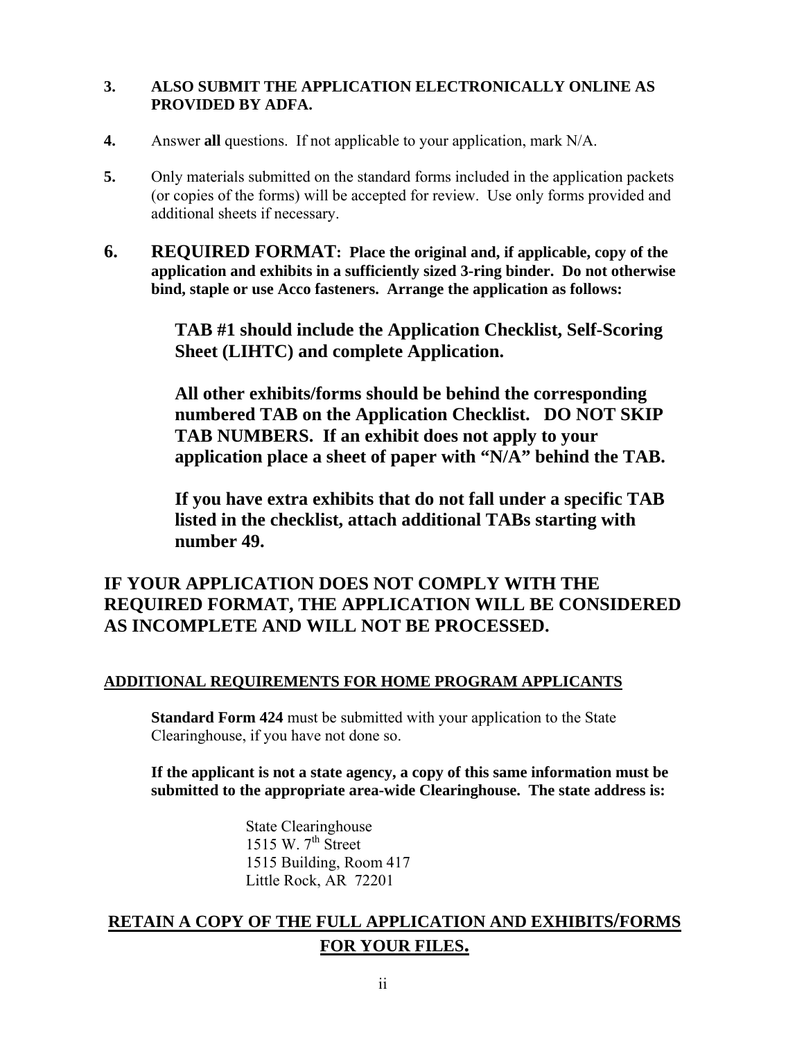3. **ALSO SUBMIT THE APPLICATION ELECTRONICALLY ONLINE AS PROVIDED BY ADFA.**

4. Answer **all** questions. If not applicable to your application, mark N/A.

5. Only materials submitted on the standard forms included in the application packets (or copies of the forms) will be accepted for review. Use only forms provided and additional sheets if necessary.

6. **REQUIRED FORMAT: Place the original and, if applicable, copy of the application and exhibits in a sufficiently sized 3-ring binder. Do not otherwise bind, staple or use Acco fasteners. Arrange the application as follows:**

   **TAB #1 should include the Application Checklist, Self-Scoring Sheet (LIHTC) and complete Application.**

   **All other exhibits/forms should be behind the corresponding numbered TAB on the Application Checklist. DO NOT SKIP TAB NUMBERS. If an exhibit does not apply to your application place a sheet of paper with "N/A" behind the TAB.**

   **If you have extra exhibits that do not fall under a specific TAB listed in the checklist, attach additional TABs starting with number 49.**

**IF YOUR APPLICATION DOES NOT COMPLY WITH THE REQUIRED FORMAT, THE APPLICATION WILL BE CONSIDERED AS INCOMPLETE AND WILL NOT BE PROCESSED.**

## ADDITIONAL REQUIREMENTS FOR HOME PROGRAM APPLICANTS

**Standard Form 424** must be submitted with your application to the State Clearinghouse, if you have not done so.

**If the applicant is not a state agency, a copy of this same information must be submitted to the appropriate area-wide Clearinghouse. The state address is:**

State Clearinghouse
1515 W. 7th Street
1515 Building, Room 417
Little Rock, AR 72201

**RETAIN A COPY OF THE FULL APPLICATION AND EXHIBITS/FORMS FOR YOUR FILES.**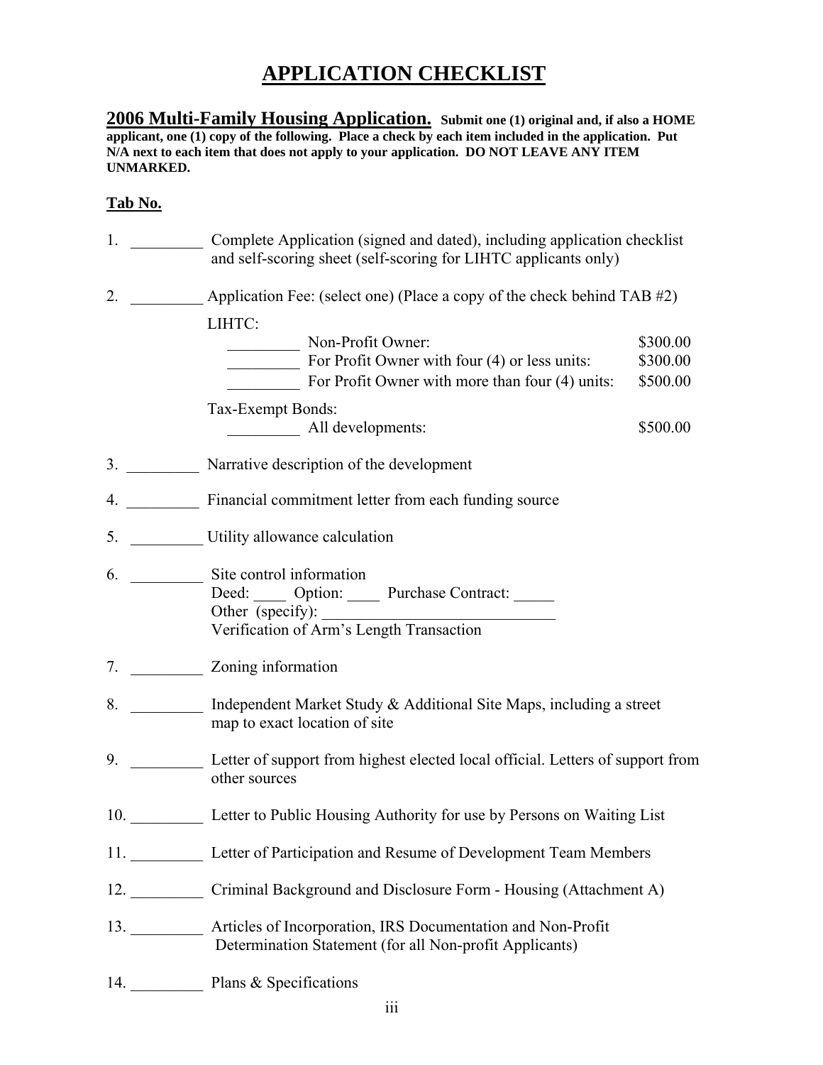# APPLICATION CHECKLIST

**2006 Multi-Family Housing Application.** **Submit one (1) original and, if also a HOME applicant, one (1) copy of the following. Place a check by each item included in the application. Put N/A next to each item that does not apply to your application. DO NOT LEAVE ANY ITEM UNMARKED.**

**Tab No.**

1. _________ Complete Application (signed and dated), including application checklist and self-scoring sheet (self-scoring for LIHTC applicants only)

2. _________ Application Fee: (select one) (Place a copy of the check behind TAB #2)

   LIHTC:

   _________ Non-Profit Owner: $300.00

   _________ For Profit Owner with four (4) or less units: $300.00

   _________ For Profit Owner with more than four (4) units: $500.00

   Tax-Exempt Bonds:

   _________ All developments: $500.00

3. _________ Narrative description of the development

4. _________ Financial commitment letter from each funding source

5. _________ Utility allowance calculation

6. _________ Site control information
   Deed: ____ Option: ____ Purchase Contract: _____
   Other (specify): _____________________________
   Verification of Arm's Length Transaction

7. _________ Zoning information

8. _________ Independent Market Study & Additional Site Maps, including a street map to exact location of site

9. _________ Letter of support from highest elected local official. Letters of support from other sources

10. _________ Letter to Public Housing Authority for use by Persons on Waiting List

11. _________ Letter of Participation and Resume of Development Team Members

12. _________ Criminal Background and Disclosure Form - Housing (Attachment A)

13. _________ Articles of Incorporation, IRS Documentation and Non-Profit Determination Statement (for all Non-profit Applicants)

14. _________ Plans & Specifications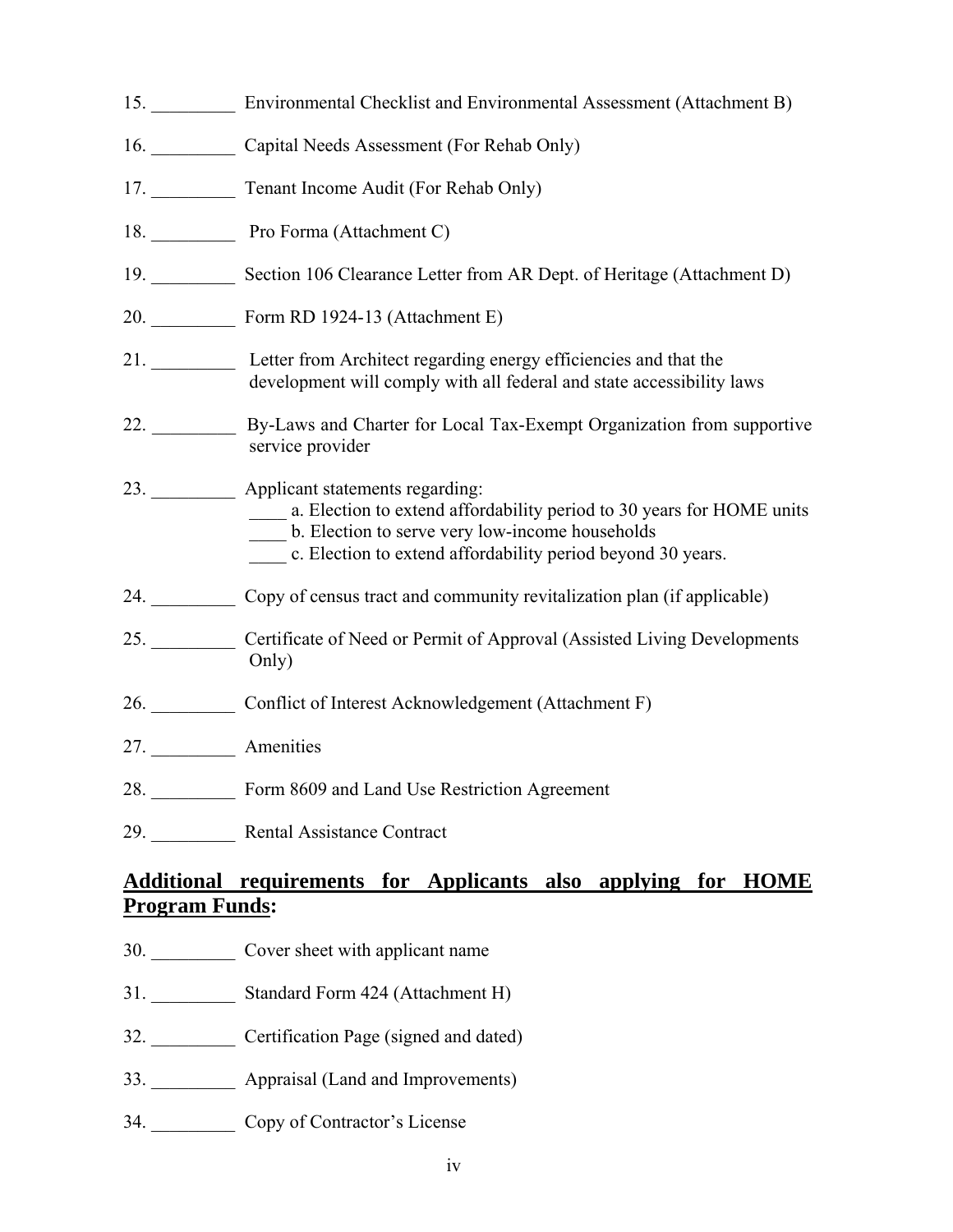15. _________ Environmental Checklist and Environmental Assessment (Attachment B)

16. _________ Capital Needs Assessment (For Rehab Only)

17. _________ Tenant Income Audit (For Rehab Only)

18. _________ Pro Forma (Attachment C)

19. _________ Section 106 Clearance Letter from AR Dept. of Heritage (Attachment D)

20. _________ Form RD 1924-13 (Attachment E)

21. _________ Letter from Architect regarding energy efficiencies and that the development will comply with all federal and state accessibility laws

22. _________ By-Laws and Charter for Local Tax-Exempt Organization from supportive service provider

23. _________ Applicant statements regarding:
    - ____ a. Election to extend affordability period to 30 years for HOME units
    - ____ b. Election to serve very low-income households
    - ____ c. Election to extend affordability period beyond 30 years.

24. _________ Copy of census tract and community revitalization plan (if applicable)

25. _________ Certificate of Need or Permit of Approval (Assisted Living Developments Only)

26. _________ Conflict of Interest Acknowledgement (Attachment F)

27. _________ Amenities

28. _________ Form 8609 and Land Use Restriction Agreement

29. _________ Rental Assistance Contract

## <u>Additional requirements for Applicants also applying for HOME Program Funds</u>:

30. _________ Cover sheet with applicant name

31. _________ Standard Form 424 (Attachment H)

32. _________ Certification Page (signed and dated)

33. _________ Appraisal (Land and Improvements)

34. _________ Copy of Contractor's License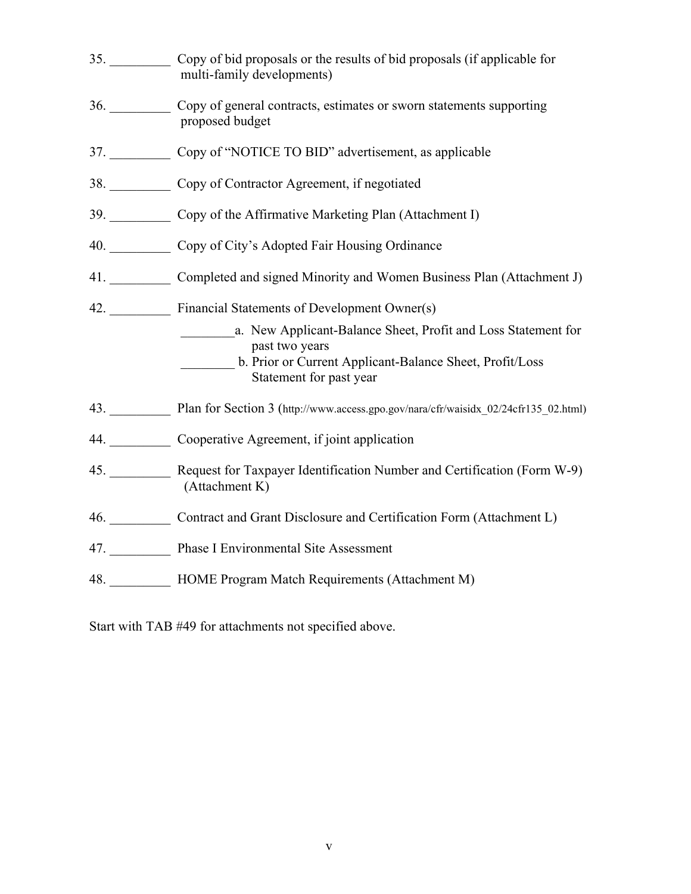35. _________ Copy of bid proposals or the results of bid proposals (if applicable for multi-family developments)

36. _________ Copy of general contracts, estimates or sworn statements supporting proposed budget

37. _________ Copy of "NOTICE TO BID" advertisement, as applicable

38. _________ Copy of Contractor Agreement, if negotiated

39. _________ Copy of the Affirmative Marketing Plan (Attachment I)

40. _________ Copy of City's Adopted Fair Housing Ordinance

41. _________ Completed and signed Minority and Women Business Plan (Attachment J)

42. _________ Financial Statements of Development Owner(s)

    ________a. New Applicant-Balance Sheet, Profit and Loss Statement for past two years

    ________ b. Prior or Current Applicant-Balance Sheet, Profit/Loss Statement for past year

43. _________ Plan for Section 3 (http://www.access.gpo.gov/nara/cfr/waisidx_02/24cfr135_02.html)

44. _________ Cooperative Agreement, if joint application

45. _________ Request for Taxpayer Identification Number and Certification (Form W-9) (Attachment K)

46. _________ Contract and Grant Disclosure and Certification Form (Attachment L)

47. _________ Phase I Environmental Site Assessment

48. _________ HOME Program Match Requirements (Attachment M)

Start with TAB #49 for attachments not specified above.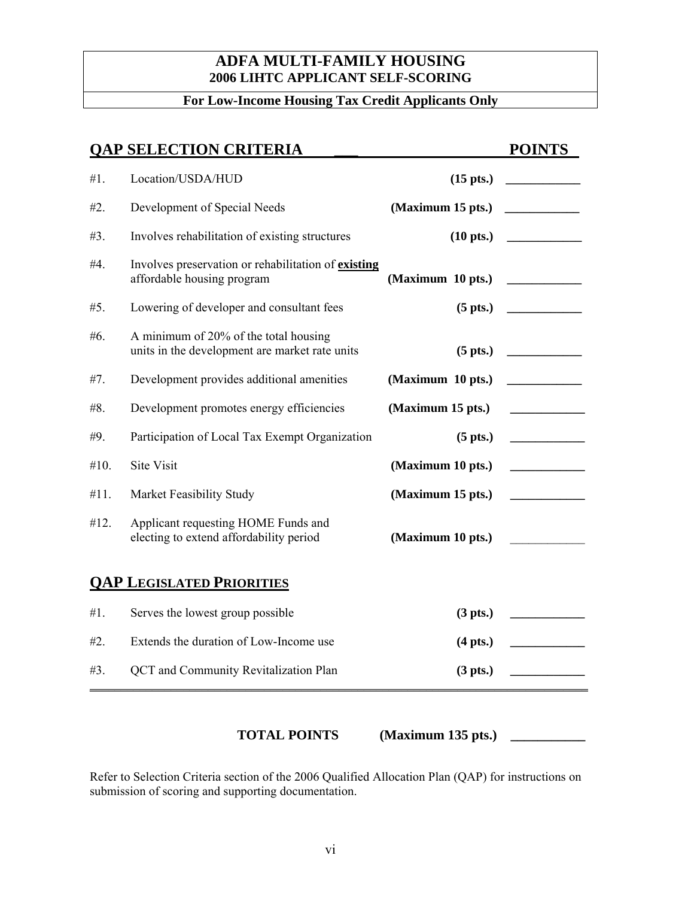# ADFA MULTI-FAMILY HOUSING
## 2006 LIHTC APPLICANT SELF-SCORING

**For Low-Income Housing Tax Credit Applicants Only**

## QAP SELECTION CRITERIA

| # | Criteria | | POINTS |
|---|---|---|---|
| #1. | Location/USDA/HUD | **(15 pts.)** | ____________ |
| #2. | Development of Special Needs | **(Maximum 15 pts.)** | ____________ |
| #3. | Involves rehabilitation of existing structures | **(10 pts.)** | ____________ |
| #4. | Involves preservation or rehabilitation of **existing** affordable housing program | **(Maximum 10 pts.)** | ____________ |
| #5. | Lowering of developer and consultant fees | **(5 pts.)** | ____________ |
| #6. | A minimum of 20% of the total housing units in the development are market rate units | **(5 pts.)** | ____________ |
| #7. | Development provides additional amenities | **(Maximum 10 pts.)** | ____________ |
| #8. | Development promotes energy efficiencies | **(Maximum 15 pts.)** | ____________ |
| #9. | Participation of Local Tax Exempt Organization | **(5 pts.)** | ____________ |
| #10. | Site Visit | **(Maximum 10 pts.)** | ____________ |
| #11. | Market Feasibility Study | **(Maximum 15 pts.)** | ____________ |
| #12. | Applicant requesting HOME Funds and electing to extend affordability period | **(Maximum 10 pts.)** | ____________ |

## QAP LEGISLATED PRIORITIES

| # | Priority | | POINTS |
|---|---|---|---|
| #1. | Serves the lowest group possible | **(3 pts.)** | ____________ |
| #2. | Extends the duration of Low-Income use | **(4 pts.)** | ____________ |
| #3. | QCT and Community Revitalization Plan | **(3 pts.)** | ____________ |

**TOTAL POINTS (Maximum 135 pts.)** ____________

Refer to Selection Criteria section of the 2006 Qualified Allocation Plan (QAP) for instructions on submission of scoring and supporting documentation.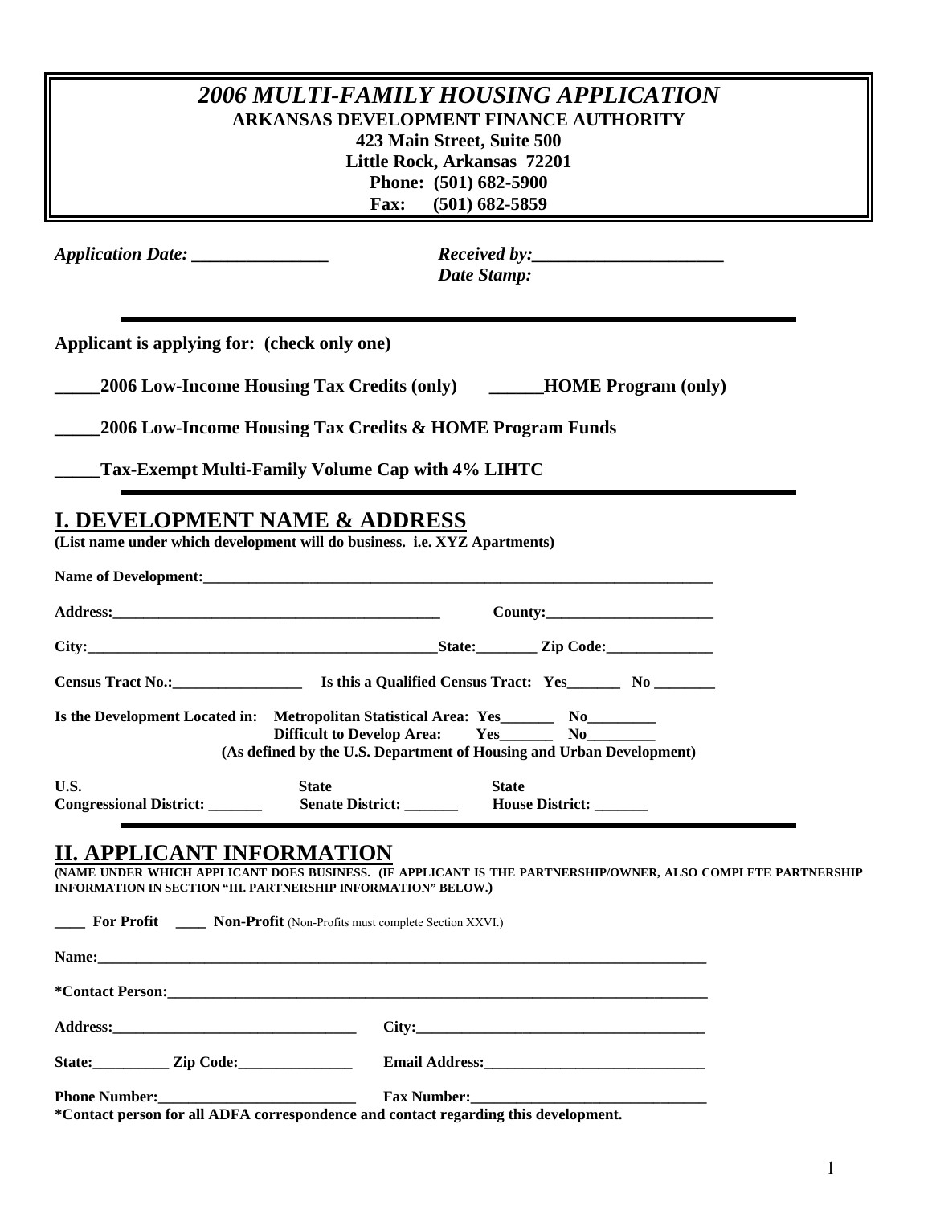# *2006 MULTI-FAMILY HOUSING APPLICATION*

**ARKANSAS DEVELOPMENT FINANCE AUTHORITY**
**423 Main Street, Suite 500**
**Little Rock, Arkansas 72201**
**Phone: (501) 682-5900**
**Fax: (501) 682-5859**

***Application Date: _______________*** ***Received by:_____________________***
***Date Stamp:***

---

**Applicant is applying for: (check only one)**

**_____2006 Low-Income Housing Tax Credits (only) ______HOME Program (only)**

**_____2006 Low-Income Housing Tax Credits & HOME Program Funds**

**_____Tax-Exempt Multi-Family Volume Cap with 4% LIHTC**

---

## I. DEVELOPMENT NAME & ADDRESS

**(List name under which development will do business. i.e. XYZ Apartments)**

**Name of Development:_____________________________________________________________________**

**Address:____________________________________________ County:______________________**

**City:________________________________________________State:________ Zip Code:______________**

**Census Tract No.:_________________ Is this a Qualified Census Tract: Yes_______ No ________**

**Is the Development Located in: Metropolitan Statistical Area: Yes_______ No_________**
**Difficult to Develop Area: Yes_______ No_________**
**(As defined by the U.S. Department of Housing and Urban Development)**

**U.S. Congressional District: _______ State Senate District: _______ State House District: _______**

---

## II. APPLICANT INFORMATION

**(NAME UNDER WHICH APPLICANT DOES BUSINESS. (IF APPLICANT IS THE PARTNERSHIP/OWNER, ALSO COMPLETE PARTNERSHIP INFORMATION IN SECTION "III. PARTNERSHIP INFORMATION" BELOW.)**

**____ For Profit ____ Non-Profit** (Non-Profits must complete Section XXVI.)

**Name:_____________________________________________________________________________________**

***Contact Person:____________________________________________________________________________**

**Address:________________________________ City:______________________________________**

**State:__________ Zip Code:_______________ Email Address:_____________________________**

**Phone Number:__________________________ Fax Number:_______________________________**

***Contact person for all ADFA correspondence and contact regarding this development.**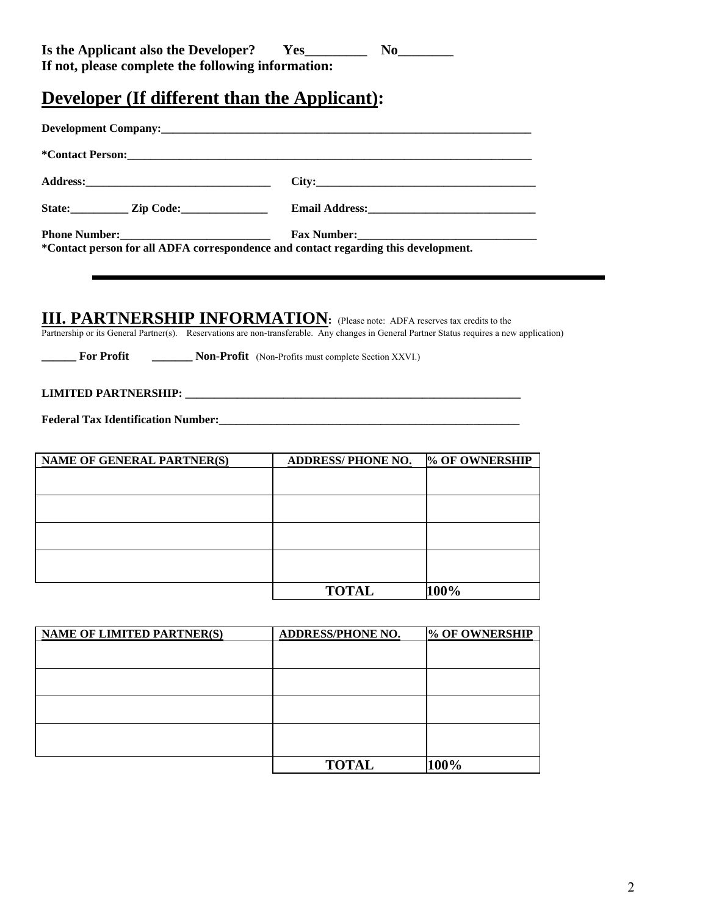**Is the Applicant also the Developer?** **Yes_________** **No________**
**If not, please complete the following information:**

## Developer (If different than the Applicant):

**Development Company:_________________________________________________________________**

**\*Contact Person:______________________________________________________________________**

**Address:________________________________** **City:______________________________________**

**State:__________ Zip Code:_______________** **Email Address:_____________________________**

**Phone Number:__________________________** **Fax Number:_______________________________**
**\*Contact person for all ADFA correspondence and contact regarding this development.**

---

## III. PARTNERSHIP INFORMATION:

(Please note: ADFA reserves tax credits to the Partnership or its General Partner(s). Reservations are non-transferable. Any changes in General Partner Status requires a new application)

**______ For Profit** **_______ Non-Profit** (Non-Profits must complete Section XXVI.)

**LIMITED PARTNERSHIP: ___________________________________________________________**

**Federal Tax Identification Number:_______________________________________________________**

| NAME OF GENERAL PARTNER(S) | ADDRESS/ PHONE NO. | % OF OWNERSHIP |
|---|---|---|
| | | |
| | | |
| | | |
| | | |
| | **TOTAL** | **100%** |

| NAME OF LIMITED PARTNER(S) | ADDRESS/PHONE NO. | % OF OWNERSHIP |
|---|---|---|
| | | |
| | | |
| | | |
| | | |
| | **TOTAL** | **100%** |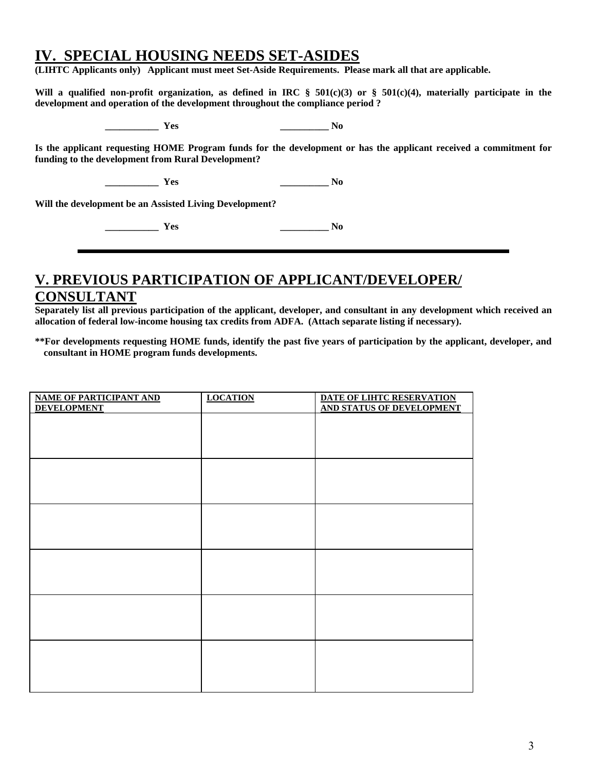# IV. SPECIAL HOUSING NEEDS SET-ASIDES

**(LIHTC Applicants only) Applicant must meet Set-Aside Requirements. Please mark all that are applicable.**

**Will a qualified non-profit organization, as defined in IRC § 501(c)(3) or § 501(c)(4), materially participate in the development and operation of the development throughout the compliance period ?**

**___________ Yes** **__________ No**

**Is the applicant requesting HOME Program funds for the development or has the applicant received a commitment for funding to the development from Rural Development?**

**___________ Yes** **__________ No**

**Will the development be an Assisted Living Development?**

**___________ Yes** **__________ No**

---

# V. PREVIOUS PARTICIPATION OF APPLICANT/DEVELOPER/ CONSULTANT

**Separately list all previous participation of the applicant, developer, and consultant in any development which received an allocation of federal low-income housing tax credits from ADFA. (Attach separate listing if necessary).**

**\*\*For developments requesting HOME funds, identify the past five years of participation by the applicant, developer, and consultant in HOME program funds developments.**

| NAME OF PARTICIPANT AND DEVELOPMENT | LOCATION | DATE OF LIHTC RESERVATION AND STATUS OF DEVELOPMENT |
|---|---|---|
| | | |
| | | |
| | | |
| | | |
| | | |
| | | |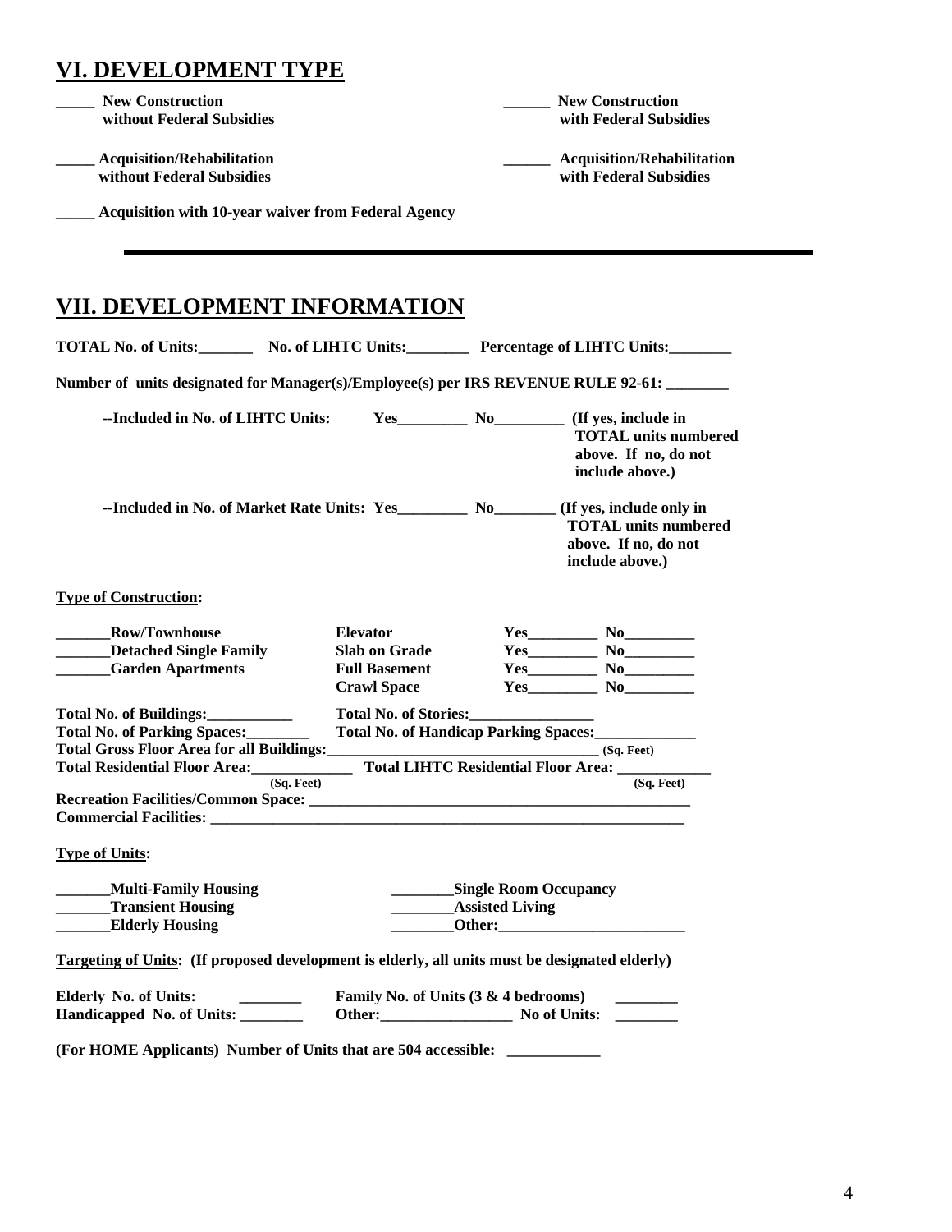## VI. DEVELOPMENT TYPE

**_____ New Construction without Federal Subsidies**

**______ New Construction with Federal Subsidies**

**_____ Acquisition/Rehabilitation without Federal Subsidies**

**______ Acquisition/Rehabilitation with Federal Subsidies**

**_____ Acquisition with 10-year waiver from Federal Agency**

---

## VII. DEVELOPMENT INFORMATION

**TOTAL No. of Units:_______ No. of LIHTC Units:________ Percentage of LIHTC Units:________**

**Number of units designated for Manager(s)/Employee(s) per IRS REVENUE RULE 92-61: ________**

**--Included in No. of LIHTC Units: Yes_________ No_________ (If yes, include in TOTAL units numbered above. If no, do not include above.)**

**--Included in No. of Market Rate Units: Yes_________ No________ (If yes, include only in TOTAL units numbered above. If no, do not include above.)**

**Type of Construction:**

| | | |
|---|---|---|
| **_______Row/Townhouse** | **Elevator** | **Yes_________ No_________** |
| **_______Detached Single Family** | **Slab on Grade** | **Yes_________ No_________** |
| **_______Garden Apartments** | **Full Basement** | **Yes_________ No_________** |
| | **Crawl Space** | **Yes_________ No_________** |

**Total No. of Buildings:___________ Total No. of Stories:________________**

**Total No. of Parking Spaces:________ Total No. of Handicap Parking Spaces:_____________**

**Total Gross Floor Area for all Buildings:___________________________________ (Sq. Feet)**

**Total Residential Floor Area:_____________ (Sq. Feet) Total LIHTC Residential Floor Area: ____________ (Sq. Feet)**

**Recreation Facilities/Common Space: ___________________________________________________**

**Commercial Facilities: ______________________________________________________________**

**Type of Units:**

| | |
|---|---|
| **_______Multi-Family Housing** | **________Single Room Occupancy** |
| **_______Transient Housing** | **________Assisted Living** |
| **_______Elderly Housing** | **________Other:________________________** |

**Targeting of Units: (If proposed development is elderly, all units must be designated elderly)**

| | |
|---|---|
| **Elderly No. of Units: ________** | **Family No. of Units (3 & 4 bedrooms) ________** |
| **Handicapped No. of Units: ________** | **Other:_________________ No of Units: ________** |

**(For HOME Applicants) Number of Units that are 504 accessible: ____________**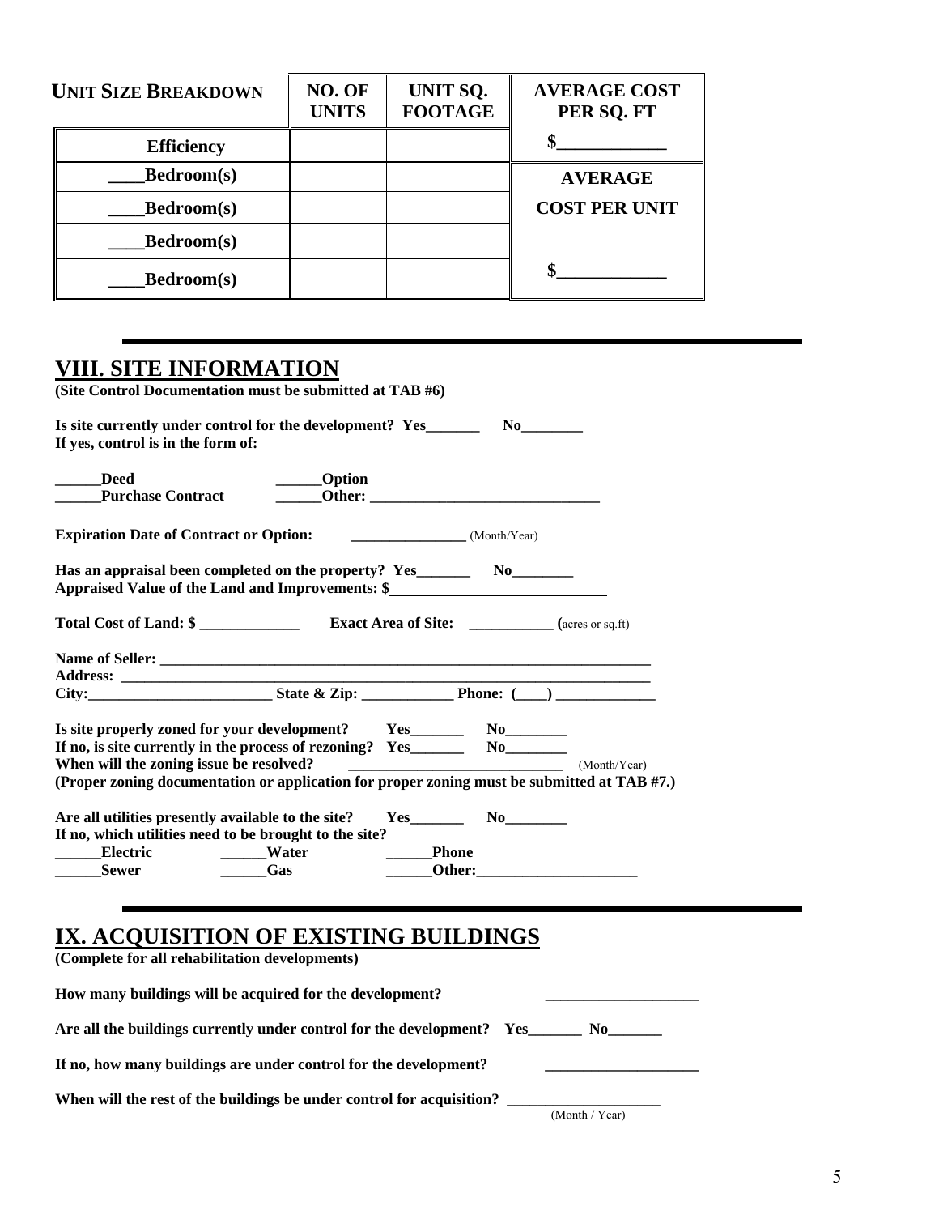| UNIT SIZE BREAKDOWN | NO. OF UNITS | UNIT SQ. FOOTAGE | AVERAGE COST PER SQ. FT |
|---|---|---|---|
| Efficiency | | | $____________ |
| ____Bedroom(s) | | | AVERAGE |
| ____Bedroom(s) | | | COST PER UNIT |
| ____Bedroom(s) | | | |
| ____Bedroom(s) | | | $____________ |

## VIII. SITE INFORMATION

**(Site Control Documentation must be submitted at TAB #6)**

**Is site currently under control for the development? Yes_______ No________**
**If yes, control is in the form of:**

**______Deed ______Option**
**______Purchase Contract ______Other: ______________________________**

**Expiration Date of Contract or Option: ________________** (Month/Year)

**Has an appraisal been completed on the property? Yes_______ No________**
**Appraised Value of the Land and Improvements: $____________________________**

**Total Cost of Land: $ _____________ Exact Area of Site: ___________ (**acres or sq.ft)

**Name of Seller: ____________________________________________________________________**
**Address: _________________________________________________________________________**
**City:________________________ State & Zip: ____________ Phone: (____) _____________**

**Is site properly zoned for your development? Yes_______ No________**
**If no, is site currently in the process of rezoning? Yes_______ No________**
**When will the zoning issue be resolved? ____________________________** (Month/Year)
**(Proper zoning documentation or application for proper zoning must be submitted at TAB #7.)**

**Are all utilities presently available to the site? Yes_______ No________**
**If no, which utilities need to be brought to the site?**
**______Electric ______Water ______Phone**
**______Sewer ______Gas ______Other:_____________________**

## IX. ACQUISITION OF EXISTING BUILDINGS

**(Complete for all rehabilitation developments)**

**How many buildings will be acquired for the development? ____________________**

**Are all the buildings currently under control for the development? Yes_______ No_______**

**If no, how many buildings are under control for the development? ____________________**

**When will the rest of the buildings be under control for acquisition? ____________________**
(Month / Year)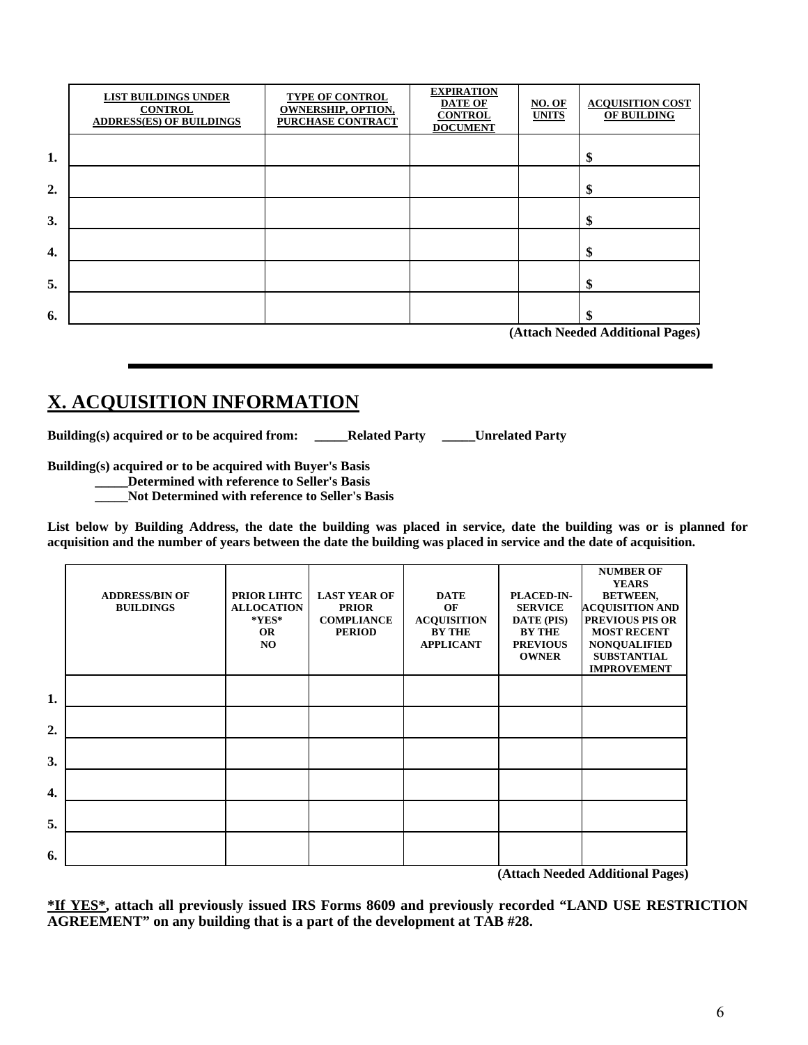| | LIST BUILDINGS UNDER CONTROL ADDRESS(ES) OF BUILDINGS | TYPE OF CONTROL OWNERSHIP, OPTION, PURCHASE CONTRACT | EXPIRATION DATE OF CONTROL DOCUMENT | NO. OF UNITS | ACQUISITION COST OF BUILDING |
|---|---|---|---|---|---|
| 1. | | | | | $ |
| 2. | | | | | $ |
| 3. | | | | | $ |
| 4. | | | | | $ |
| 5. | | | | | $ |
| 6. | | | | | $ |

**(Attach Needed Additional Pages)**

# X. ACQUISITION INFORMATION

**Building(s) acquired or to be acquired from: _____Related Party _____Unrelated Party**

**Building(s) acquired or to be acquired with Buyer's Basis**

**_____Determined with reference to Seller's Basis**

**_____Not Determined with reference to Seller's Basis**

**List below by Building Address, the date the building was placed in service, date the building was or is planned for acquisition and the number of years between the date the building was placed in service and the date of acquisition.**

| | ADDRESS/BIN OF BUILDINGS | PRIOR LIHTC ALLOCATION *YES* OR NO | LAST YEAR OF PRIOR COMPLIANCE PERIOD | DATE OF ACQUISITION BY THE APPLICANT | PLACED-IN-SERVICE DATE (PIS) BY THE PREVIOUS OWNER | NUMBER OF YEARS BETWEEN, ACQUISITION AND PREVIOUS PIS OR MOST RECENT NONQUALIFIED SUBSTANTIAL IMPROVEMENT |
|---|---|---|---|---|---|---|
| 1. | | | | | | |
| 2. | | | | | | |
| 3. | | | | | | |
| 4. | | | | | | |
| 5. | | | | | | |
| 6. | | | | | | |

**(Attach Needed Additional Pages)**

**<u>*If YES*</u>, attach all previously issued IRS Forms 8609 and previously recorded "LAND USE RESTRICTION AGREEMENT" on any building that is a part of the development at TAB #28.**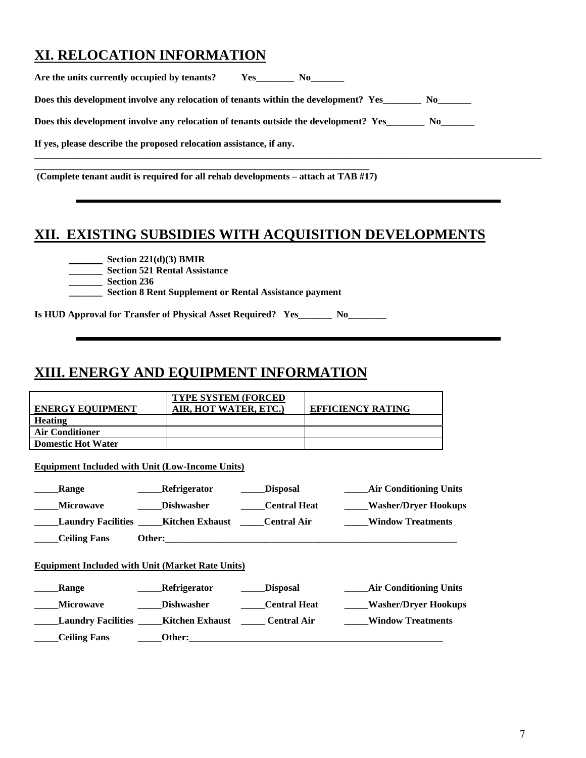## XI. RELOCATION INFORMATION

**Are the units currently occupied by tenants?   Yes________ No_______**

**Does this development involve any relocation of tenants within the development? Yes________ No_______**

**Does this development involve any relocation of tenants outside the development? Yes________ No_______**

**If yes, please describe the proposed relocation assistance, if any.**

____________________________________________________________________________________________________

___________________________________________________________________________

**(Complete tenant audit is required for all rehab developments – attach at TAB #17)**

---

## XII. EXISTING SUBSIDIES WITH ACQUISITION DEVELOPMENTS

**_______ Section 221(d)(3) BMIR**
**_______ Section 521 Rental Assistance**
**_______ Section 236**
**_______ Section 8 Rent Supplement or Rental Assistance payment**

**Is HUD Approval for Transfer of Physical Asset Required? Yes_______ No________**

---

## XIII. ENERGY AND EQUIPMENT INFORMATION

| ENERGY EQUIPMENT | TYPE SYSTEM (FORCED AIR, HOT WATER, ETC.) | EFFICIENCY RATING |
|---|---|---|
| **Heating** | | |
| **Air Conditioner** | | |
| **Domestic Hot Water** | | |

**Equipment Included with Unit (Low-Income Units)**

**_____Range   _____Refrigerator   _____Disposal   _____Air Conditioning Units**
**_____Microwave   _____Dishwasher   _____Central Heat   _____Washer/Dryer Hookups**
**_____Laundry Facilities   _____Kitchen Exhaust   _____Central Air   _____Window Treatments**
**_____Ceiling Fans   Other:_______________________________________________________________**

**Equipment Included with Unit (Market Rate Units)**

**_____Range   _____Refrigerator   _____Disposal   _____Air Conditioning Units**
**_____Microwave   _____Dishwasher   _____Central Heat   _____Washer/Dryer Hookups**
**_____Laundry Facilities   _____Kitchen Exhaust   _____ Central Air   _____Window Treatments**
**_____Ceiling Fans   _____Other:_______________________________________________________**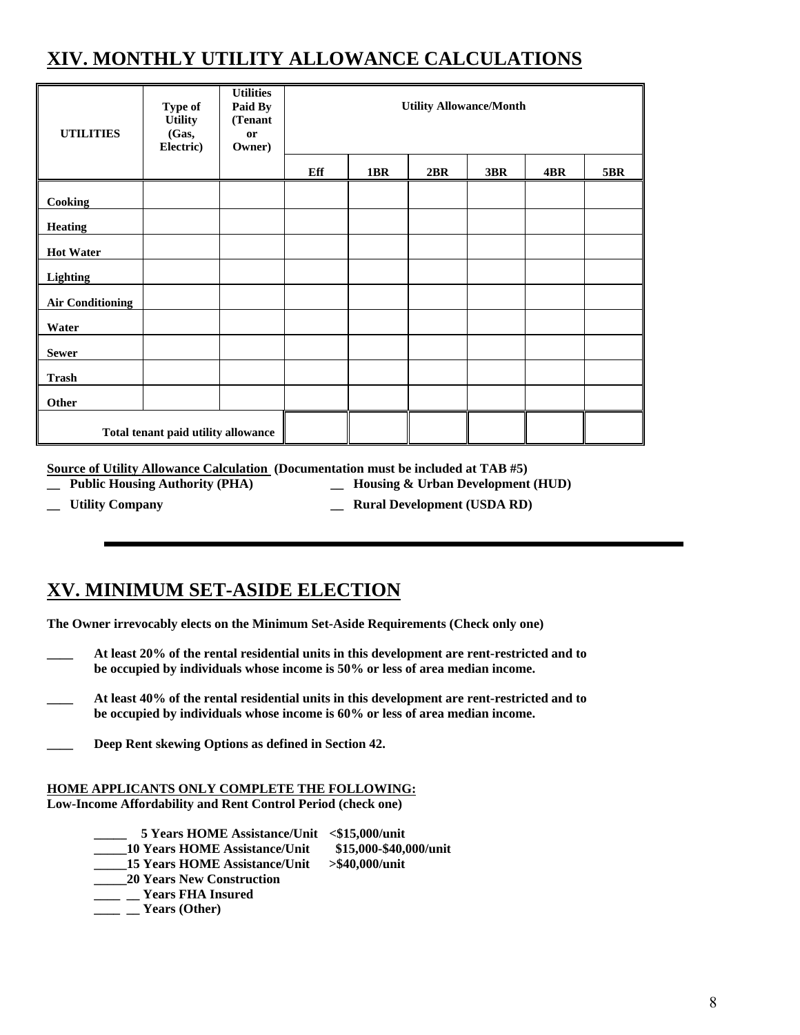## XIV. MONTHLY UTILITY ALLOWANCE CALCULATIONS

| UTILITIES | Type of Utility (Gas, Electric) | Utilities Paid By (Tenant or Owner) | Utility Allowance/Month | | | | | |
|---|---|---|---|---|---|---|---|---|
| | | | Eff | 1BR | 2BR | 3BR | 4BR | 5BR |
| Cooking | | | | | | | | |
| Heating | | | | | | | | |
| Hot Water | | | | | | | | |
| Lighting | | | | | | | | |
| Air Conditioning | | | | | | | | |
| Water | | | | | | | | |
| Sewer | | | | | | | | |
| Trash | | | | | | | | |
| Other | | | | | | | | |
| Total tenant paid utility allowance | | | | | | | | |

**Source of Utility Allowance Calculation (Documentation must be included at TAB #5)**

__ Public Housing Authority (PHA) __ Housing & Urban Development (HUD)

__ Utility Company __ Rural Development (USDA RD)

---

## XV. MINIMUM SET-ASIDE ELECTION

**The Owner irrevocably elects on the Minimum Set-Aside Requirements (Check only one)**

____ At least 20% of the rental residential units in this development are rent-restricted and to be occupied by individuals whose income is 50% or less of area median income.

____ At least 40% of the rental residential units in this development are rent-restricted and to be occupied by individuals whose income is 60% or less of area median income.

____ Deep Rent skewing Options as defined in Section 42.

**HOME APPLICANTS ONLY COMPLETE THE FOLLOWING:**
**Low-Income Affordability and Rent Control Period (check one)**

_____ 5 Years HOME Assistance/Unit <$15,000/unit
_____10 Years HOME Assistance/Unit $15,000-$40,000/unit
_____15 Years HOME Assistance/Unit >$40,000/unit
_____20 Years New Construction
____ __ Years FHA Insured
____ __ Years (Other)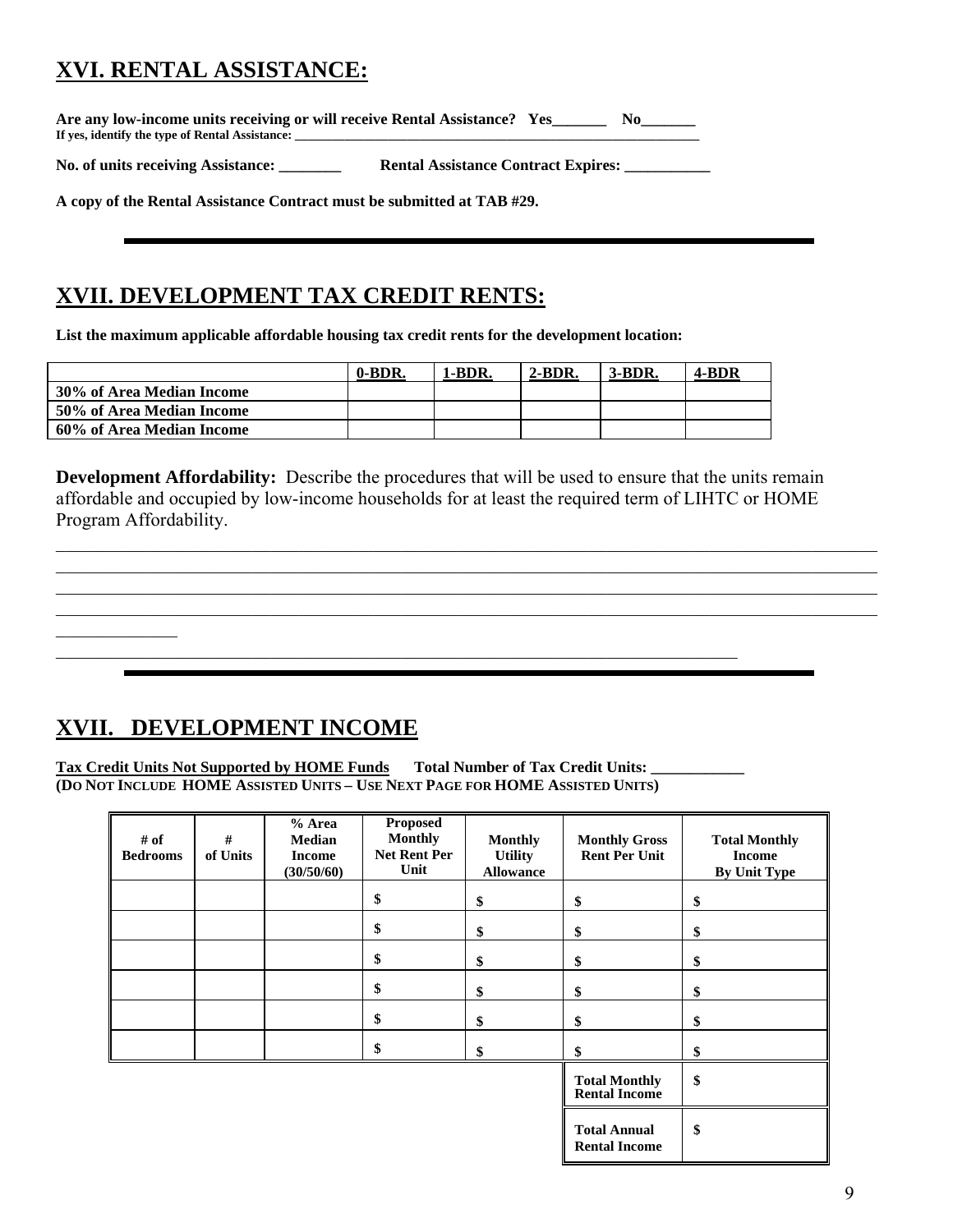## XVI. RENTAL ASSISTANCE:

**Are any low-income units receiving or will receive Rental Assistance? Yes_______ No_______**
**If yes, identify the type of Rental Assistance: ___________________________________________**

**No. of units receiving Assistance: ________ Rental Assistance Contract Expires: ___________**

**A copy of the Rental Assistance Contract must be submitted at TAB #29.**

---

## XVII. DEVELOPMENT TAX CREDIT RENTS:

**List the maximum applicable affordable housing tax credit rents for the development location:**

| | 0-BDR. | 1-BDR. | 2-BDR. | 3-BDR. | 4-BDR |
|---|---|---|---|---|---|
| **30% of Area Median Income** | | | | | |
| **50% of Area Median Income** | | | | | |
| **60% of Area Median Income** | | | | | |

**Development Affordability:** Describe the procedures that will be used to ensure that the units remain affordable and occupied by low-income households for at least the required term of LIHTC or HOME Program Affordability.

_____________________________________________________________________________________
_____________________________________________________________________________________
_____________________________________________________________________________________
_____________________________________________________________________________________
_____________
_____________________________________________________________________________

---

## XVII. DEVELOPMENT INCOME

**Tax Credit Units Not Supported by HOME Funds** **Total Number of Tax Credit Units: ____________**
**(DO NOT INCLUDE HOME ASSISTED UNITS – USE NEXT PAGE FOR HOME ASSISTED UNITS)**

| # of Bedrooms | # of Units | % Area Median Income (30/50/60) | Proposed Monthly Net Rent Per Unit | Monthly Utility Allowance | Monthly Gross Rent Per Unit | Total Monthly Income By Unit Type |
|---|---|---|---|---|---|---|
| | | | $ | $ | $ | $ |
| | | | $ | $ | $ | $ |
| | | | $ | $ | $ | $ |
| | | | $ | $ | $ | $ |
| | | | $ | $ | $ | $ |
| | | | $ | $ | $ | $ |
| | | | | | **Total Monthly Rental Income** | $ |
| | | | | | **Total Annual Rental Income** | $ |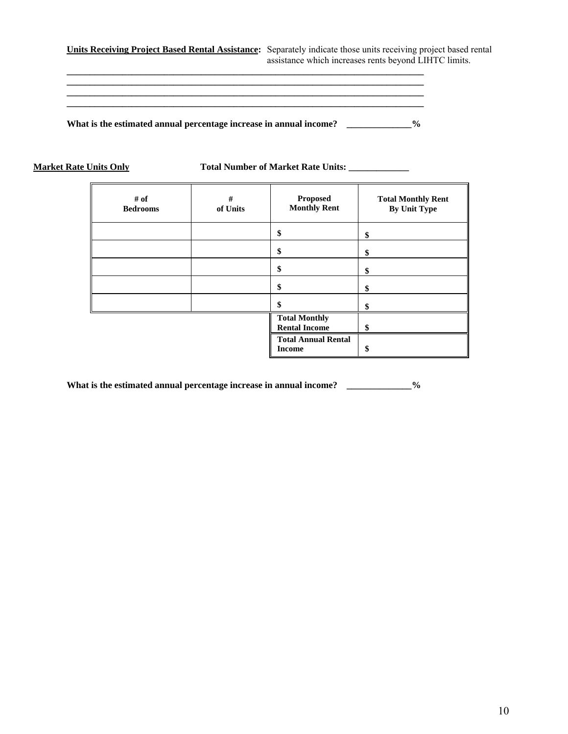**<u>Units Receiving Project Based Rental Assistance</u>:** Separately indicate those units receiving project based rental assistance which increases rents beyond LIHTC limits.

_______________________________________________________________________________
_______________________________________________________________________________
_______________________________________________________________________________
_______________________________________________________________________________

**What is the estimated annual percentage increase in annual income? ______________%**

**<u>Market Rate Units Only</u>** **Total Number of Market Rate Units: _____________**

| # of Bedrooms | # of Units | Proposed Monthly Rent | Total Monthly Rent By Unit Type |
|---|---|---|---|
| | | $ | $ |
| | | $ | $ |
| | | $ | $ |
| | | $ | $ |
| | | $ | $ |
| | | **Total Monthly Rental Income** | $ |
| | | **Total Annual Rental Income** | $ |

**What is the estimated annual percentage increase in annual income? ______________%**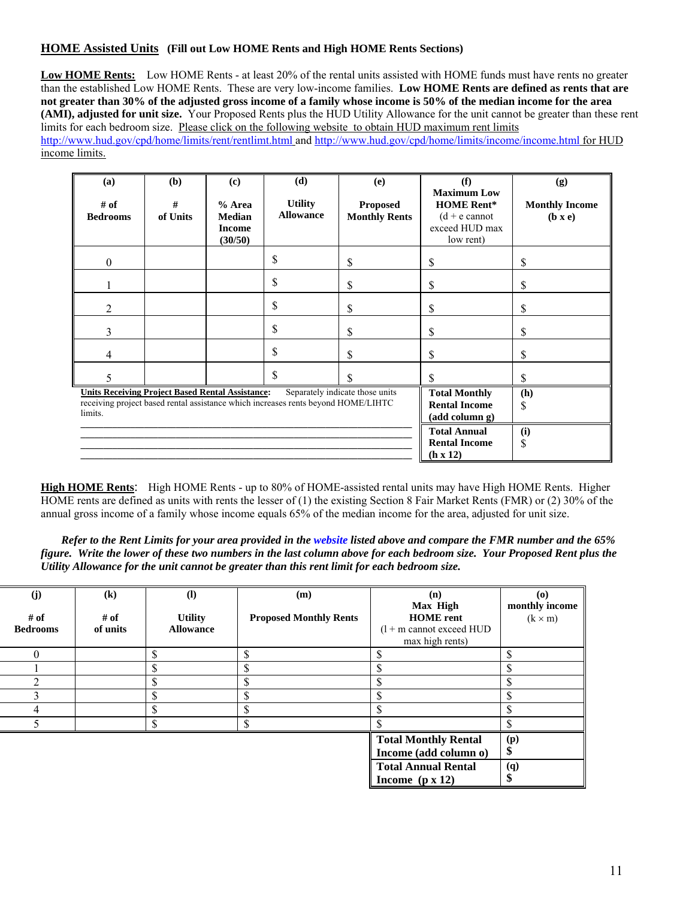**HOME Assisted Units** **(Fill out Low HOME Rents and High HOME Rents Sections)**

**Low HOME Rents:** Low HOME Rents - at least 20% of the rental units assisted with HOME funds must have rents no greater than the established Low HOME Rents. These are very low-income families. **Low HOME Rents are defined as rents that are not greater than 30% of the adjusted gross income of a family whose income is 50% of the median income for the area (AMI), adjusted for unit size.** Your Proposed Rents plus the HUD Utility Allowance for the unit cannot be greater than these rent limits for each bedroom size. Please click on the following website to obtain HUD maximum rent limits http://www.hud.gov/cpd/home/limits/rent/rentlimt.html and http://www.hud.gov/cpd/home/limits/income/income.html for HUD income limits.

| (a) # of Bedrooms | (b) # of Units | (c) % Area Median Income (30/50) | (d) Utility Allowance | (e) Proposed Monthly Rents | (f) Maximum Low HOME Rent* (d + e cannot exceed HUD max low rent) | (g) Monthly Income (b x e) |
|---|---|---|---|---|---|---|
| 0 | | | $ | $ | $ | $ |
| 1 | | | $ | $ | $ | $ |
| 2 | | | $ | $ | $ | $ |
| 3 | | | $ | $ | $ | $ |
| 4 | | | $ | $ | $ | $ |
| 5 | | | $ | $ | $ | $ |
| **Units Receiving Project Based Rental Assistance:** Separately indicate those units receiving project based rental assistance which increases rents beyond HOME/LIHTC limits. | | | | | **Total Monthly Rental Income (add column g)** | (h) $ |
| ______________________________ | | | | | **Total Annual Rental Income (h x 12)** | (i) $ |

**High HOME Rents**: High HOME Rents - up to 80% of HOME-assisted rental units may have High HOME Rents. Higher HOME rents are defined as units with rents the lesser of (1) the existing Section 8 Fair Market Rents (FMR) or (2) 30% of the annual gross income of a family whose income equals 65% of the median income for the area, adjusted for unit size.

***Refer to the Rent Limits for your area provided in the website listed above and compare the FMR number and the 65% figure. Write the lower of these two numbers in the last column above for each bedroom size. Your Proposed Rent plus the Utility Allowance for the unit cannot be greater than this rent limit for each bedroom size.***

| (j) # of Bedrooms | (k) # of of units | (l) Utility Allowance | (m) Proposed Monthly Rents | (n) Max High HOME rent (l + m cannot exceed HUD max high rents) | (o) monthly income (k × m) |
|---|---|---|---|---|---|
| 0 | | $ | $ | $ | $ |
| 1 | | $ | $ | $ | $ |
| 2 | | $ | $ | $ | $ |
| 3 | | $ | $ | $ | $ |
| 4 | | $ | $ | $ | $ |
| 5 | | $ | $ | $ | $ |
| | | | | **Total Monthly Rental Income (add column o)** | **(p) $** |
| | | | | **Total Annual Rental Income (p x 12)** | **(q) $** |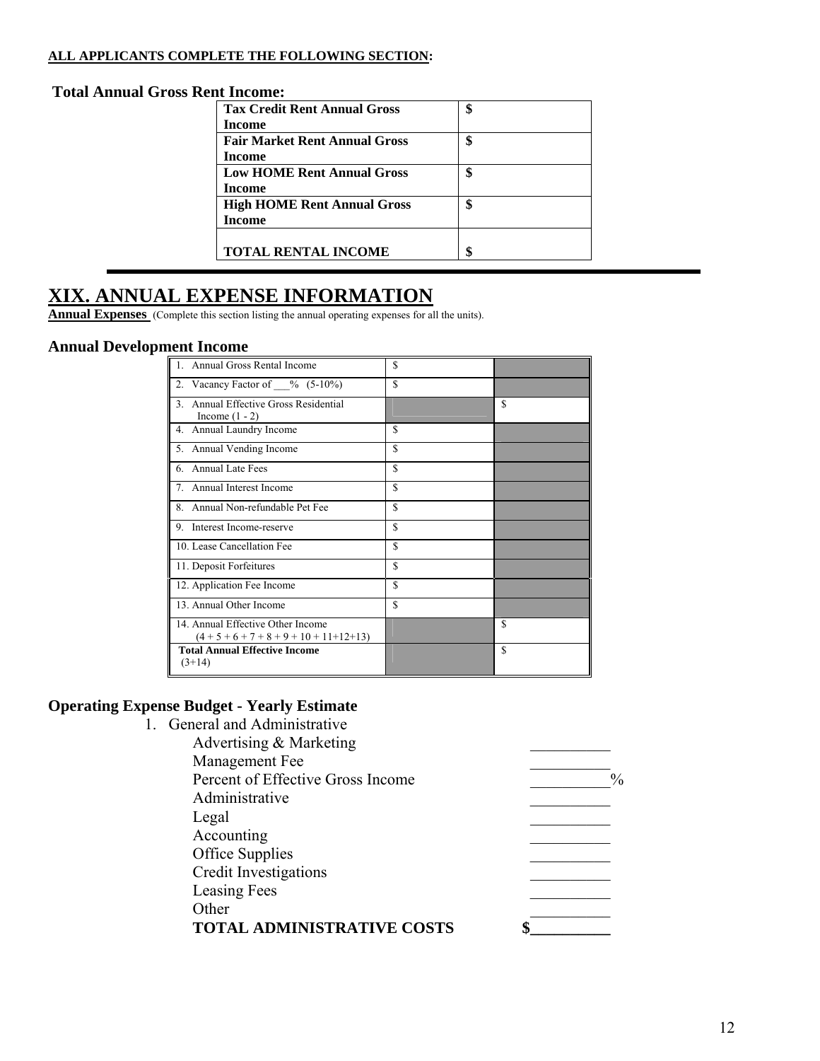**ALL APPLICANTS COMPLETE THE FOLLOWING SECTION:**

**Total Annual Gross Rent Income:**

| | |
|---|---|
| **Tax Credit Rent Annual Gross Income** | **$** |
| **Fair Market Rent Annual Gross Income** | **$** |
| **Low HOME Rent Annual Gross Income** | **$** |
| **High HOME Rent Annual Gross Income** | **$** |
| **TOTAL RENTAL INCOME** | **$** |

# XIX. ANNUAL EXPENSE INFORMATION

**Annual Expenses** (Complete this section listing the annual operating expenses for all the units).

### Annual Development Income

| | | |
|---|---|---|
| 1. Annual Gross Rental Income | $ | |
| 2. Vacancy Factor of ___% (5-10%) | $ | |
| 3. Annual Effective Gross Residential Income (1 - 2) | | $ |
| 4. Annual Laundry Income | $ | |
| 5. Annual Vending Income | $ | |
| 6. Annual Late Fees | $ | |
| 7. Annual Interest Income | $ | |
| 8. Annual Non-refundable Pet Fee | $ | |
| 9. Interest Income-reserve | $ | |
| 10. Lease Cancellation Fee | $ | |
| 11. Deposit Forfeitures | $ | |
| 12. Application Fee Income | $ | |
| 13. Annual Other Income | $ | |
| 14. Annual Effective Other Income (4 + 5 + 6 + 7 + 8 + 9 + 10 + 11+12+13) | | $ |
| **Total Annual Effective Income** (3+14) | | $ |

### Operating Expense Budget - Yearly Estimate

1. General and Administrative

| | |
|---|---|
| Advertising & Marketing | __________ |
| Management Fee | __________ |
| Percent of Effective Gross Income | __________% |
| Administrative | __________ |
| Legal | __________ |
| Accounting | __________ |
| Office Supplies | __________ |
| Credit Investigations | __________ |
| Leasing Fees | __________ |
| Other | __________ |
| **TOTAL ADMINISTRATIVE COSTS** | **$__________** |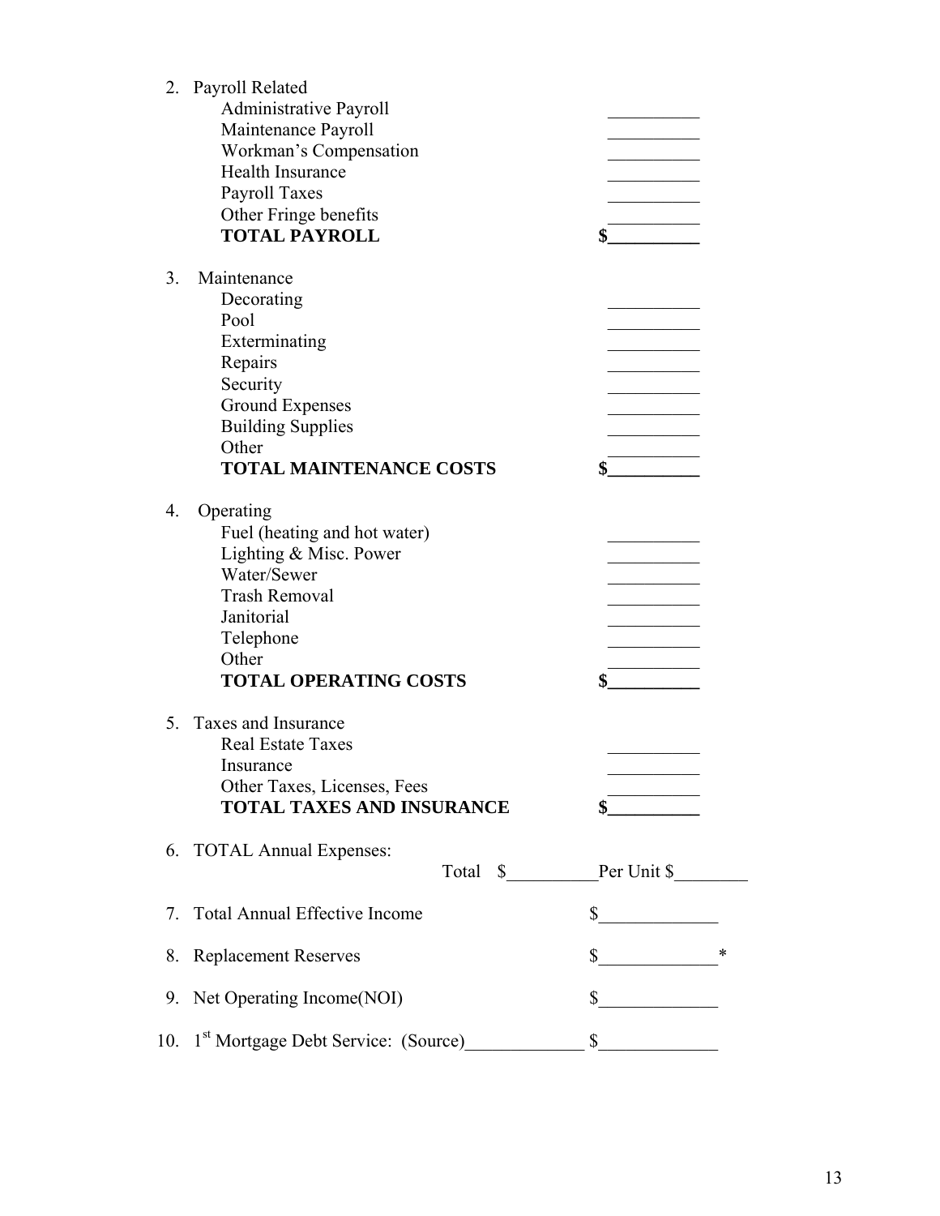2. Payroll Related

| | |
|---|---|
| Administrative Payroll | __________ |
| Maintenance Payroll | __________ |
| Workman's Compensation | __________ |
| Health Insurance | __________ |
| Payroll Taxes | __________ |
| Other Fringe benefits | __________ |
| **TOTAL PAYROLL** | **$__________** |

3. Maintenance

| | |
|---|---|
| Decorating | __________ |
| Pool | __________ |
| Exterminating | __________ |
| Repairs | __________ |
| Security | __________ |
| Ground Expenses | __________ |
| Building Supplies | __________ |
| Other | __________ |
| **TOTAL MAINTENANCE COSTS** | **$__________** |

4. Operating

| | |
|---|---|
| Fuel (heating and hot water) | __________ |
| Lighting & Misc. Power | __________ |
| Water/Sewer | __________ |
| Trash Removal | __________ |
| Janitorial | __________ |
| Telephone | __________ |
| Other | __________ |
| **TOTAL OPERATING COSTS** | **$__________** |

5. Taxes and Insurance

| | |
|---|---|
| Real Estate Taxes | __________ |
| Insurance | __________ |
| Other Taxes, Licenses, Fees | __________ |
| **TOTAL TAXES AND INSURANCE** | **$__________** |

6. TOTAL Annual Expenses:
   Total $__________ Per Unit $________

7. Total Annual Effective Income $_____________

8. Replacement Reserves $_____________*

9. Net Operating Income(NOI) $_____________

10. 1st Mortgage Debt Service: (Source)_____________ $_____________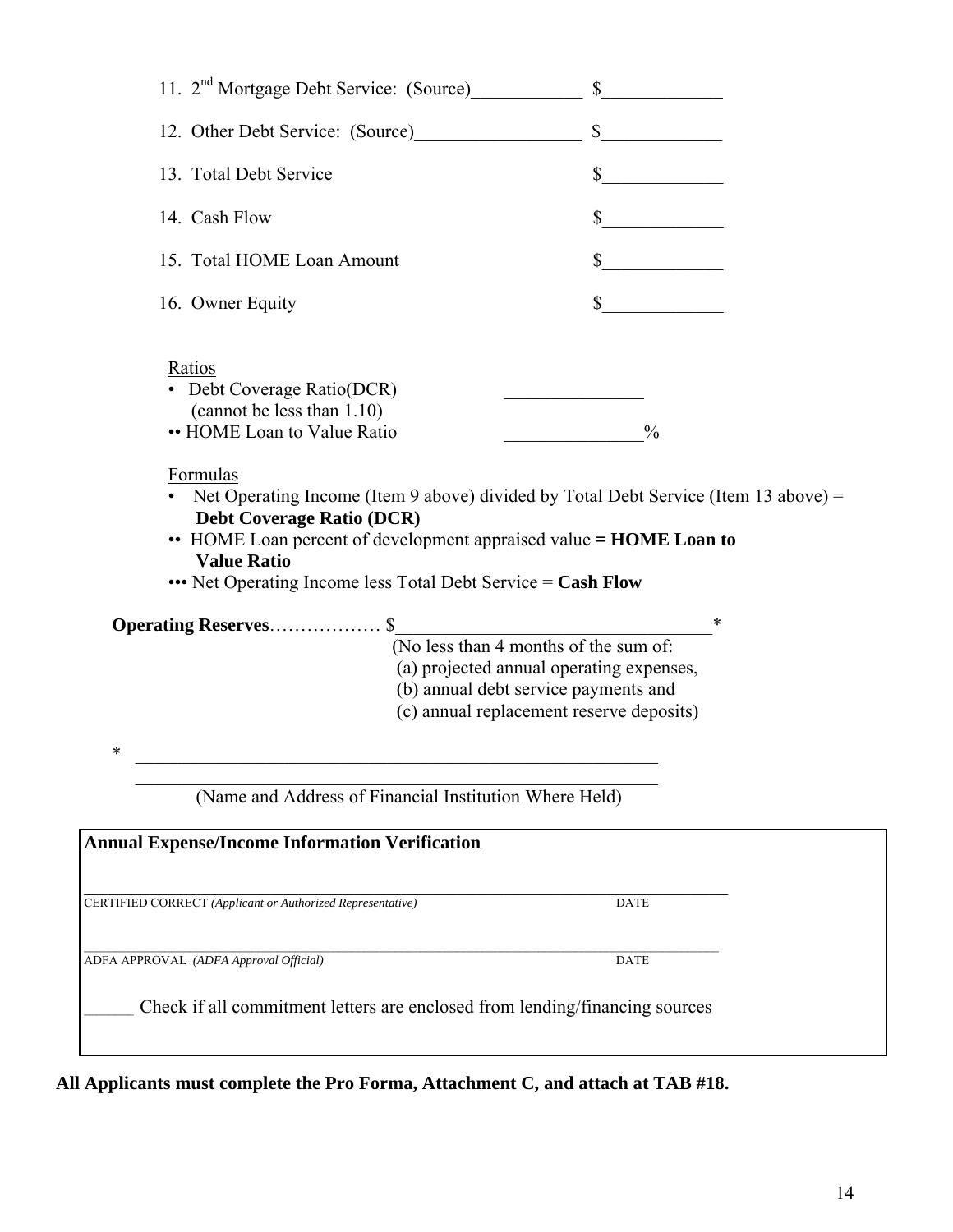11. 2nd Mortgage Debt Service: (Source)____________ $_____________

12. Other Debt Service: (Source)__________________ $_____________

13. Total Debt Service $_____________

14. Cash Flow $_____________

15. Total HOME Loan Amount $_____________

16. Owner Equity $_____________

Ratios

- Debt Coverage Ratio(DCR) _______________
  (cannot be less than 1.10)
- •• HOME Loan to Value Ratio _______________%

Formulas

- Net Operating Income (Item 9 above) divided by Total Debt Service (Item 13 above) = **Debt Coverage Ratio (DCR)**
- •• HOME Loan percent of development appraised value **= HOME Loan to Value Ratio**
- ••• Net Operating Income less Total Debt Service = **Cash Flow**

**Operating Reserves**……………… $__________________________________*
(No less than 4 months of the sum of:
(a) projected annual operating expenses,
(b) annual debt service payments and
(c) annual replacement reserve deposits)

* __________________________________________________________
__________________________________________________________
(Name and Address of Financial Institution Where Held)

**Annual Expense/Income Information Verification**

__________________________________________________________________________________
CERTIFIED CORRECT *(Applicant or Authorized Representative)* DATE

__________________________________________________________________________________
ADFA APPROVAL *(ADFA Approval Official)* DATE

______ Check if all commitment letters are enclosed from lending/financing sources

**All Applicants must complete the Pro Forma, Attachment C, and attach at TAB #18.**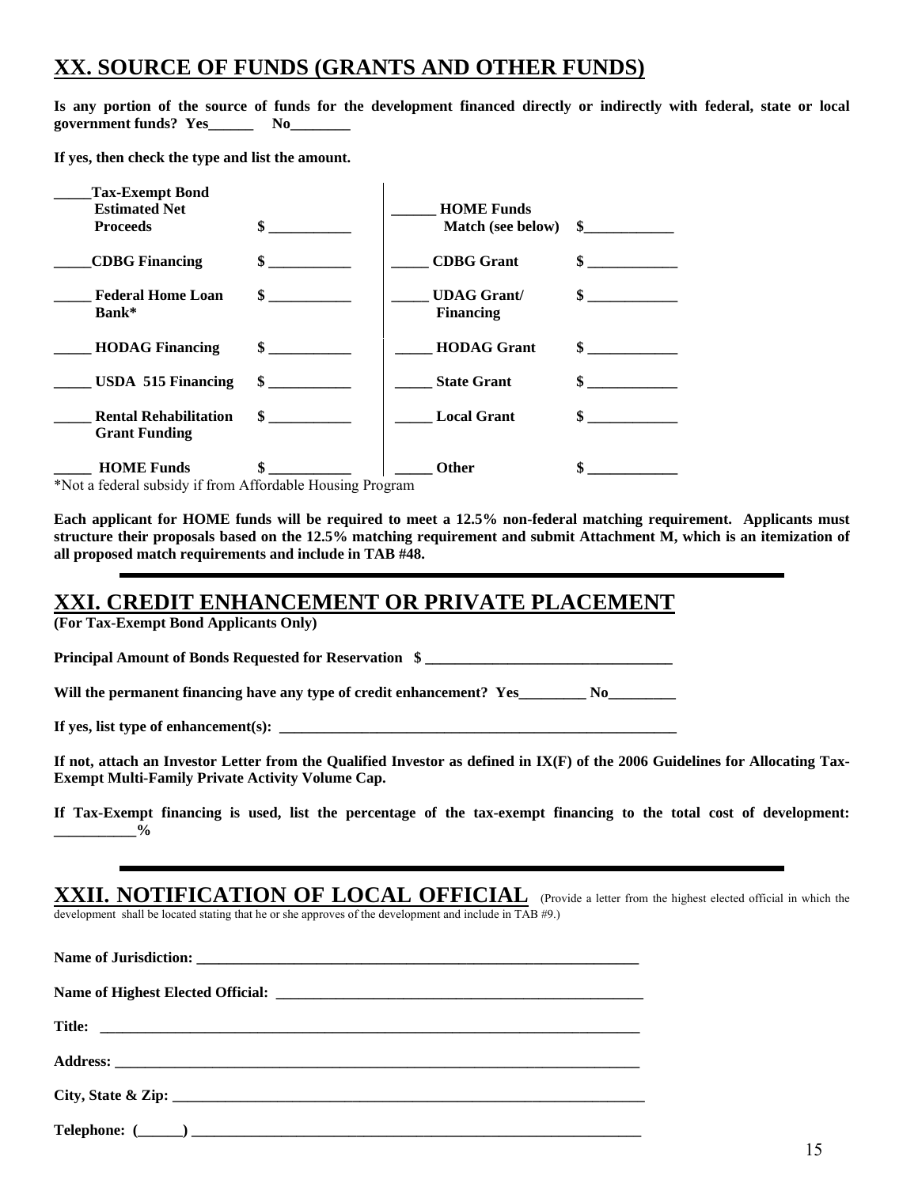## XX. SOURCE OF FUNDS (GRANTS AND OTHER FUNDS)

**Is any portion of the source of funds for the development financed directly or indirectly with federal, state or local government funds? Yes______ No________**

**If yes, then check the type and list the amount.**

| | | | |
|---|---|---|---|
| **_____Tax-Exempt Bond Estimated Net Proceeds** | **$ ___________** | **______ HOME Funds Match (see below)** | **$____________** |
| **_____CDBG Financing** | **$ ___________** | **_____ CDBG Grant** | **$ ____________** |
| **_____ Federal Home Loan Bank*** | **$ ___________** | **_____ UDAG Grant/ Financing** | **$ ____________** |
| **_____ HODAG Financing** | **$ ___________** | **_____ HODAG Grant** | **$ ____________** |
| **_____ USDA 515 Financing** | **$ ___________** | **_____ State Grant** | **$ ____________** |
| **_____ Rental Rehabilitation Grant Funding** | **$ ___________** | **_____ Local Grant** | **$ ____________** |
| **_____ HOME Funds** | **$ ___________** | **_____ Other** | **$ ____________** |

*Not a federal subsidy if from Affordable Housing Program

**Each applicant for HOME funds will be required to meet a 12.5% non-federal matching requirement. Applicants must structure their proposals based on the 12.5% matching requirement and submit Attachment M, which is an itemization of all proposed match requirements and include in TAB #48.**

---

## XXI. CREDIT ENHANCEMENT OR PRIVATE PLACEMENT

**(For Tax-Exempt Bond Applicants Only)**

**Principal Amount of Bonds Requested for Reservation $ _________________________________**

**Will the permanent financing have any type of credit enhancement? Yes_________ No_________**

**If yes, list type of enhancement(s): ________________________________________________________**

**If not, attach an Investor Letter from the Qualified Investor as defined in IX(F) of the 2006 Guidelines for Allocating Tax-Exempt Multi-Family Private Activity Volume Cap.**

**If Tax-Exempt financing is used, list the percentage of the tax-exempt financing to the total cost of development: ___________%**

---

## XXII. NOTIFICATION OF LOCAL OFFICIAL

(Provide a letter from the highest elected official in which the development shall be located stating that he or she approves of the development and include in TAB #9.)

**Name of Jurisdiction: _____________________________________________________________**

**Name of Highest Elected Official: ___________________________________________________**

**Title: ___________________________________________________________________________**

**Address: ________________________________________________________________________**

**City, State & Zip: _________________________________________________________________**

**Telephone: (______) ______________________________________________________________**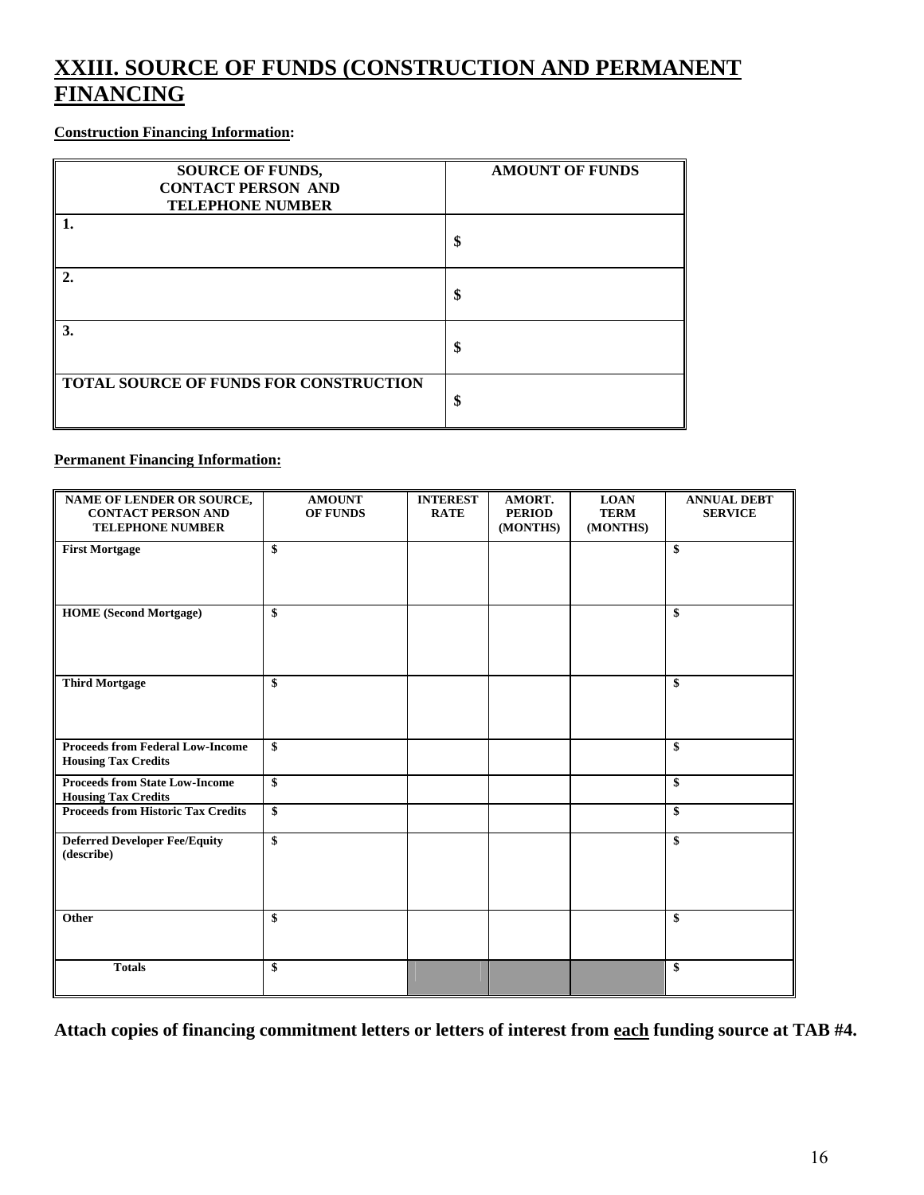# XXIII. SOURCE OF FUNDS (CONSTRUCTION AND PERMANENT FINANCING

**Construction Financing Information:**

| SOURCE OF FUNDS, CONTACT PERSON AND TELEPHONE NUMBER | AMOUNT OF FUNDS |
|---|---|
| 1. | $ |
| 2. | $ |
| 3. | $ |
| TOTAL SOURCE OF FUNDS FOR CONSTRUCTION | $ |

**Permanent Financing Information:**

| NAME OF LENDER OR SOURCE, CONTACT PERSON AND TELEPHONE NUMBER | AMOUNT OF FUNDS | INTEREST RATE | AMORT. PERIOD (MONTHS) | LOAN TERM (MONTHS) | ANNUAL DEBT SERVICE |
|---|---|---|---|---|---|
| First Mortgage | $ | | | | $ |
| HOME (Second Mortgage) | $ | | | | $ |
| Third Mortgage | $ | | | | $ |
| Proceeds from Federal Low-Income Housing Tax Credits | $ | | | | $ |
| Proceeds from State Low-Income Housing Tax Credits | $ | | | | $ |
| Proceeds from Historic Tax Credits | $ | | | | $ |
| Deferred Developer Fee/Equity (describe) | $ | | | | $ |
| Other | $ | | | | $ |
| Totals | $ | | | | $ |

**Attach copies of financing commitment letters or letters of interest from each funding source at TAB #4.**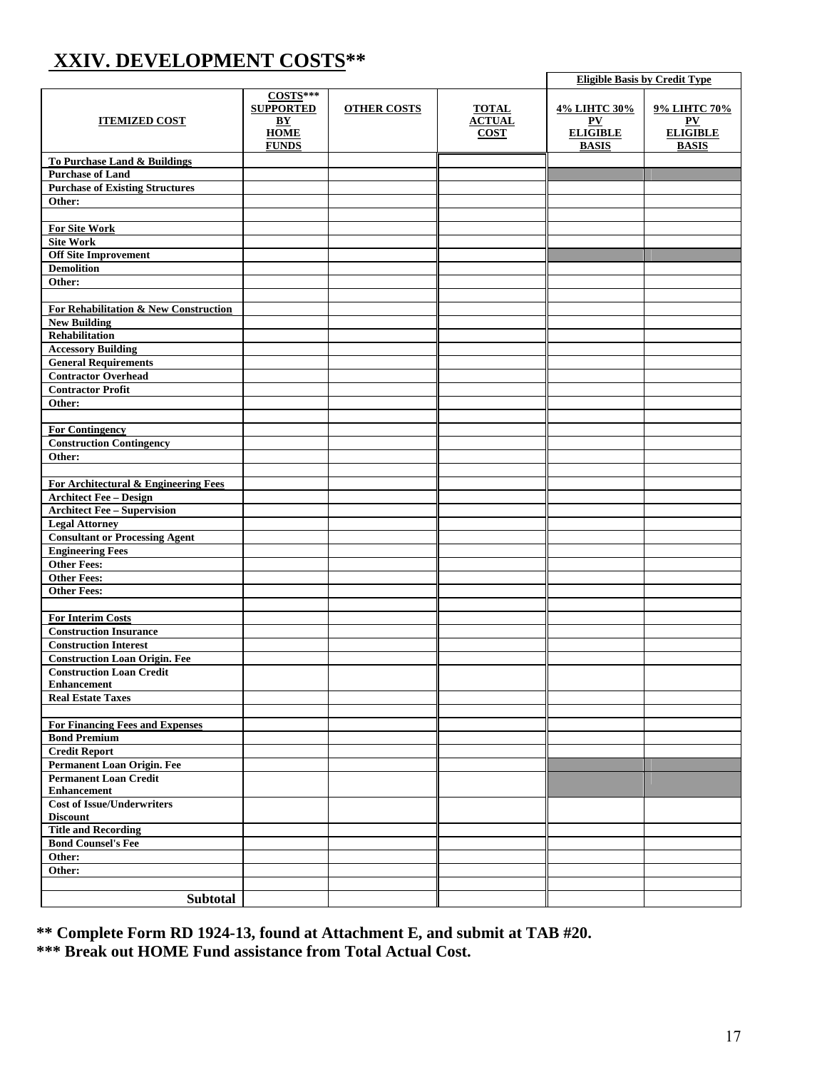# XXIV. DEVELOPMENT COSTS**

| | | | | Eligible Basis by Credit Type | |
|---|---|---|---|---|---|
| **ITEMIZED COST** | **COSTS*** SUPPORTED BY HOME FUNDS** | **OTHER COSTS** | **TOTAL ACTUAL COST** | **4% LIHTC 30% PV ELIGIBLE BASIS** | **9% LIHTC 70% PV ELIGIBLE BASIS** |
| **To Purchase Land & Buildings** | | | | | |
| **Purchase of Land** | | | | | |
| **Purchase of Existing Structures** | | | | | |
| **Other:** | | | | | |
| | | | | | |
| **For Site Work** | | | | | |
| **Site Work** | | | | | |
| **Off Site Improvement** | | | | | |
| **Demolition** | | | | | |
| **Other:** | | | | | |
| | | | | | |
| **For Rehabilitation & New Construction** | | | | | |
| **New Building** | | | | | |
| **Rehabilitation** | | | | | |
| **Accessory Building** | | | | | |
| **General Requirements** | | | | | |
| **Contractor Overhead** | | | | | |
| **Contractor Profit** | | | | | |
| **Other:** | | | | | |
| | | | | | |
| **For Contingency** | | | | | |
| **Construction Contingency** | | | | | |
| **Other:** | | | | | |
| | | | | | |
| **For Architectural & Engineering Fees** | | | | | |
| **Architect Fee – Design** | | | | | |
| **Architect Fee – Supervision** | | | | | |
| **Legal Attorney** | | | | | |
| **Consultant or Processing Agent** | | | | | |
| **Engineering Fees** | | | | | |
| **Other Fees:** | | | | | |
| **Other Fees:** | | | | | |
| **Other Fees:** | | | | | |
| | | | | | |
| **For Interim Costs** | | | | | |
| **Construction Insurance** | | | | | |
| **Construction Interest** | | | | | |
| **Construction Loan Origin. Fee** | | | | | |
| **Construction Loan Credit Enhancement** | | | | | |
| **Real Estate Taxes** | | | | | |
| | | | | | |
| **For Financing Fees and Expenses** | | | | | |
| **Bond Premium** | | | | | |
| **Credit Report** | | | | | |
| **Permanent Loan Origin. Fee** | | | | | |
| **Permanent Loan Credit Enhancement** | | | | | |
| **Cost of Issue/Underwriters Discount** | | | | | |
| **Title and Recording** | | | | | |
| **Bond Counsel's Fee** | | | | | |
| **Other:** | | | | | |
| **Other:** | | | | | |
| | | | | | |
| **Subtotal** | | | | | |

**** Complete Form RD 1924-13, found at Attachment E, and submit at TAB #20.**

***** Break out HOME Fund assistance from Total Actual Cost.**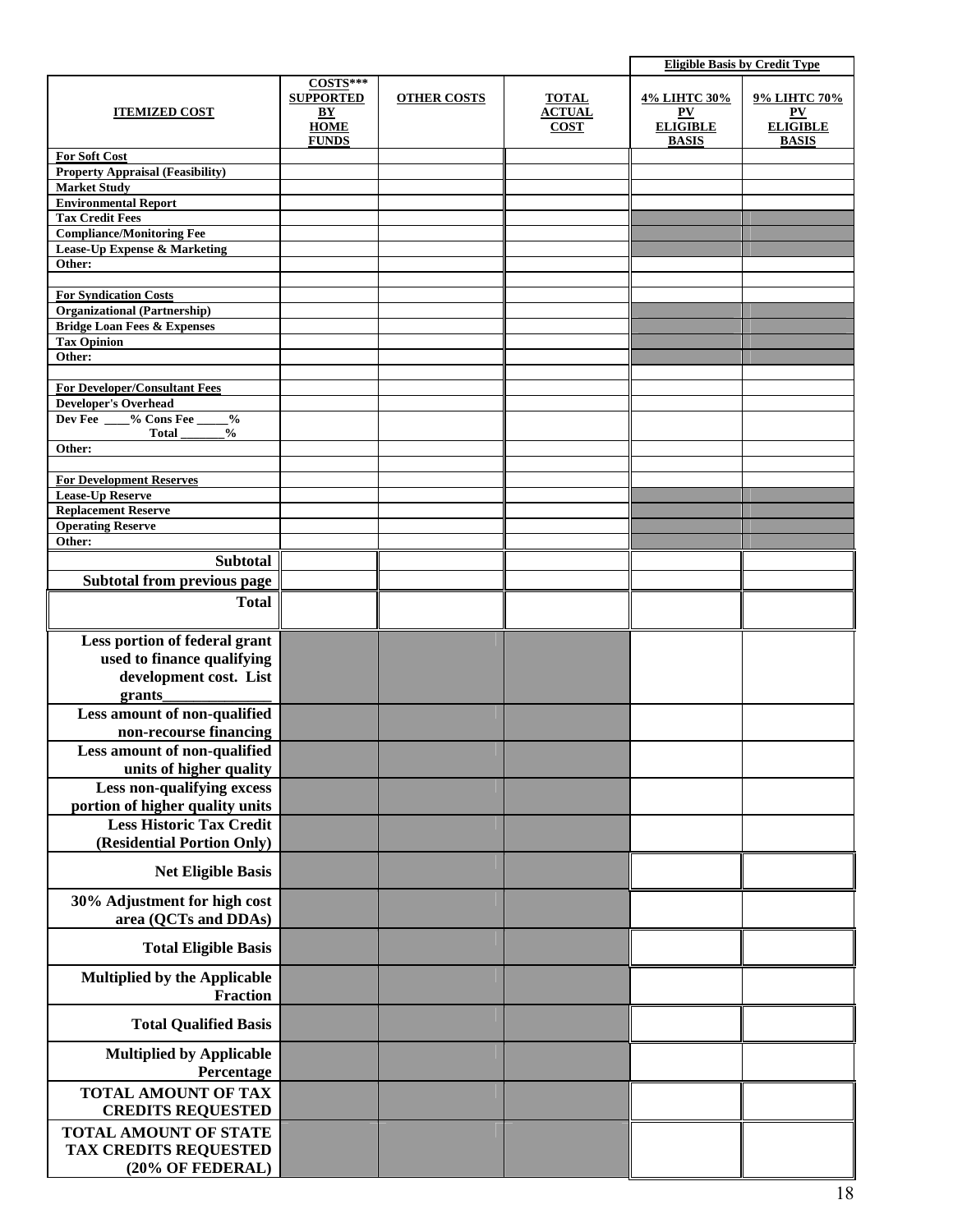| ITEMIZED COST | COSTS*** SUPPORTED BY HOME FUNDS | OTHER COSTS | TOTAL ACTUAL COST | Eligible Basis by Credit Type | |
|---|---|---|---|---|---|
| | | | | 4% LIHTC 30% PV ELIGIBLE BASIS | 9% LIHTC 70% PV ELIGIBLE BASIS |
| **For Soft Cost** | | | | | |
| Property Appraisal (Feasibility) | | | | | |
| Market Study | | | | | |
| Environmental Report | | | | | |
| Tax Credit Fees | | | | | |
| Compliance/Monitoring Fee | | | | | |
| Lease-Up Expense & Marketing | | | | | |
| Other: | | | | | |
| | | | | | |
| **For Syndication Costs** | | | | | |
| Organizational (Partnership) | | | | | |
| Bridge Loan Fees & Expenses | | | | | |
| Tax Opinion | | | | | |
| Other: | | | | | |
| | | | | | |
| **For Developer/Consultant Fees** | | | | | |
| Developer's Overhead | | | | | |
| Dev Fee ____% Cons Fee _____% Total _______% | | | | | |
| Other: | | | | | |
| | | | | | |
| **For Development Reserves** | | | | | |
| Lease-Up Reserve | | | | | |
| Replacement Reserve | | | | | |
| Operating Reserve | | | | | |
| Other: | | | | | |
| **Subtotal** | | | | | |
| **Subtotal from previous page** | | | | | |
| **Total** | | | | | |
| **Less portion of federal grant used to finance qualifying development cost. List grants______________** | | | | | |
| **Less amount of non-qualified non-recourse financing** | | | | | |
| **Less amount of non-qualified units of higher quality** | | | | | |
| **Less non-qualifying excess portion of higher quality units** | | | | | |
| **Less Historic Tax Credit (Residential Portion Only)** | | | | | |
| **Net Eligible Basis** | | | | | |
| **30% Adjustment for high cost area (QCTs and DDAs)** | | | | | |
| **Total Eligible Basis** | | | | | |
| **Multiplied by the Applicable Fraction** | | | | | |
| **Total Qualified Basis** | | | | | |
| **Multiplied by Applicable Percentage** | | | | | |
| **TOTAL AMOUNT OF TAX CREDITS REQUESTED** | | | | | |
| **TOTAL AMOUNT OF STATE TAX CREDITS REQUESTED (20% OF FEDERAL)** | | | | | |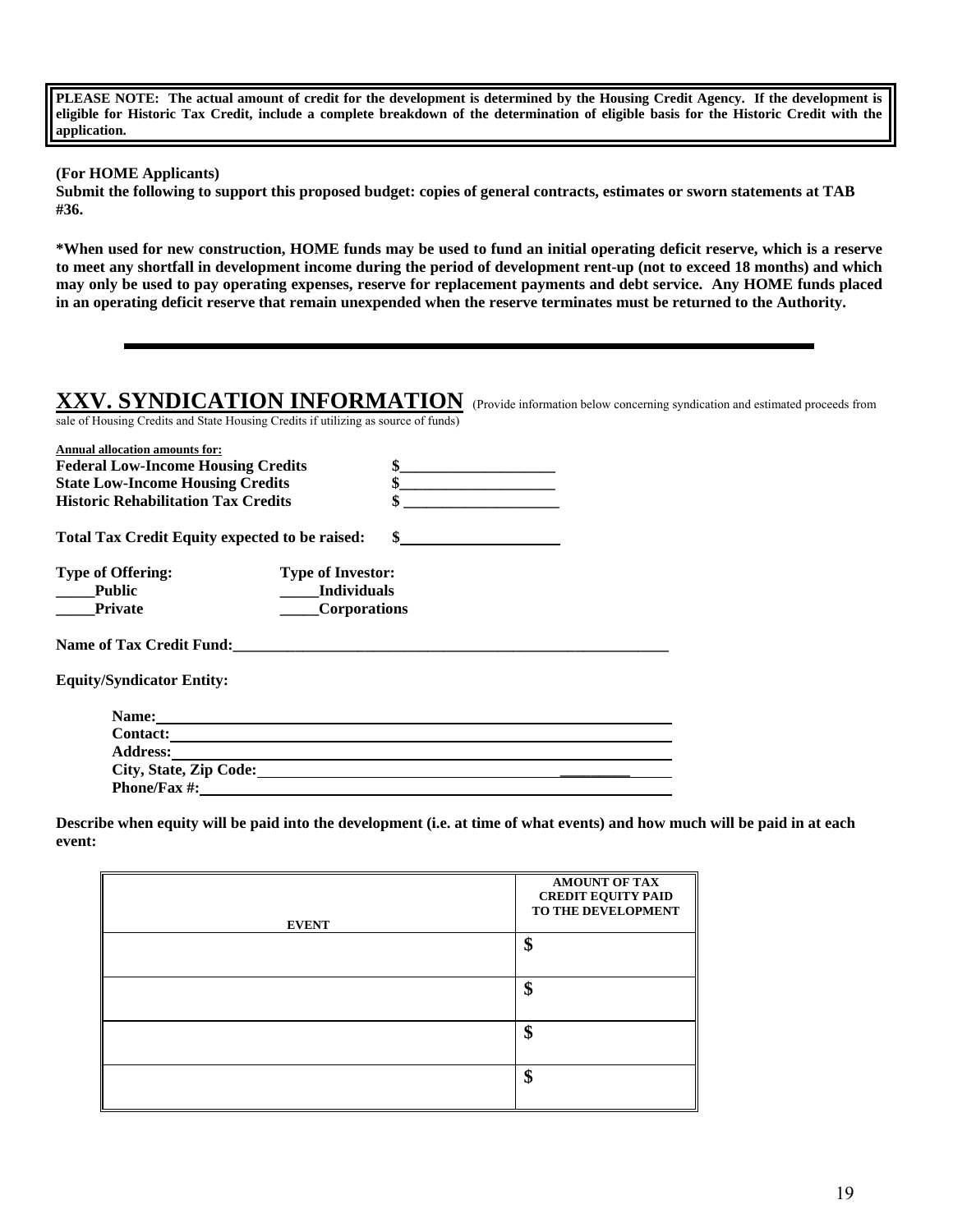**PLEASE NOTE: The actual amount of credit for the development is determined by the Housing Credit Agency. If the development is eligible for Historic Tax Credit, include a complete breakdown of the determination of eligible basis for the Historic Credit with the application.**

**(For HOME Applicants)**
**Submit the following to support this proposed budget: copies of general contracts, estimates or sworn statements at TAB #36.**

**\*When used for new construction, HOME funds may be used to fund an initial operating deficit reserve, which is a reserve to meet any shortfall in development income during the period of development rent-up (not to exceed 18 months) and which may only be used to pay operating expenses, reserve for replacement payments and debt service. Any HOME funds placed in an operating deficit reserve that remain unexpended when the reserve terminates must be returned to the Authority.**

---

## XXV. SYNDICATION INFORMATION

(Provide information below concerning syndication and estimated proceeds from sale of Housing Credits and State Housing Credits if utilizing as source of funds)

**Annual allocation amounts for:**
**Federal Low-Income Housing Credits** $____________________
**State Low-Income Housing Credits** $____________________
**Historic Rehabilitation Tax Credits** $ ____________________

**Total Tax Credit Equity expected to be raised:** $____________________

**Type of Offering:**
_____**Public**
_____**Private**

**Type of Investor:**
_____**Individuals**
_____**Corporations**

**Name of Tax Credit Fund:**__________________________________________________________

**Equity/Syndicator Entity:**

**Name:**______________________________________________________________
**Contact:**______________________________________________________________
**Address:**______________________________________________________________
**City, State, Zip Code:**__________________________________________ ________
**Phone/Fax #:**______________________________________________________________

**Describe when equity will be paid into the development (i.e. at time of what events) and how much will be paid in at each event:**

| EVENT | AMOUNT OF TAX CREDIT EQUITY PAID TO THE DEVELOPMENT |
|---|---|
| | $ |
| | $ |
| | $ |
| | $ |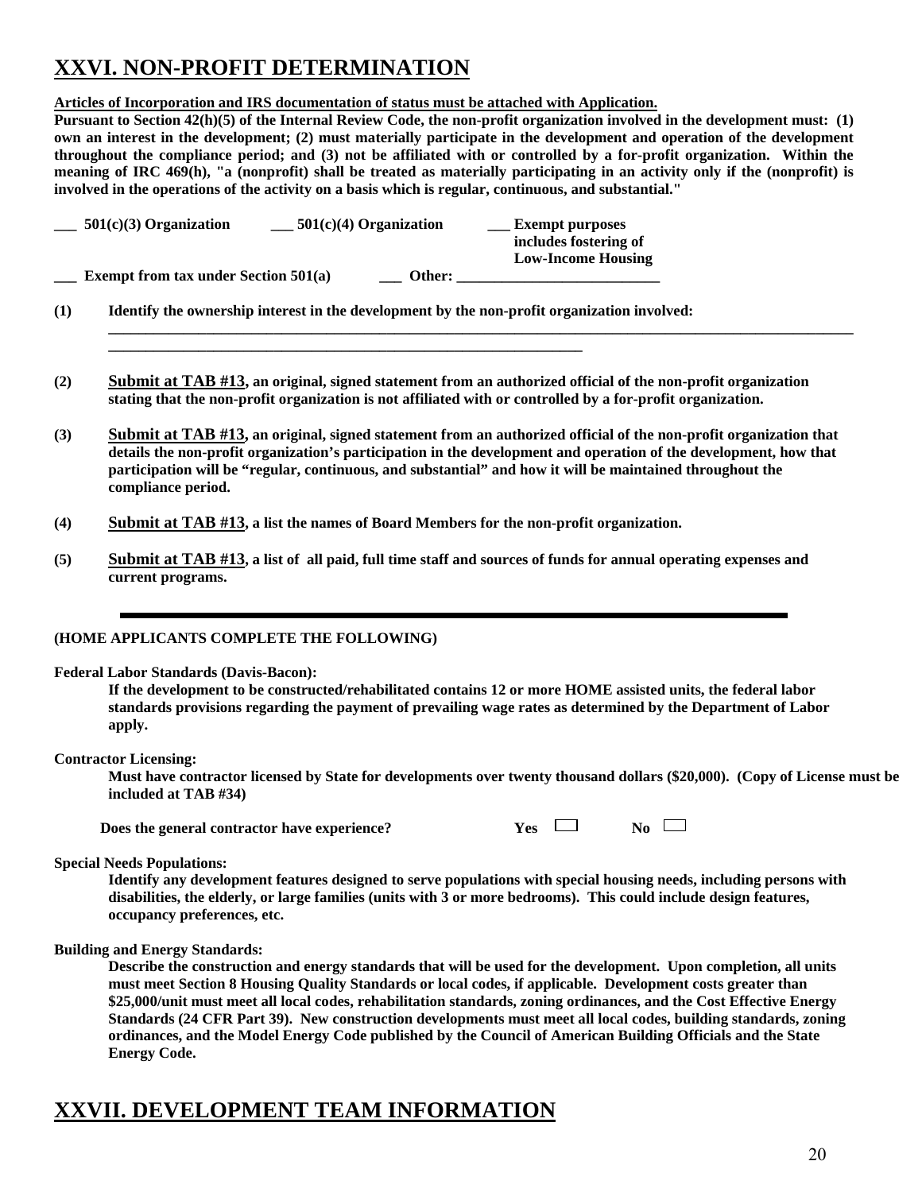## XXVI. NON-PROFIT DETERMINATION

**Articles of Incorporation and IRS documentation of status must be attached with Application.**

**Pursuant to Section 42(h)(5) of the Internal Review Code, the non-profit organization involved in the development must: (1) own an interest in the development; (2) must materially participate in the development and operation of the development throughout the compliance period; and (3) not be affiliated with or controlled by a for-profit organization. Within the meaning of IRC 469(h), "a (nonprofit) shall be treated as materially participating in an activity only if the (nonprofit) is involved in the operations of the activity on a basis which is regular, continuous, and substantial."**

**___ 501(c)(3) Organization    ___ 501(c)(4) Organization    ___ Exempt purposes includes fostering of Low-Income Housing**

**___ Exempt from tax under Section 501(a)    ___ Other: ___________________________**

**(1) Identify the ownership interest in the development by the non-profit organization involved:**

________________________________________________________________________________________________

________________________________________________________________

**(2) Submit at TAB #13, an original, signed statement from an authorized official of the non-profit organization stating that the non-profit organization is not affiliated with or controlled by a for-profit organization.**

**(3) Submit at TAB #13, an original, signed statement from an authorized official of the non-profit organization that details the non-profit organization's participation in the development and operation of the development, how that participation will be "regular, continuous, and substantial" and how it will be maintained throughout the compliance period.**

**(4) Submit at TAB #13, a list the names of Board Members for the non-profit organization.**

**(5) Submit at TAB #13, a list of all paid, full time staff and sources of funds for annual operating expenses and current programs.**

---

**(HOME APPLICANTS COMPLETE THE FOLLOWING)**

**Federal Labor Standards (Davis-Bacon):**

**If the development to be constructed/rehabilitated contains 12 or more HOME assisted units, the federal labor standards provisions regarding the payment of prevailing wage rates as determined by the Department of Labor apply.**

**Contractor Licensing:**

**Must have contractor licensed by State for developments over twenty thousand dollars ($20,000). (Copy of License must be included at TAB #34)**

**Does the general contractor have experience?    Yes ☐    No ☐**

**Special Needs Populations:**

**Identify any development features designed to serve populations with special housing needs, including persons with disabilities, the elderly, or large families (units with 3 or more bedrooms). This could include design features, occupancy preferences, etc.**

**Building and Energy Standards:**

**Describe the construction and energy standards that will be used for the development. Upon completion, all units must meet Section 8 Housing Quality Standards or local codes, if applicable. Development costs greater than $25,000/unit must meet all local codes, rehabilitation standards, zoning ordinances, and the Cost Effective Energy Standards (24 CFR Part 39). New construction developments must meet all local codes, building standards, zoning ordinances, and the Model Energy Code published by the Council of American Building Officials and the State Energy Code.**

## XXVII. DEVELOPMENT TEAM INFORMATION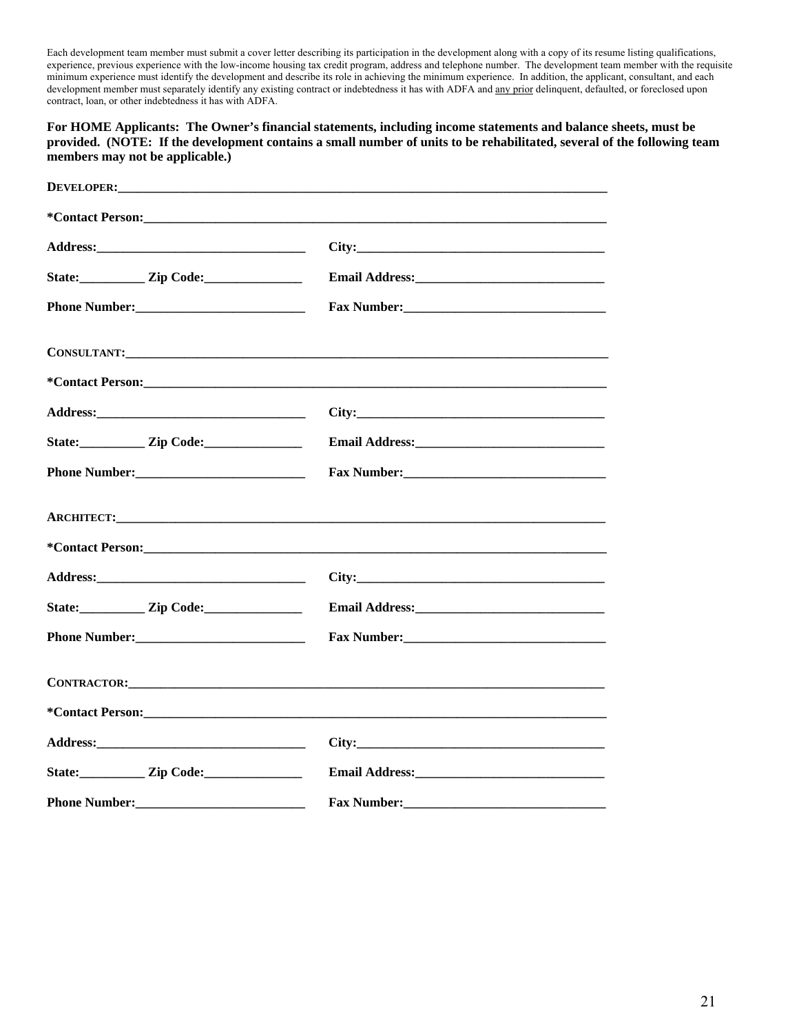Each development team member must submit a cover letter describing its participation in the development along with a copy of its resume listing qualifications, experience, previous experience with the low-income housing tax credit program, address and telephone number. The development team member with the requisite minimum experience must identify the development and describe its role in achieving the minimum experience. In addition, the applicant, consultant, and each development member must separately identify any existing contract or indebtedness it has with ADFA and <u>any prior</u> delinquent, defaulted, or foreclosed upon contract, loan, or other indebtedness it has with ADFA.

**For HOME Applicants: The Owner's financial statements, including income statements and balance sheets, must be provided. (NOTE: If the development contains a small number of units to be rehabilitated, several of the following team members may not be applicable.)**

**DEVELOPER:**\_\_\_\_\_\_\_\_\_\_\_\_\_\_\_\_\_\_\_\_\_\_\_\_\_\_\_\_\_\_\_\_\_\_\_\_\_\_\_\_

**\*Contact Person:**\_\_\_\_\_\_\_\_\_\_\_\_\_\_\_\_\_\_\_\_\_\_\_\_\_\_\_\_\_\_\_\_\_\_\_\_\_\_\_\_

**Address:**\_\_\_\_\_\_\_\_\_\_\_\_\_\_\_\_\_\_\_\_ **City:**\_\_\_\_\_\_\_\_\_\_\_\_\_\_\_\_\_\_\_\_

**State:**\_\_\_\_\_\_\_\_ **Zip Code:**\_\_\_\_\_\_\_\_\_\_ **Email Address:**\_\_\_\_\_\_\_\_\_\_\_\_\_\_\_\_\_\_\_\_

**Phone Number:**\_\_\_\_\_\_\_\_\_\_\_\_\_\_\_\_\_\_\_\_ **Fax Number:**\_\_\_\_\_\_\_\_\_\_\_\_\_\_\_\_\_\_\_\_

**CONSULTANT:**\_\_\_\_\_\_\_\_\_\_\_\_\_\_\_\_\_\_\_\_\_\_\_\_\_\_\_\_\_\_\_\_\_\_\_\_\_\_\_\_

**\*Contact Person:**\_\_\_\_\_\_\_\_\_\_\_\_\_\_\_\_\_\_\_\_\_\_\_\_\_\_\_\_\_\_\_\_\_\_\_\_\_\_\_\_

**Address:**\_\_\_\_\_\_\_\_\_\_\_\_\_\_\_\_\_\_\_\_ **City:**\_\_\_\_\_\_\_\_\_\_\_\_\_\_\_\_\_\_\_\_

**State:**\_\_\_\_\_\_\_\_ **Zip Code:**\_\_\_\_\_\_\_\_\_\_ **Email Address:**\_\_\_\_\_\_\_\_\_\_\_\_\_\_\_\_\_\_\_\_

**Phone Number:**\_\_\_\_\_\_\_\_\_\_\_\_\_\_\_\_\_\_\_\_ **Fax Number:**\_\_\_\_\_\_\_\_\_\_\_\_\_\_\_\_\_\_\_\_

**ARCHITECT:**\_\_\_\_\_\_\_\_\_\_\_\_\_\_\_\_\_\_\_\_\_\_\_\_\_\_\_\_\_\_\_\_\_\_\_\_\_\_\_\_

**\*Contact Person:**\_\_\_\_\_\_\_\_\_\_\_\_\_\_\_\_\_\_\_\_\_\_\_\_\_\_\_\_\_\_\_\_\_\_\_\_\_\_\_\_

**Address:**\_\_\_\_\_\_\_\_\_\_\_\_\_\_\_\_\_\_\_\_ **City:**\_\_\_\_\_\_\_\_\_\_\_\_\_\_\_\_\_\_\_\_

**State:**\_\_\_\_\_\_\_\_ **Zip Code:**\_\_\_\_\_\_\_\_\_\_ **Email Address:**\_\_\_\_\_\_\_\_\_\_\_\_\_\_\_\_\_\_\_\_

**Phone Number:**\_\_\_\_\_\_\_\_\_\_\_\_\_\_\_\_\_\_\_\_ **Fax Number:**\_\_\_\_\_\_\_\_\_\_\_\_\_\_\_\_\_\_\_\_

**CONTRACTOR:**\_\_\_\_\_\_\_\_\_\_\_\_\_\_\_\_\_\_\_\_\_\_\_\_\_\_\_\_\_\_\_\_\_\_\_\_\_\_\_\_

**\*Contact Person:**\_\_\_\_\_\_\_\_\_\_\_\_\_\_\_\_\_\_\_\_\_\_\_\_\_\_\_\_\_\_\_\_\_\_\_\_\_\_\_\_

**Address:**\_\_\_\_\_\_\_\_\_\_\_\_\_\_\_\_\_\_\_\_ **City:**\_\_\_\_\_\_\_\_\_\_\_\_\_\_\_\_\_\_\_\_

**State:**\_\_\_\_\_\_\_\_ **Zip Code:**\_\_\_\_\_\_\_\_\_\_ **Email Address:**\_\_\_\_\_\_\_\_\_\_\_\_\_\_\_\_\_\_\_\_

**Phone Number:**\_\_\_\_\_\_\_\_\_\_\_\_\_\_\_\_\_\_\_\_ **Fax Number:**\_\_\_\_\_\_\_\_\_\_\_\_\_\_\_\_\_\_\_\_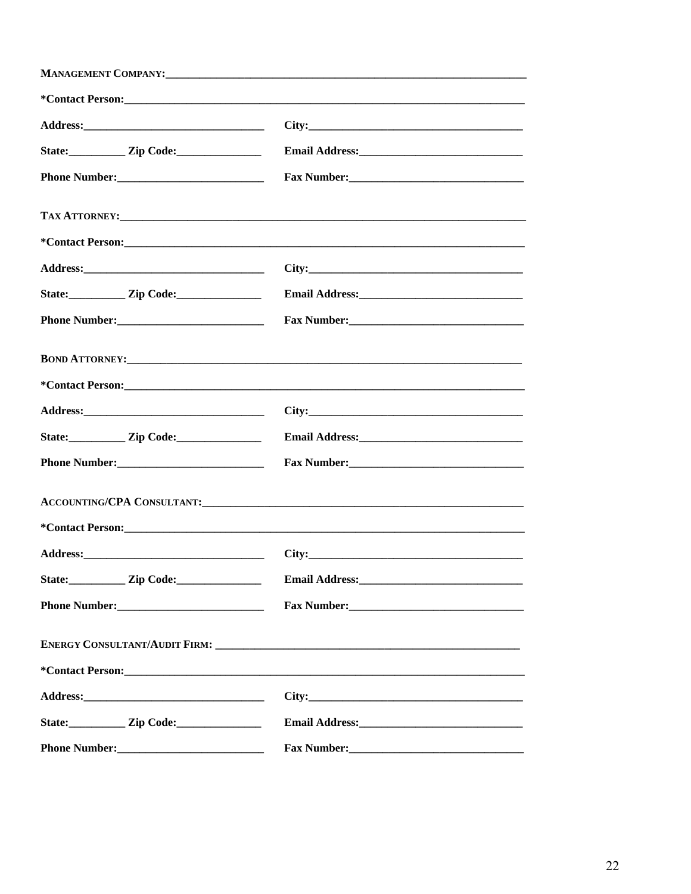**MANAGEMENT COMPANY:**\_\_\_\_\_\_\_\_\_\_\_\_\_\_\_\_\_\_\_\_\_\_\_\_\_\_\_\_\_\_\_\_\_\_\_\_\_\_\_\_\_\_\_\_\_\_\_\_\_\_\_\_\_\_\_\_\_\_\_\_\_\_

**\*Contact Person:**\_\_\_\_\_\_\_\_\_\_\_\_\_\_\_\_\_\_\_\_\_\_\_\_\_\_\_\_\_\_\_\_\_\_\_\_\_\_\_\_\_\_\_\_\_\_\_\_\_\_\_\_\_\_\_\_\_\_\_\_\_\_\_\_

**Address:**\_\_\_\_\_\_\_\_\_\_\_\_\_\_\_\_\_\_\_\_\_\_\_\_\_\_\_\_\_\_ **City:**\_\_\_\_\_\_\_\_\_\_\_\_\_\_\_\_\_\_\_\_\_\_\_\_\_\_\_\_\_\_\_\_\_\_\_\_\_

**State:**\_\_\_\_\_\_\_\_\_\_ **Zip Code:**\_\_\_\_\_\_\_\_\_\_\_\_\_\_\_ **Email Address:**\_\_\_\_\_\_\_\_\_\_\_\_\_\_\_\_\_\_\_\_\_\_\_\_\_\_\_\_\_

**Phone Number:**\_\_\_\_\_\_\_\_\_\_\_\_\_\_\_\_\_\_\_\_\_\_\_\_\_\_ **Fax Number:**\_\_\_\_\_\_\_\_\_\_\_\_\_\_\_\_\_\_\_\_\_\_\_\_\_\_\_\_\_\_\_

**TAX ATTORNEY:**\_\_\_\_\_\_\_\_\_\_\_\_\_\_\_\_\_\_\_\_\_\_\_\_\_\_\_\_\_\_\_\_\_\_\_\_\_\_\_\_\_\_\_\_\_\_\_\_\_\_\_\_\_\_\_\_\_\_\_\_\_\_\_\_\_\_\_\_

**\*Contact Person:**\_\_\_\_\_\_\_\_\_\_\_\_\_\_\_\_\_\_\_\_\_\_\_\_\_\_\_\_\_\_\_\_\_\_\_\_\_\_\_\_\_\_\_\_\_\_\_\_\_\_\_\_\_\_\_\_\_\_\_\_\_\_\_\_

**Address:**\_\_\_\_\_\_\_\_\_\_\_\_\_\_\_\_\_\_\_\_\_\_\_\_\_\_\_\_\_\_ **City:**\_\_\_\_\_\_\_\_\_\_\_\_\_\_\_\_\_\_\_\_\_\_\_\_\_\_\_\_\_\_\_\_\_\_\_\_\_

**State:**\_\_\_\_\_\_\_\_\_\_ **Zip Code:**\_\_\_\_\_\_\_\_\_\_\_\_\_\_\_ **Email Address:**\_\_\_\_\_\_\_\_\_\_\_\_\_\_\_\_\_\_\_\_\_\_\_\_\_\_\_\_\_

**Phone Number:**\_\_\_\_\_\_\_\_\_\_\_\_\_\_\_\_\_\_\_\_\_\_\_\_\_\_ **Fax Number:**\_\_\_\_\_\_\_\_\_\_\_\_\_\_\_\_\_\_\_\_\_\_\_\_\_\_\_\_\_\_\_

**BOND ATTORNEY:**\_\_\_\_\_\_\_\_\_\_\_\_\_\_\_\_\_\_\_\_\_\_\_\_\_\_\_\_\_\_\_\_\_\_\_\_\_\_\_\_\_\_\_\_\_\_\_\_\_\_\_\_\_\_\_\_\_\_\_\_\_\_\_\_\_\_

**\*Contact Person:**\_\_\_\_\_\_\_\_\_\_\_\_\_\_\_\_\_\_\_\_\_\_\_\_\_\_\_\_\_\_\_\_\_\_\_\_\_\_\_\_\_\_\_\_\_\_\_\_\_\_\_\_\_\_\_\_\_\_\_\_\_\_\_\_

**Address:**\_\_\_\_\_\_\_\_\_\_\_\_\_\_\_\_\_\_\_\_\_\_\_\_\_\_\_\_\_\_ **City:**\_\_\_\_\_\_\_\_\_\_\_\_\_\_\_\_\_\_\_\_\_\_\_\_\_\_\_\_\_\_\_\_\_\_\_\_\_

**State:**\_\_\_\_\_\_\_\_\_\_ **Zip Code:**\_\_\_\_\_\_\_\_\_\_\_\_\_\_\_ **Email Address:**\_\_\_\_\_\_\_\_\_\_\_\_\_\_\_\_\_\_\_\_\_\_\_\_\_\_\_\_\_

**Phone Number:**\_\_\_\_\_\_\_\_\_\_\_\_\_\_\_\_\_\_\_\_\_\_\_\_\_\_ **Fax Number:**\_\_\_\_\_\_\_\_\_\_\_\_\_\_\_\_\_\_\_\_\_\_\_\_\_\_\_\_\_\_\_

**ACCOUNTING/CPA CONSULTANT:**\_\_\_\_\_\_\_\_\_\_\_\_\_\_\_\_\_\_\_\_\_\_\_\_\_\_\_\_\_\_\_\_\_\_\_\_\_\_\_\_\_\_\_\_\_\_\_\_\_\_\_\_\_\_\_

**\*Contact Person:**\_\_\_\_\_\_\_\_\_\_\_\_\_\_\_\_\_\_\_\_\_\_\_\_\_\_\_\_\_\_\_\_\_\_\_\_\_\_\_\_\_\_\_\_\_\_\_\_\_\_\_\_\_\_\_\_\_\_\_\_\_\_\_\_

**Address:**\_\_\_\_\_\_\_\_\_\_\_\_\_\_\_\_\_\_\_\_\_\_\_\_\_\_\_\_\_\_ **City:**\_\_\_\_\_\_\_\_\_\_\_\_\_\_\_\_\_\_\_\_\_\_\_\_\_\_\_\_\_\_\_\_\_\_\_\_\_

**State:**\_\_\_\_\_\_\_\_\_\_ **Zip Code:**\_\_\_\_\_\_\_\_\_\_\_\_\_\_\_ **Email Address:**\_\_\_\_\_\_\_\_\_\_\_\_\_\_\_\_\_\_\_\_\_\_\_\_\_\_\_\_\_

**Phone Number:**\_\_\_\_\_\_\_\_\_\_\_\_\_\_\_\_\_\_\_\_\_\_\_\_\_\_ **Fax Number:**\_\_\_\_\_\_\_\_\_\_\_\_\_\_\_\_\_\_\_\_\_\_\_\_\_\_\_\_\_\_\_

**ENERGY CONSULTANT/AUDIT FIRM:** \_\_\_\_\_\_\_\_\_\_\_\_\_\_\_\_\_\_\_\_\_\_\_\_\_\_\_\_\_\_\_\_\_\_\_\_\_\_\_\_\_\_\_\_\_\_\_\_\_\_\_\_\_

**\*Contact Person:**\_\_\_\_\_\_\_\_\_\_\_\_\_\_\_\_\_\_\_\_\_\_\_\_\_\_\_\_\_\_\_\_\_\_\_\_\_\_\_\_\_\_\_\_\_\_\_\_\_\_\_\_\_\_\_\_\_\_\_\_\_\_\_\_

**Address:**\_\_\_\_\_\_\_\_\_\_\_\_\_\_\_\_\_\_\_\_\_\_\_\_\_\_\_\_\_\_ **City:**\_\_\_\_\_\_\_\_\_\_\_\_\_\_\_\_\_\_\_\_\_\_\_\_\_\_\_\_\_\_\_\_\_\_\_\_\_

**State:**\_\_\_\_\_\_\_\_\_\_ **Zip Code:**\_\_\_\_\_\_\_\_\_\_\_\_\_\_\_ **Email Address:**\_\_\_\_\_\_\_\_\_\_\_\_\_\_\_\_\_\_\_\_\_\_\_\_\_\_\_\_\_

**Phone Number:**\_\_\_\_\_\_\_\_\_\_\_\_\_\_\_\_\_\_\_\_\_\_\_\_\_\_ **Fax Number:**\_\_\_\_\_\_\_\_\_\_\_\_\_\_\_\_\_\_\_\_\_\_\_\_\_\_\_\_\_\_\_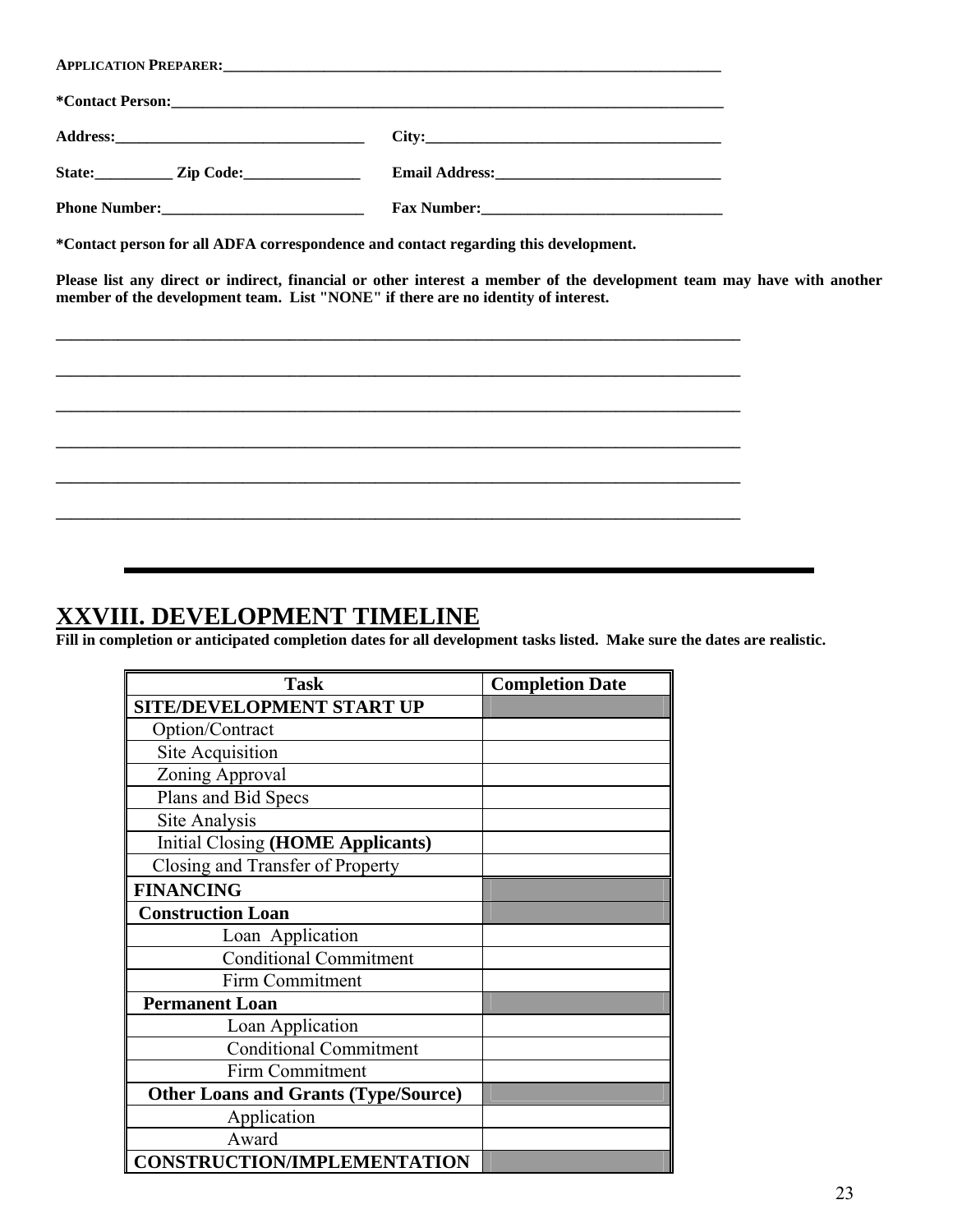**APPLICATION PREPARER:**______________________________________________________________

***Contact Person:**________________________________________________________________

**Address:**________________________________ **City:**_______________________________________

**State:**__________ **Zip Code:**_______________ **Email Address:**_____________________________

**Phone Number:**___________________________ **Fax Number:**________________________________

***Contact person for all ADFA correspondence and contact regarding this development.**

**Please list any direct or indirect, financial or other interest a member of the development team may have with another member of the development team. List "NONE" if there are no identity of interest.**

___________________________________________________________________________________

___________________________________________________________________________________

___________________________________________________________________________________

___________________________________________________________________________________

___________________________________________________________________________________

___________________________________________________________________________________

---

## XXVIII. DEVELOPMENT TIMELINE

**Fill in completion or anticipated completion dates for all development tasks listed. Make sure the dates are realistic.**

| Task | Completion Date |
|---|---|
| **SITE/DEVELOPMENT START UP** | |
| Option/Contract | |
| Site Acquisition | |
| Zoning Approval | |
| Plans and Bid Specs | |
| Site Analysis | |
| Initial Closing **(HOME Applicants)** | |
| Closing and Transfer of Property | |
| **FINANCING** | |
| **Construction Loan** | |
| Loan Application | |
| Conditional Commitment | |
| Firm Commitment | |
| **Permanent Loan** | |
| Loan Application | |
| Conditional Commitment | |
| Firm Commitment | |
| **Other Loans and Grants (Type/Source)** | |
| Application | |
| Award | |
| **CONSTRUCTION/IMPLEMENTATION** | |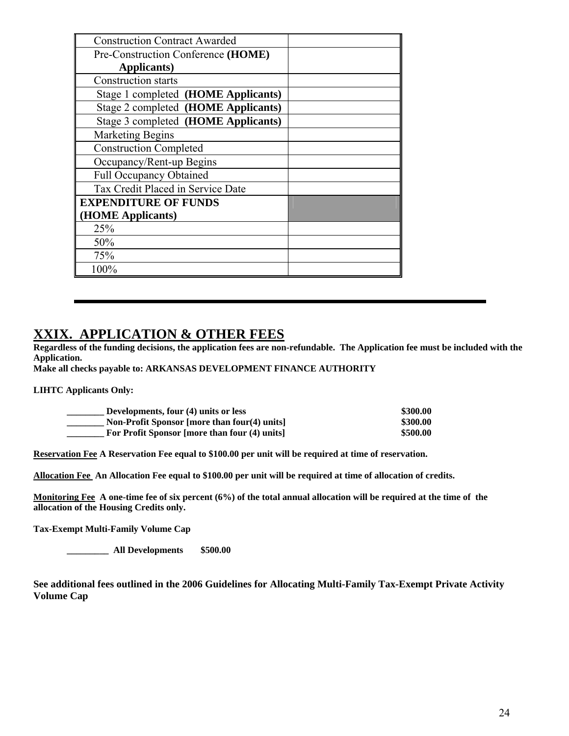| | |
|---|---|
| Construction Contract Awarded | |
| Pre-Construction Conference **(HOME) Applicants)** | |
| Construction starts | |
| Stage 1 completed **(HOME Applicants)** | |
| Stage 2 completed **(HOME Applicants)** | |
| Stage 3 completed **(HOME Applicants)** | |
| Marketing Begins | |
| Construction Completed | |
| Occupancy/Rent-up Begins | |
| Full Occupancy Obtained | |
| Tax Credit Placed in Service Date | |
| **EXPENDITURE OF FUNDS (HOME Applicants)** | |
| 25% | |
| 50% | |
| 75% | |
| 100% | |

# XXIX. APPLICATION & OTHER FEES

**Regardless of the funding decisions, the application fees are non-refundable. The Application fee must be included with the Application.**

**Make all checks payable to: ARKANSAS DEVELOPMENT FINANCE AUTHORITY**

**LIHTC Applicants Only:**

| | |
|---|---|
| **________ Developments, four (4) units or less** | **$300.00** |
| **________ Non-Profit Sponsor [more than four(4) units]** | **$300.00** |
| **________ For Profit Sponsor [more than four (4) units]** | **$500.00** |

**Reservation Fee A Reservation Fee equal to $100.00 per unit will be required at time of reservation.**

**Allocation Fee An Allocation Fee equal to $100.00 per unit will be required at time of allocation of credits.**

**Monitoring Fee A one-time fee of six percent (6%) of the total annual allocation will be required at the time of the allocation of the Housing Credits only.**

**Tax-Exempt Multi-Family Volume Cap**

**_________ All Developments $500.00**

**See additional fees outlined in the 2006 Guidelines for Allocating Multi-Family Tax-Exempt Private Activity Volume Cap**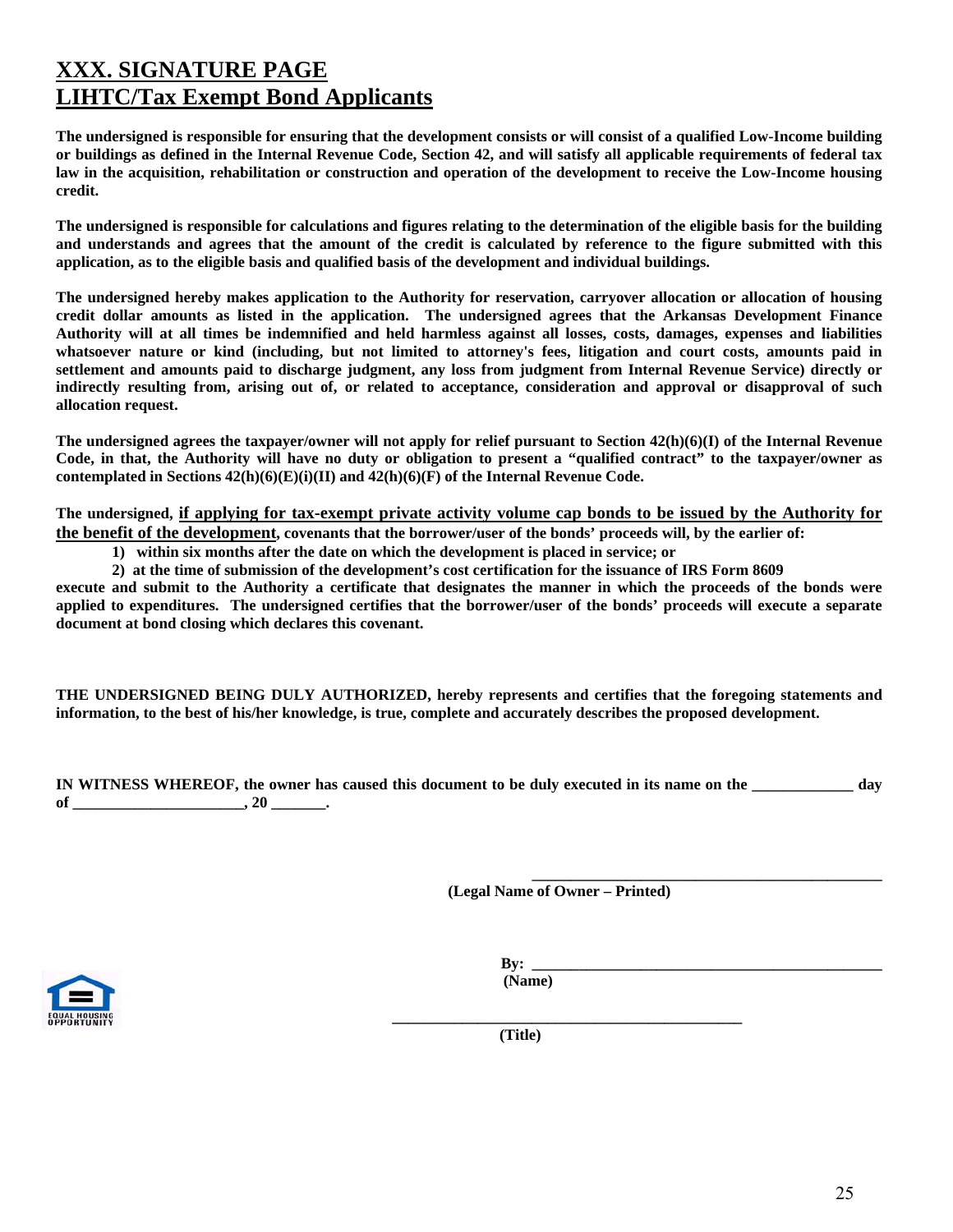# XXX. SIGNATURE PAGE
# LIHTC/Tax Exempt Bond Applicants

**The undersigned is responsible for ensuring that the development consists or will consist of a qualified Low-Income building or buildings as defined in the Internal Revenue Code, Section 42, and will satisfy all applicable requirements of federal tax law in the acquisition, rehabilitation or construction and operation of the development to receive the Low-Income housing credit.**

**The undersigned is responsible for calculations and figures relating to the determination of the eligible basis for the building and understands and agrees that the amount of the credit is calculated by reference to the figure submitted with this application, as to the eligible basis and qualified basis of the development and individual buildings.**

**The undersigned hereby makes application to the Authority for reservation, carryover allocation or allocation of housing credit dollar amounts as listed in the application. The undersigned agrees that the Arkansas Development Finance Authority will at all times be indemnified and held harmless against all losses, costs, damages, expenses and liabilities whatsoever nature or kind (including, but not limited to attorney's fees, litigation and court costs, amounts paid in settlement and amounts paid to discharge judgment, any loss from judgment from Internal Revenue Service) directly or indirectly resulting from, arising out of, or related to acceptance, consideration and approval or disapproval of such allocation request.**

**The undersigned agrees the taxpayer/owner will not apply for relief pursuant to Section 42(h)(6)(I) of the Internal Revenue Code, in that, the Authority will have no duty or obligation to present a "qualified contract" to the taxpayer/owner as contemplated in Sections 42(h)(6)(E)(i)(II) and 42(h)(6)(F) of the Internal Revenue Code.**

**The undersigned, <u>if applying for tax-exempt private activity volume cap bonds to be issued by the Authority for the benefit of the development</u>, covenants that the borrower/user of the bonds' proceeds will, by the earlier of:**

1) **within six months after the date on which the development is placed in service; or**
2) **at the time of submission of the development's cost certification for the issuance of IRS Form 8609**

**execute and submit to the Authority a certificate that designates the manner in which the proceeds of the bonds were applied to expenditures. The undersigned certifies that the borrower/user of the bonds' proceeds will execute a separate document at bond closing which declares this covenant.**

**THE UNDERSIGNED BEING DULY AUTHORIZED, hereby represents and certifies that the foregoing statements and information, to the best of his/her knowledge, is true, complete and accurately describes the proposed development.**

**IN WITNESS WHEREOF, the owner has caused this document to be duly executed in its name on the _____________ day of ______________________, 20 _______.**

**_______________________________________________**
**(Legal Name of Owner – Printed)**

**By: _______________________________________________**
**(Name)**

**_______________________________________________**
**(Title)**

EQUAL HOUSING OPPORTUNITY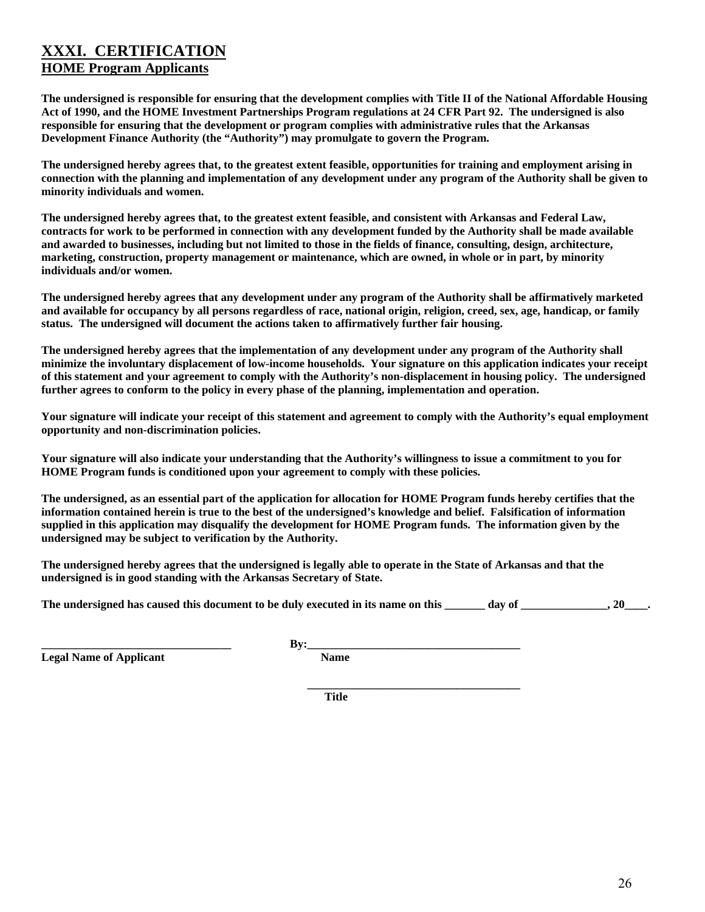## XXXI. CERTIFICATION

### HOME Program Applicants

**The undersigned is responsible for ensuring that the development complies with Title II of the National Affordable Housing Act of 1990, and the HOME Investment Partnerships Program regulations at 24 CFR Part 92. The undersigned is also responsible for ensuring that the development or program complies with administrative rules that the Arkansas Development Finance Authority (the "Authority") may promulgate to govern the Program.**

**The undersigned hereby agrees that, to the greatest extent feasible, opportunities for training and employment arising in connection with the planning and implementation of any development under any program of the Authority shall be given to minority individuals and women.**

**The undersigned hereby agrees that, to the greatest extent feasible, and consistent with Arkansas and Federal Law, contracts for work to be performed in connection with any development funded by the Authority shall be made available and awarded to businesses, including but not limited to those in the fields of finance, consulting, design, architecture, marketing, construction, property management or maintenance, which are owned, in whole or in part, by minority individuals and/or women.**

**The undersigned hereby agrees that any development under any program of the Authority shall be affirmatively marketed and available for occupancy by all persons regardless of race, national origin, religion, creed, sex, age, handicap, or family status. The undersigned will document the actions taken to affirmatively further fair housing.**

**The undersigned hereby agrees that the implementation of any development under any program of the Authority shall minimize the involuntary displacement of low-income households. Your signature on this application indicates your receipt of this statement and your agreement to comply with the Authority's non-displacement in housing policy. The undersigned further agrees to conform to the policy in every phase of the planning, implementation and operation.**

**Your signature will indicate your receipt of this statement and agreement to comply with the Authority's equal employment opportunity and non-discrimination policies.**

**Your signature will also indicate your understanding that the Authority's willingness to issue a commitment to you for HOME Program funds is conditioned upon your agreement to comply with these policies.**

**The undersigned, as an essential part of the application for allocation for HOME Program funds hereby certifies that the information contained herein is true to the best of the undersigned's knowledge and belief. Falsification of information supplied in this application may disqualify the development for HOME Program funds. The information given by the undersigned may be subject to verification by the Authority.**

**The undersigned hereby agrees that the undersigned is legally able to operate in the State of Arkansas and that the undersigned is in good standing with the Arkansas Secretary of State.**

**The undersigned has caused this document to be duly executed in its name on this _______ day of _______________, 20____.**

**_________________________________** **By:_____________________________________**
**Legal Name of Applicant** **Name**

**_____________________________________**
**Title**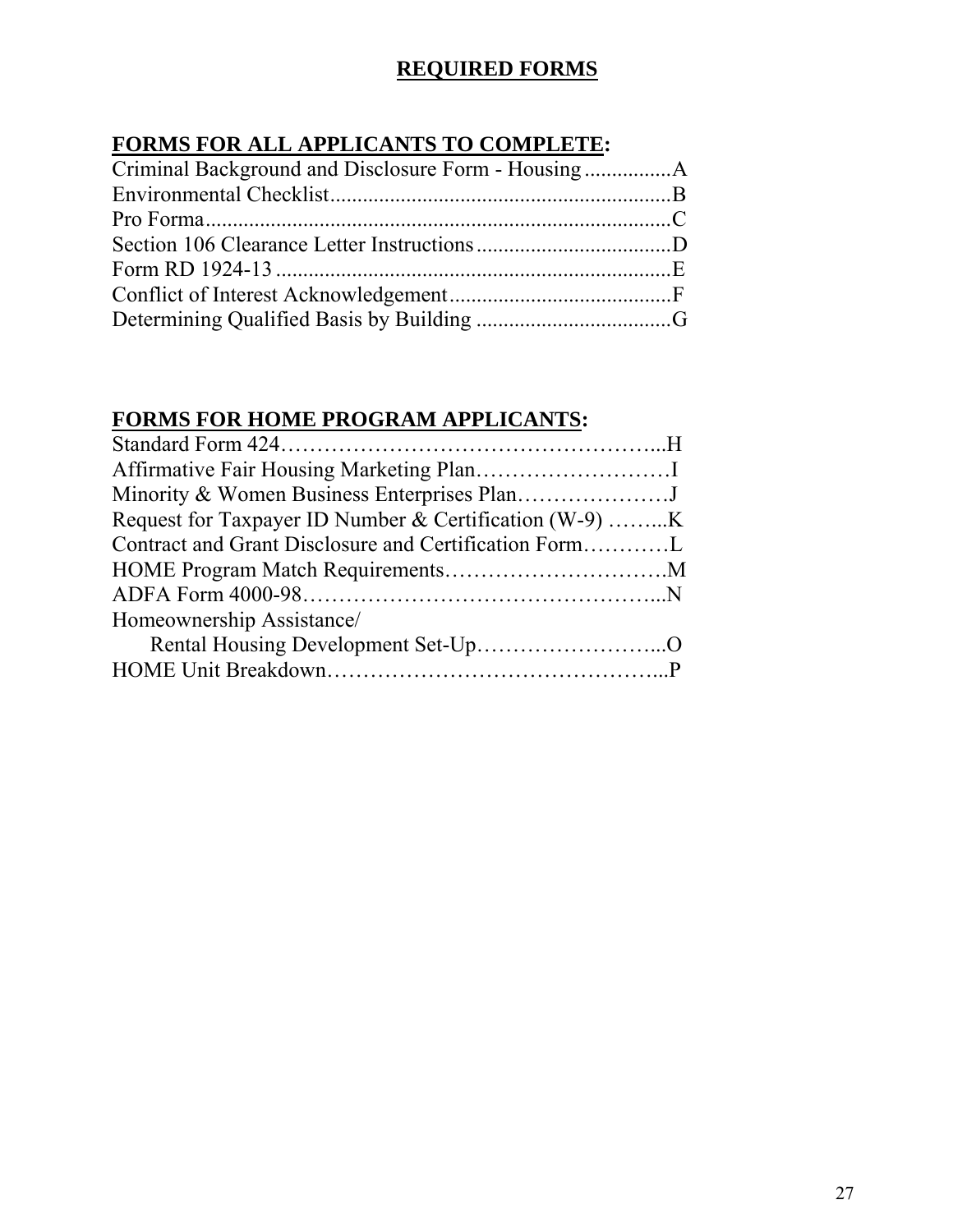# REQUIRED FORMS

## FORMS FOR ALL APPLICANTS TO COMPLETE:

Criminal Background and Disclosure Form - Housing ................A
Environmental Checklist..............................................................B
Pro Forma....................................................................................C
Section 106 Clearance Letter Instructions....................................D
Form RD 1924-13 ........................................................................E
Conflict of Interest Acknowledgement.........................................F
Determining Qualified Basis by Building ....................................G

## FORMS FOR HOME PROGRAM APPLICANTS:

Standard Form 424……………………………………………...H
Affirmative Fair Housing Marketing Plan………………………I
Minority & Women Business Enterprises Plan…………………J
Request for Taxpayer ID Number & Certification (W-9) ……...K
Contract and Grant Disclosure and Certification Form…………L
HOME Program Match Requirements………………………….M
ADFA Form 4000-98…………………………………………...N
Homeownership Assistance/
Rental Housing Development Set-Up……………………...O
HOME Unit Breakdown………………………………………...P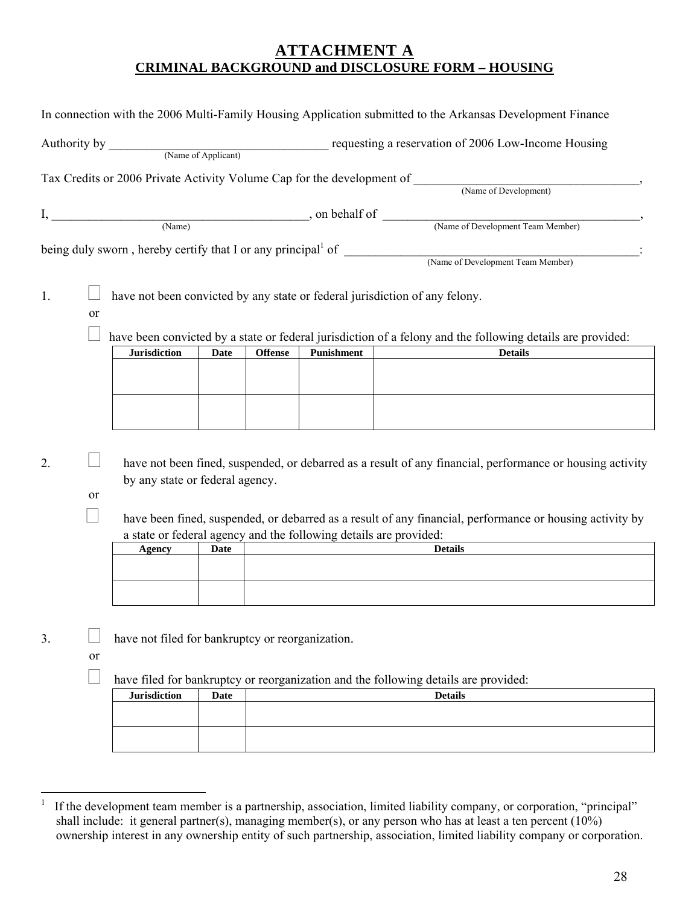# ATTACHMENT A

## CRIMINAL BACKGROUND and DISCLOSURE FORM – HOUSING

In connection with the 2006 Multi-Family Housing Application submitted to the Arkansas Development Finance Authority by ___________________________________ requesting a reservation of 2006 Low-Income Housing
(Name of Applicant)

Tax Credits or 2006 Private Activity Volume Cap for the development of ___________________________________,
(Name of Development)

I, __________________________________________, on behalf of __________________________________________,
(Name) (Name of Development Team Member)

being duly sworn , hereby certify that I or any principal[1] of ______________________________________________:
(Name of Development Team Member)

1. ☐ have not been convicted by any state or federal jurisdiction of any felony.

   or

   ☐ have been convicted by a state or federal jurisdiction of a felony and the following details are provided:

| Jurisdiction | Date | Offense | Punishment | Details |
|---|---|---|---|---|
| | | | | |
| | | | | |

2. ☐ have not been fined, suspended, or debarred as a result of any financial, performance or housing activity by any state or federal agency.

   or

   ☐ have been fined, suspended, or debarred as a result of any financial, performance or housing activity by a state or federal agency and the following details are provided:

| Agency | Date | Details |
|---|---|---|
| | | |
| | | |

3. ☐ have not filed for bankruptcy or reorganization.

   or

   ☐ have filed for bankruptcy or reorganization and the following details are provided:

| Jurisdiction | Date | Details |
|---|---|---|
| | | |
| | | |

[1] If the development team member is a partnership, association, limited liability company, or corporation, "principal" shall include: it general partner(s), managing member(s), or any person who has at least a ten percent (10%) ownership interest in any ownership entity of such partnership, association, limited liability company or corporation.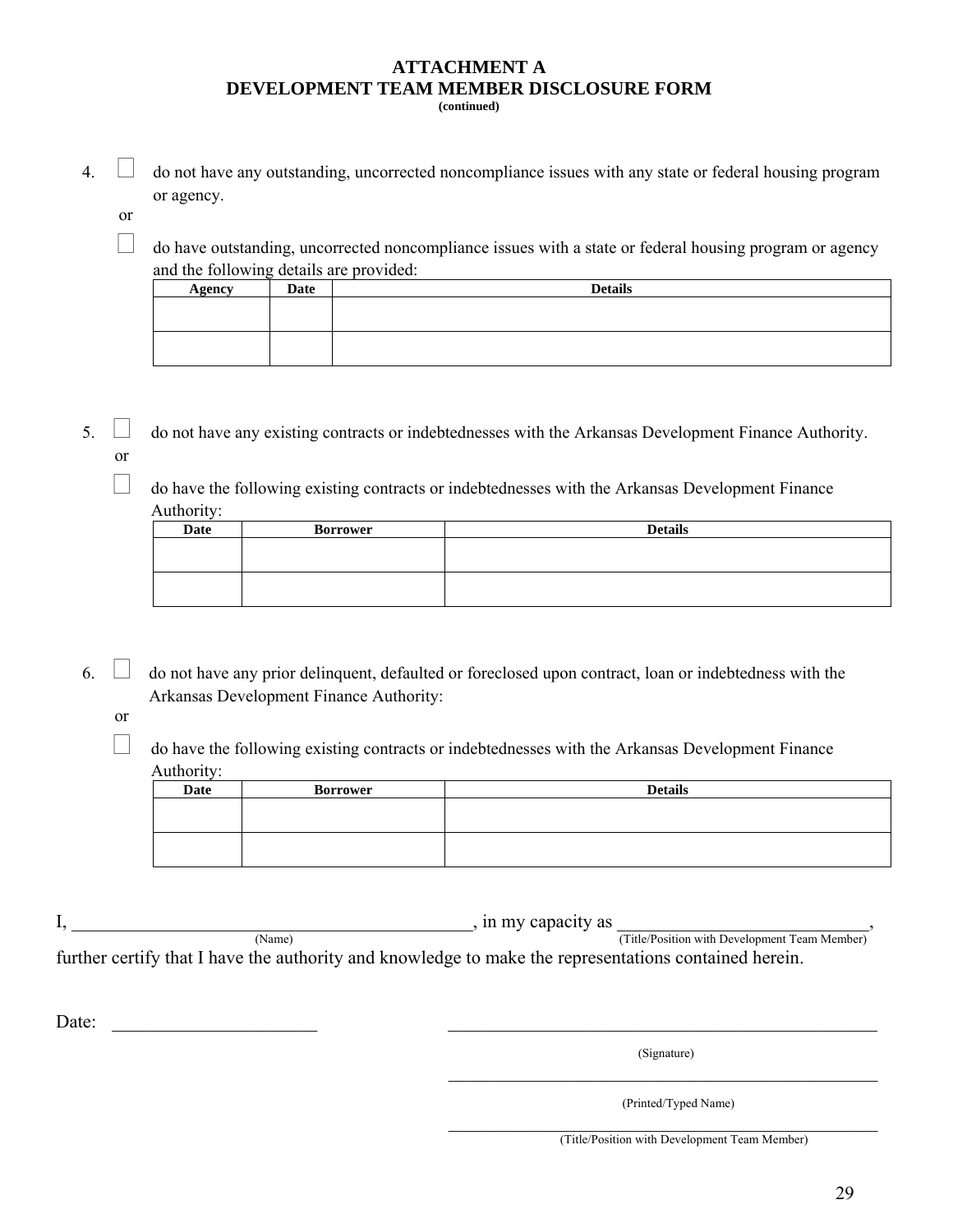# ATTACHMENT A
## DEVELOPMENT TEAM MEMBER DISCLOSURE FORM
**(continued)**

4. ☐ do not have any outstanding, uncorrected noncompliance issues with any state or federal housing program or agency.

   or

   ☐ do have outstanding, uncorrected noncompliance issues with a state or federal housing program or agency and the following details are provided:

| Agency | Date | Details |
|---|---|---|
| | | |
| | | |

5. ☐ do not have any existing contracts or indebtednesses with the Arkansas Development Finance Authority.

   or

   ☐ do have the following existing contracts or indebtednesses with the Arkansas Development Finance Authority:

| Date | Borrower | Details |
|---|---|---|
| | | |
| | | |

6. ☐ do not have any prior delinquent, defaulted or foreclosed upon contract, loan or indebtedness with the Arkansas Development Finance Authority:

   or

   ☐ do have the following existing contracts or indebtednesses with the Arkansas Development Finance Authority:

| Date | Borrower | Details |
|---|---|---|
| | | |
| | | |

I, _____________________________________________ (Name), in my capacity as ____________________________ (Title/Position with Development Team Member), further certify that I have the authority and knowledge to make the representations contained herein.

Date: ______________________

_______________________________________________
(Signature)

_______________________________________________
(Printed/Typed Name)

_______________________________________________
(Title/Position with Development Team Member)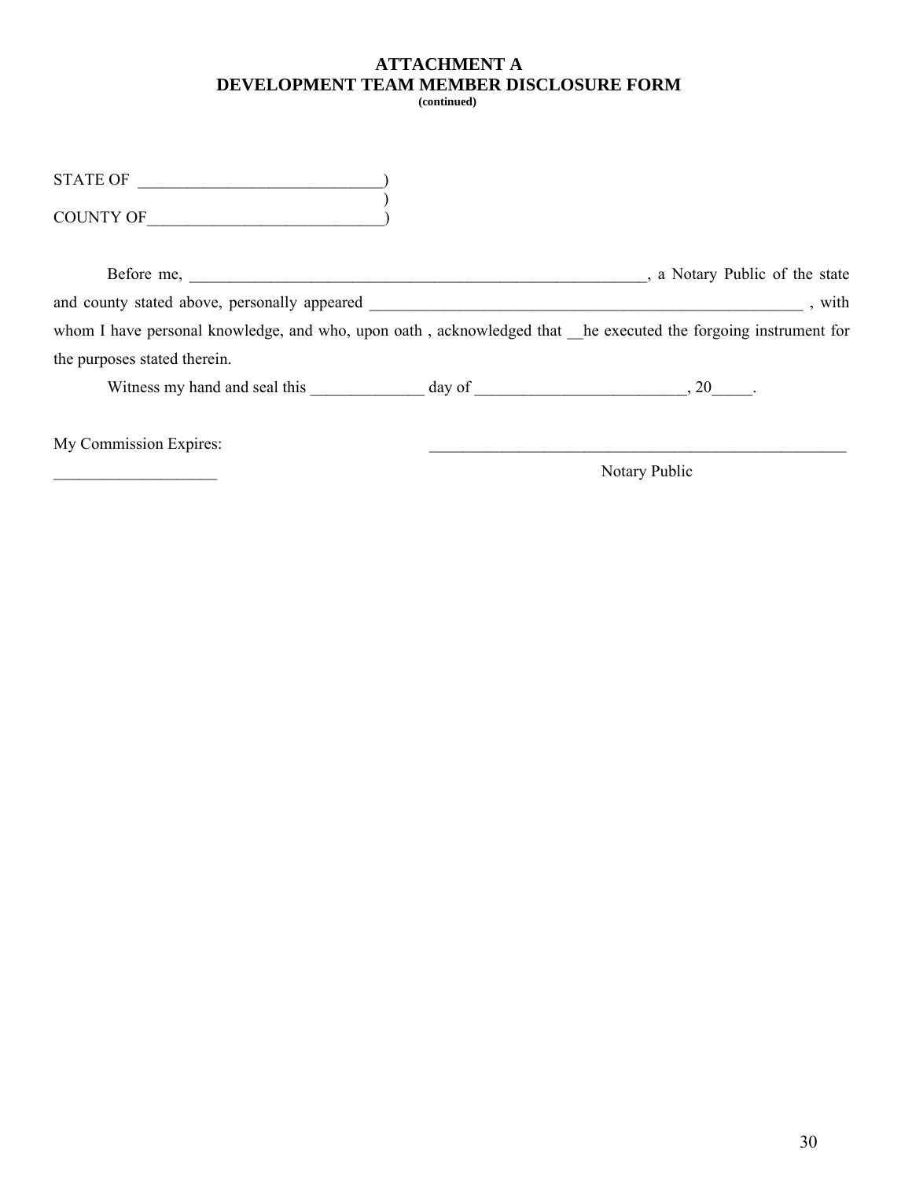# ATTACHMENT A
## DEVELOPMENT TEAM MEMBER DISCLOSURE FORM
**(continued)**

STATE OF ______________________________)
)
COUNTY OF____________________________)

Before me, __________________________________________________________, a Notary Public of the state and county stated above, personally appeared ________________________________________________________ , with whom I have personal knowledge, and who, upon oath , acknowledged that __he executed the forgoing instrument for the purposes stated therein.

Witness my hand and seal this ______________ day of __________________________, 20_____.

My Commission Expires: ______________________________________________________

____________________ Notary Public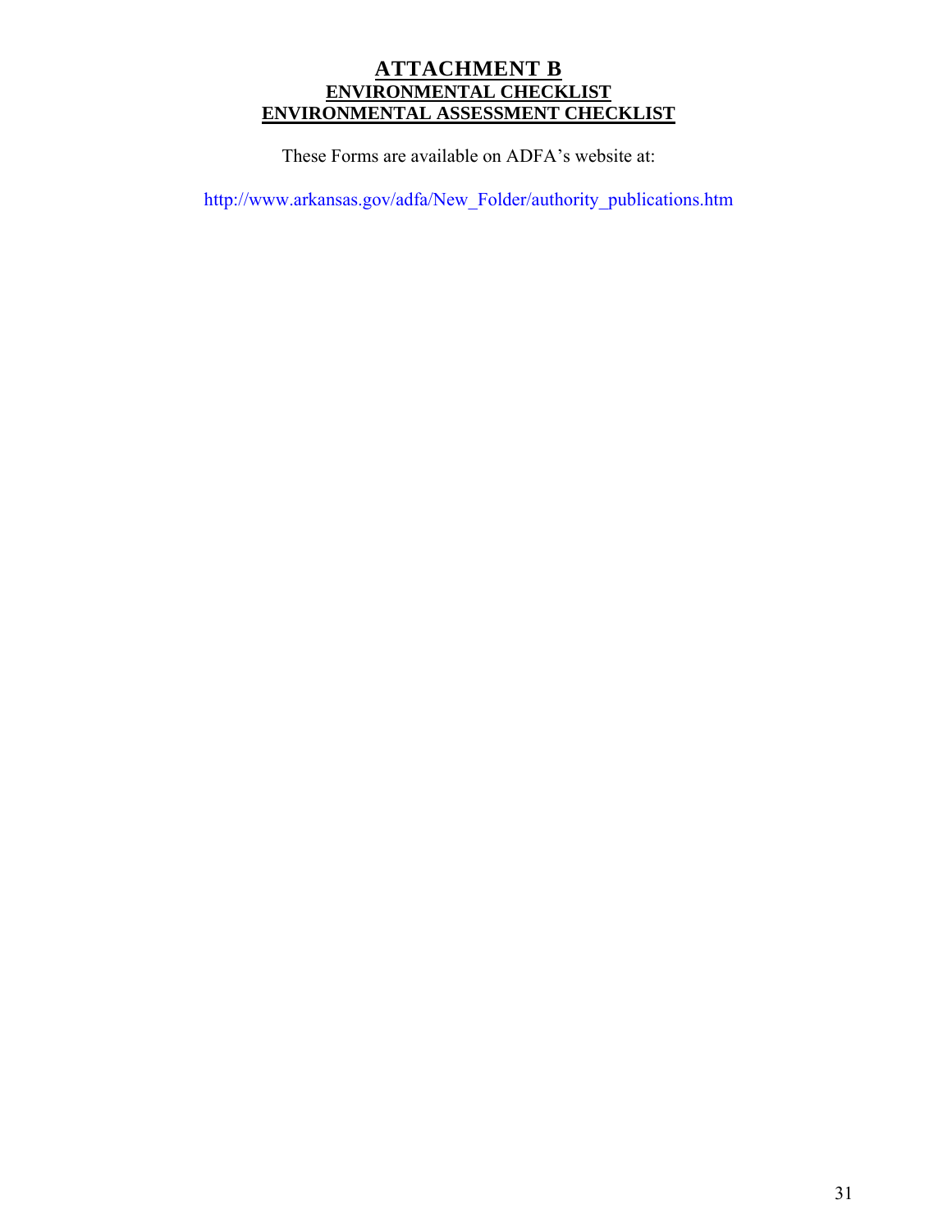# ATTACHMENT B

## ENVIRONMENTAL CHECKLIST

## ENVIRONMENTAL ASSESSMENT CHECKLIST

These Forms are available on ADFA's website at:

http://www.arkansas.gov/adfa/New_Folder/authority_publications.htm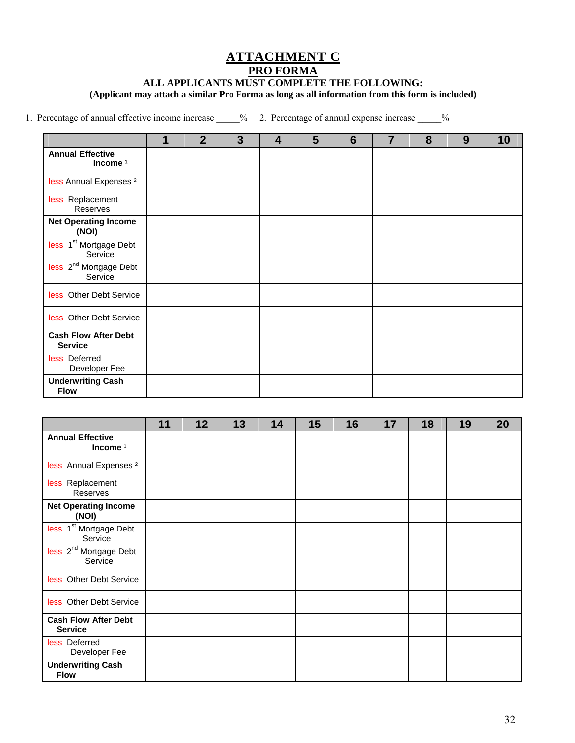# ATTACHMENT C

## PRO FORMA

### ALL APPLICANTS MUST COMPLETE THE FOLLOWING:

**(Applicant may attach a similar Pro Forma as long as all information from this form is included)**

1. Percentage of annual effective income increase _____%     2. Percentage of annual expense increase _____%

| | 1 | 2 | 3 | 4 | 5 | 6 | 7 | 8 | 9 | 10 |
|---|---|---|---|---|---|---|---|---|---|---|
| **Annual Effective Income** [1] | | | | | | | | | | |
| less Annual Expenses [2] | | | | | | | | | | |
| less Replacement Reserves | | | | | | | | | | |
| **Net Operating Income (NOI)** | | | | | | | | | | |
| less 1st Mortgage Debt Service | | | | | | | | | | |
| less 2nd Mortgage Debt Service | | | | | | | | | | |
| less Other Debt Service | | | | | | | | | | |
| less Other Debt Service | | | | | | | | | | |
| **Cash Flow After Debt Service** | | | | | | | | | | |
| less Deferred Developer Fee | | | | | | | | | | |
| **Underwriting Cash Flow** | | | | | | | | | | |

| | 11 | 12 | 13 | 14 | 15 | 16 | 17 | 18 | 19 | 20 |
|---|---|---|---|---|---|---|---|---|---|---|
| **Annual Effective Income** [1] | | | | | | | | | | |
| less Annual Expenses [2] | | | | | | | | | | |
| less Replacement Reserves | | | | | | | | | | |
| **Net Operating Income (NOI)** | | | | | | | | | | |
| less 1st Mortgage Debt Service | | | | | | | | | | |
| less 2nd Mortgage Debt Service | | | | | | | | | | |
| less Other Debt Service | | | | | | | | | | |
| less Other Debt Service | | | | | | | | | | |
| **Cash Flow After Debt Service** | | | | | | | | | | |
| less Deferred Developer Fee | | | | | | | | | | |
| **Underwriting Cash Flow** | | | | | | | | | | |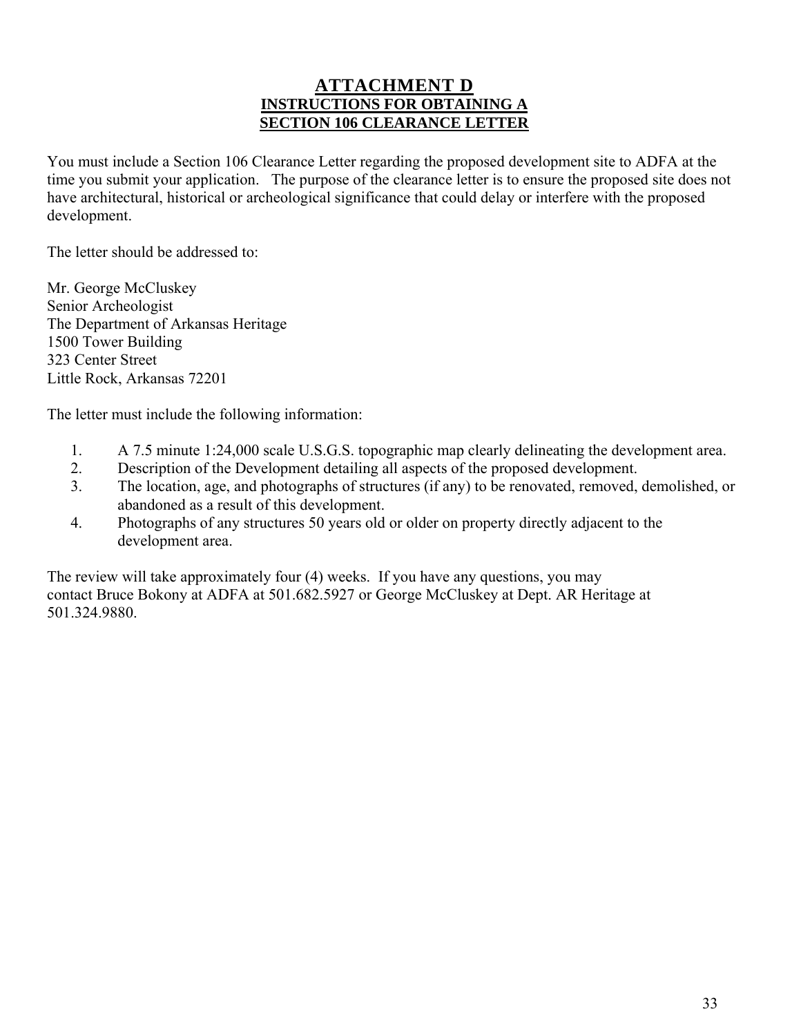# ATTACHMENT D

## INSTRUCTIONS FOR OBTAINING A SECTION 106 CLEARANCE LETTER

You must include a Section 106 Clearance Letter regarding the proposed development site to ADFA at the time you submit your application. The purpose of the clearance letter is to ensure the proposed site does not have architectural, historical or archeological significance that could delay or interfere with the proposed development.

The letter should be addressed to:

Mr. George McCluskey  
Senior Archeologist  
The Department of Arkansas Heritage  
1500 Tower Building  
323 Center Street  
Little Rock, Arkansas 72201

The letter must include the following information:

1. A 7.5 minute 1:24,000 scale U.S.G.S. topographic map clearly delineating the development area.
2. Description of the Development detailing all aspects of the proposed development.
3. The location, age, and photographs of structures (if any) to be renovated, removed, demolished, or abandoned as a result of this development.
4. Photographs of any structures 50 years old or older on property directly adjacent to the development area.

The review will take approximately four (4) weeks. If you have any questions, you may contact Bruce Bokony at ADFA at 501.682.5927 or George McCluskey at Dept. AR Heritage at 501.324.9880.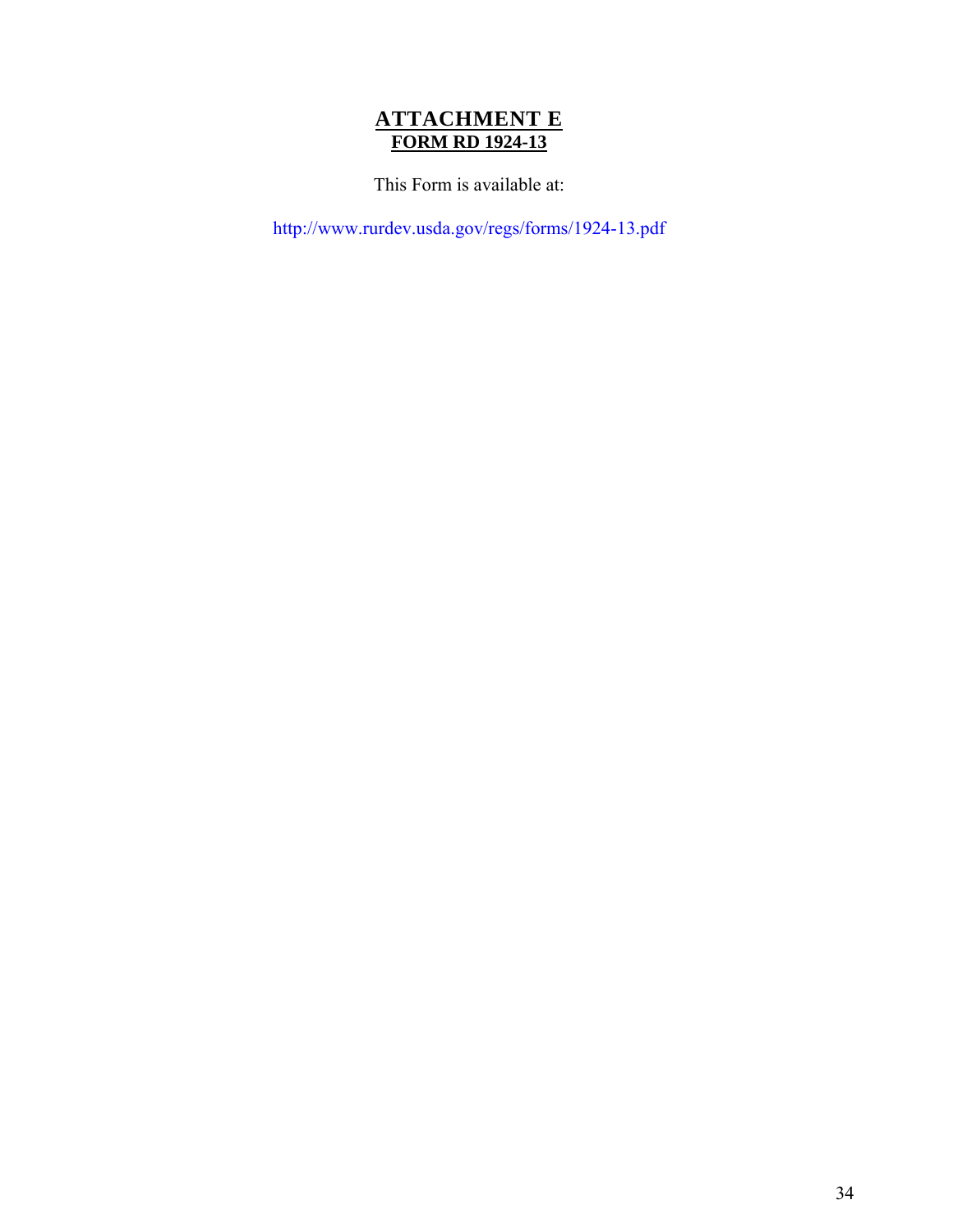# ATTACHMENT E

## FORM RD 1924-13

This Form is available at:

http://www.rurdev.usda.gov/regs/forms/1924-13.pdf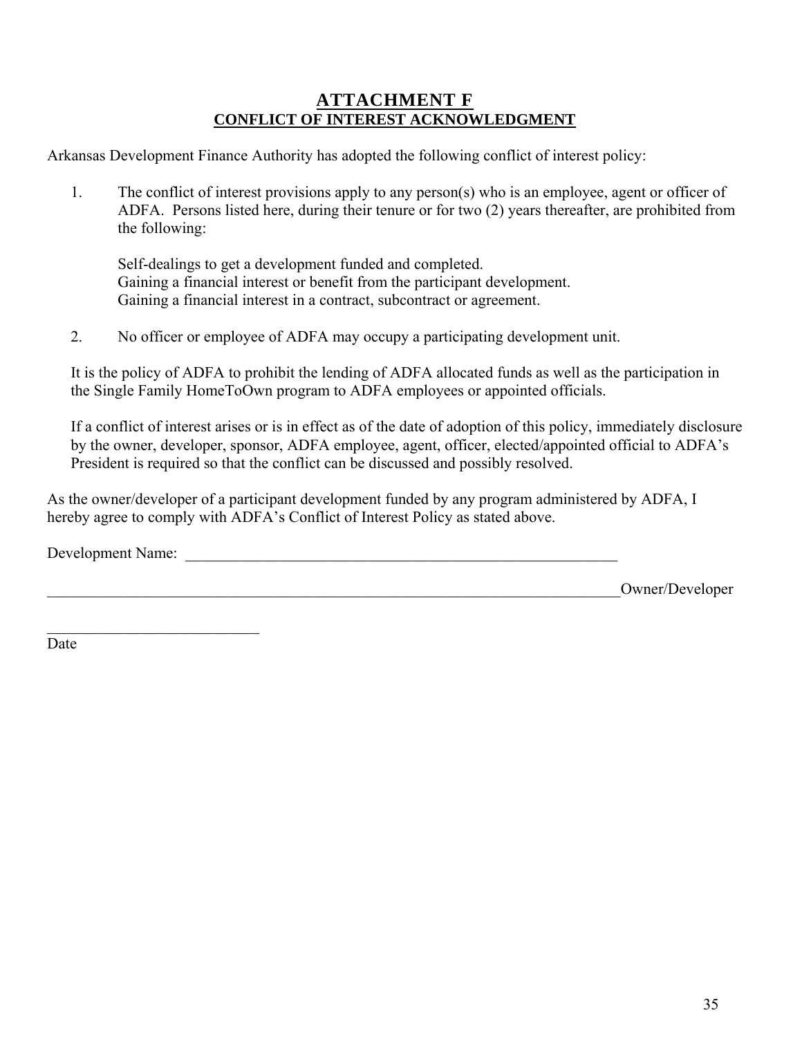# ATTACHMENT F
## CONFLICT OF INTEREST ACKNOWLEDGMENT

Arkansas Development Finance Authority has adopted the following conflict of interest policy:

1. The conflict of interest provisions apply to any person(s) who is an employee, agent or officer of ADFA. Persons listed here, during their tenure or for two (2) years thereafter, are prohibited from the following:

   Self-dealings to get a development funded and completed.
   Gaining a financial interest or benefit from the participant development.
   Gaining a financial interest in a contract, subcontract or agreement.

2. No officer or employee of ADFA may occupy a participating development unit.

   It is the policy of ADFA to prohibit the lending of ADFA allocated funds as well as the participation in the Single Family HomeToOwn program to ADFA employees or appointed officials.

   If a conflict of interest arises or is in effect as of the date of adoption of this policy, immediately disclosure by the owner, developer, sponsor, ADFA employee, agent, officer, elected/appointed official to ADFA's President is required so that the conflict can be discussed and possibly resolved.

As the owner/developer of a participant development funded by any program administered by ADFA, I hereby agree to comply with ADFA's Conflict of Interest Policy as stated above.

Development Name: ___________________________________________________________

_____________________________________________________________________________Owner/Developer

____________________________
Date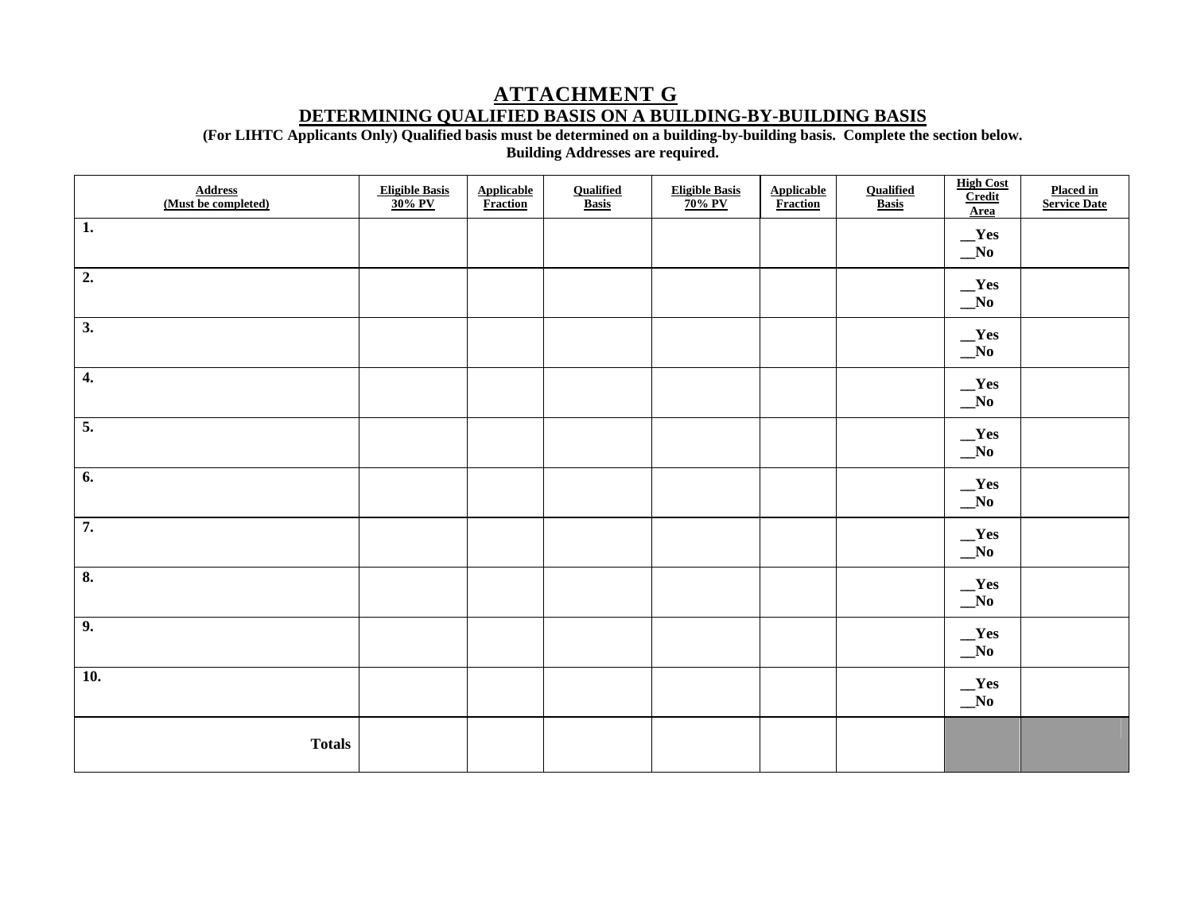# ATTACHMENT G

## DETERMINING QUALIFIED BASIS ON A BUILDING-BY-BUILDING BASIS

**(For LIHTC Applicants Only) Qualified basis must be determined on a building-by-building basis. Complete the section below. Building Addresses are required.**

| Address (Must be completed) | Eligible Basis 30% PV | Applicable Fraction | Qualified Basis | Eligible Basis 70% PV | Applicable Fraction | Qualified Basis | High Cost Credit Area | Placed in Service Date |
|---|---|---|---|---|---|---|---|---|
| 1. | | | | | | | __Yes __No | |
| 2. | | | | | | | __Yes __No | |
| 3. | | | | | | | __Yes __No | |
| 4. | | | | | | | __Yes __No | |
| 5. | | | | | | | __Yes __No | |
| 6. | | | | | | | __Yes __No | |
| 7. | | | | | | | __Yes __No | |
| 8. | | | | | | | __Yes __No | |
| 9. | | | | | | | __Yes __No | |
| 10. | | | | | | | __Yes __No | |
| **Totals** | | | | | | | | |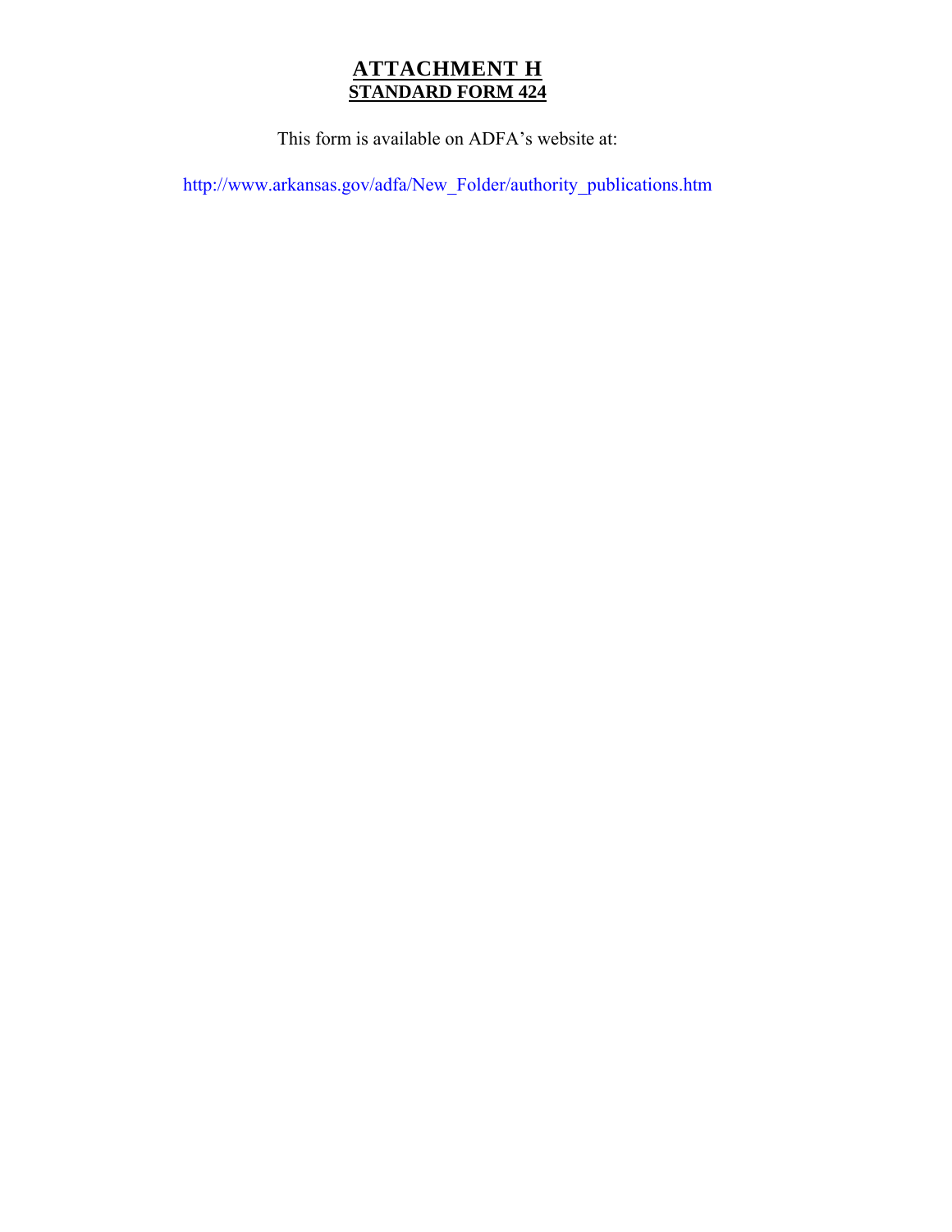# ATTACHMENT H

## STANDARD FORM 424

This form is available on ADFA's website at:

http://www.arkansas.gov/adfa/New_Folder/authority_publications.htm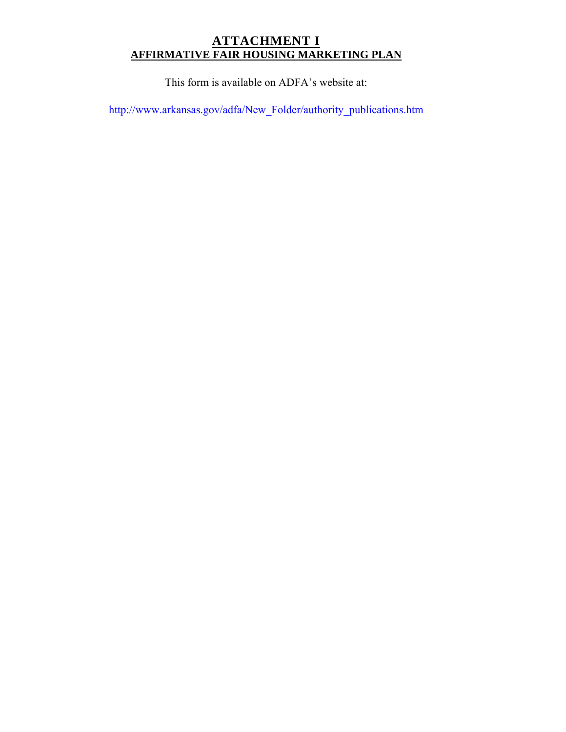# ATTACHMENT I

## AFFIRMATIVE FAIR HOUSING MARKETING PLAN

This form is available on ADFA's website at:

http://www.arkansas.gov/adfa/New_Folder/authority_publications.htm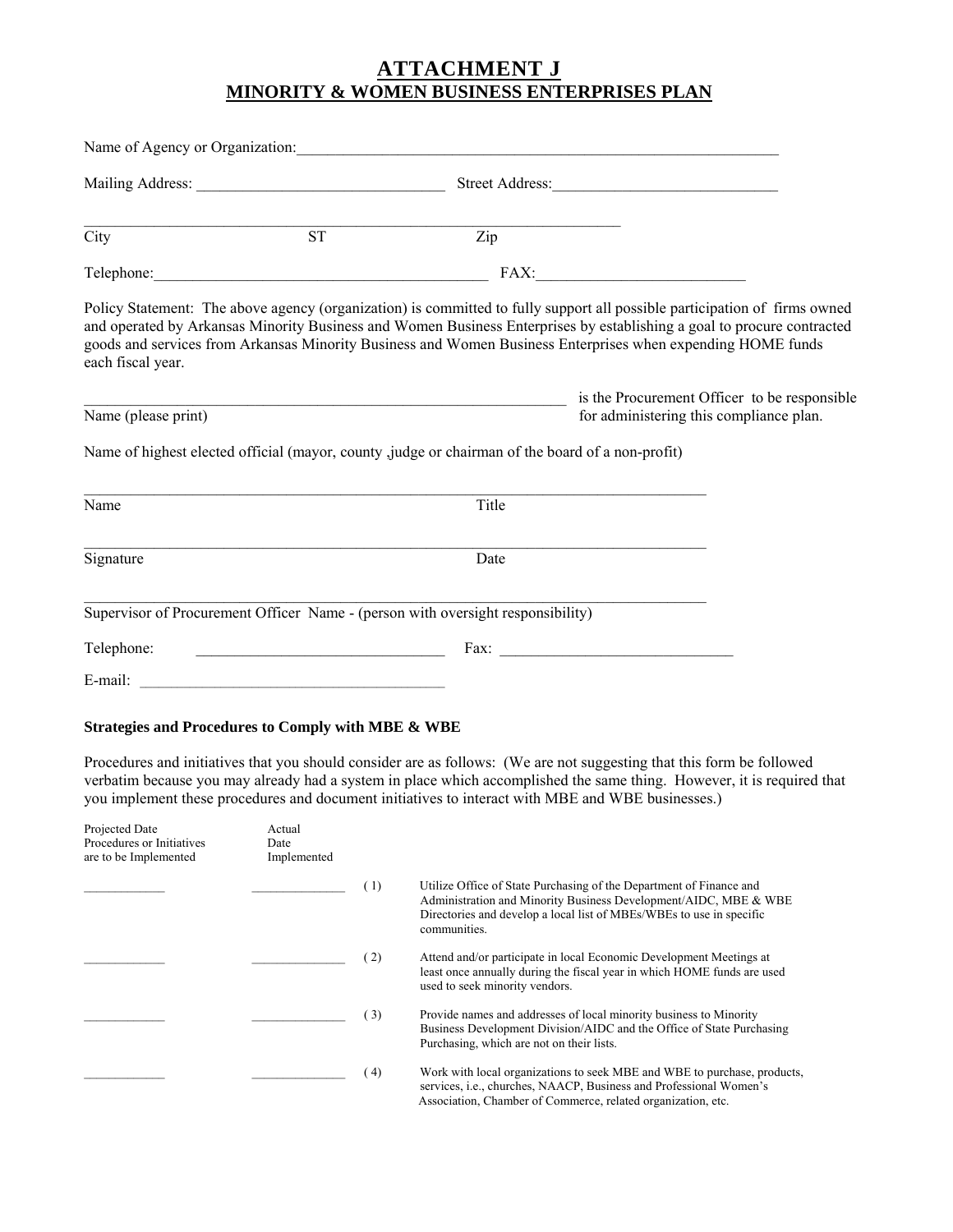# ATTACHMENT J
## MINORITY & WOMEN BUSINESS ENTERPRISES PLAN

Name of Agency or Organization:_______________________________________________________________

Mailing Address: ______________________________ Street Address:____________________________

_____________________________________________________________________

City ST Zip

Telephone:___________________________________________ FAX:__________________________

Policy Statement: The above agency (organization) is committed to fully support all possible participation of firms owned and operated by Arkansas Minority Business and Women Business Enterprises by establishing a goal to procure contracted goods and services from Arkansas Minority Business and Women Business Enterprises when expending HOME funds each fiscal year.

______________________________________________________________ is the Procurement Officer to be responsible for administering this compliance plan.

Name (please print)

Name of highest elected official (mayor, county ,judge or chairman of the board of a non-profit)

_________________________________________________________________________________

Name Title

_________________________________________________________________________________

Signature Date

_________________________________________________________________________________

Supervisor of Procurement Officer Name - (person with oversight responsibility)

Telephone: _______________________________ Fax: ______________________________

E-mail: _______________________________________

**Strategies and Procedures to Comply with MBE & WBE**

Procedures and initiatives that you should consider are as follows: (We are not suggesting that this form be followed verbatim because you may already had a system in place which accomplished the same thing. However, it is required that you implement these procedures and document initiatives to interact with MBE and WBE businesses.)

| Projected Date Procedures or Initiatives are to be Implemented | Actual Date Implemented | | |
|---|---|---|---|
| ____________ | ______________ | ( 1) | Utilize Office of State Purchasing of the Department of Finance and Administration and Minority Business Development/AIDC, MBE & WBE Directories and develop a local list of MBEs/WBEs to use in specific communities. |
| ____________ | ______________ | ( 2) | Attend and/or participate in local Economic Development Meetings at least once annually during the fiscal year in which HOME funds are used used to seek minority vendors. |
| ____________ | ______________ | ( 3) | Provide names and addresses of local minority business to Minority Business Development Division/AIDC and the Office of State Purchasing Purchasing, which are not on their lists. |
| ____________ | ______________ | ( 4) | Work with local organizations to seek MBE and WBE to purchase, products, services, i.e., churches, NAACP, Business and Professional Women's Association, Chamber of Commerce, related organization, etc. |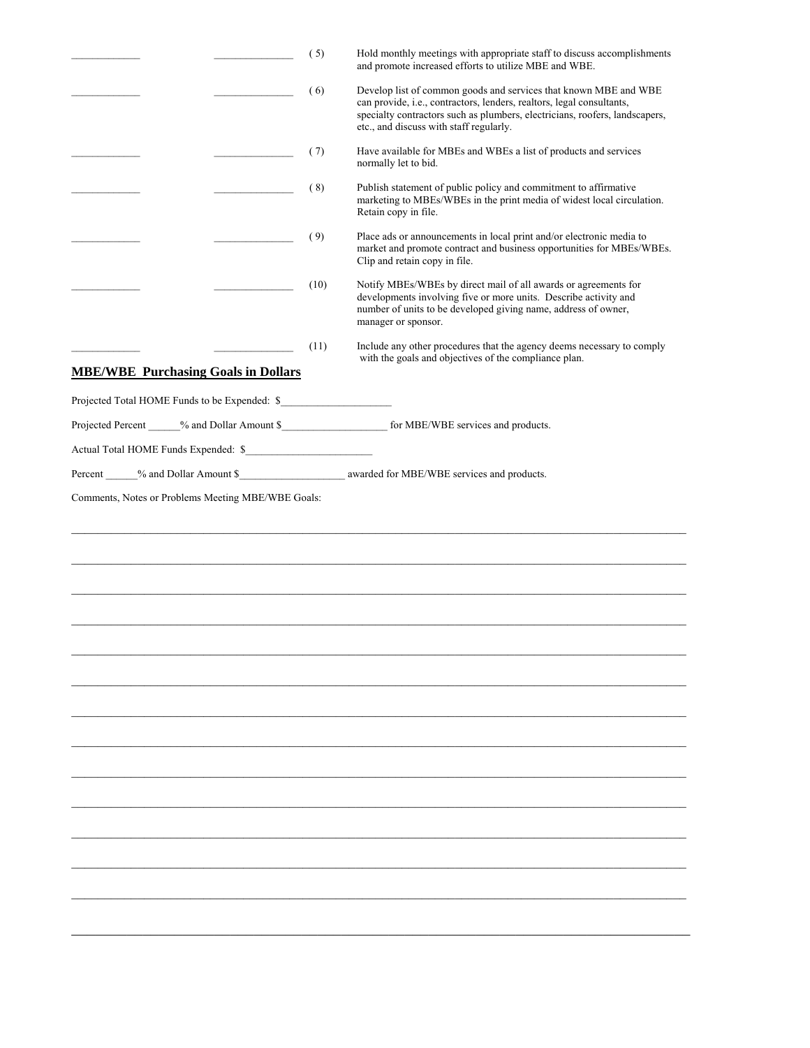| | | | |
|---|---|---|---|
| _____________ | _______________ | ( 5) | Hold monthly meetings with appropriate staff to discuss accomplishments and promote increased efforts to utilize MBE and WBE. |
| _____________ | _______________ | ( 6) | Develop list of common goods and services that known MBE and WBE can provide, i.e., contractors, lenders, realtors, legal consultants, specialty contractors such as plumbers, electricians, roofers, landscapers, etc., and discuss with staff regularly. |
| _____________ | _______________ | ( 7) | Have available for MBEs and WBEs a list of products and services normally let to bid. |
| _____________ | _______________ | ( 8) | Publish statement of public policy and commitment to affirmative marketing to MBEs/WBEs in the print media of widest local circulation. Retain copy in file. |
| _____________ | _______________ | ( 9) | Place ads or announcements in local print and/or electronic media to market and promote contract and business opportunities for MBEs/WBEs. Clip and retain copy in file. |
| _____________ | _______________ | (10) | Notify MBEs/WBEs by direct mail of all awards or agreements for developments involving five or more units. Describe activity and number of units to be developed giving name, address of owner, manager or sponsor. |
| _____________ | _______________ | (11) | Include any other procedures that the agency deems necessary to comply with the goals and objectives of the compliance plan. |

## MBE/WBE Purchasing Goals in Dollars

Projected Total HOME Funds to be Expended: $_____________________

Projected Percent ______% and Dollar Amount $____________________ for MBE/WBE services and products.

Actual Total HOME Funds Expended: $________________________

Percent ______% and Dollar Amount $____________________ awarded for MBE/WBE services and products.

Comments, Notes or Problems Meeting MBE/WBE Goals:

________________________________________________________________________________________________

________________________________________________________________________________________________

________________________________________________________________________________________________

________________________________________________________________________________________________

________________________________________________________________________________________________

________________________________________________________________________________________________

________________________________________________________________________________________________

________________________________________________________________________________________________

________________________________________________________________________________________________

________________________________________________________________________________________________

________________________________________________________________________________________________

________________________________________________________________________________________________

________________________________________________________________________________________________

________________________________________________________________________________________________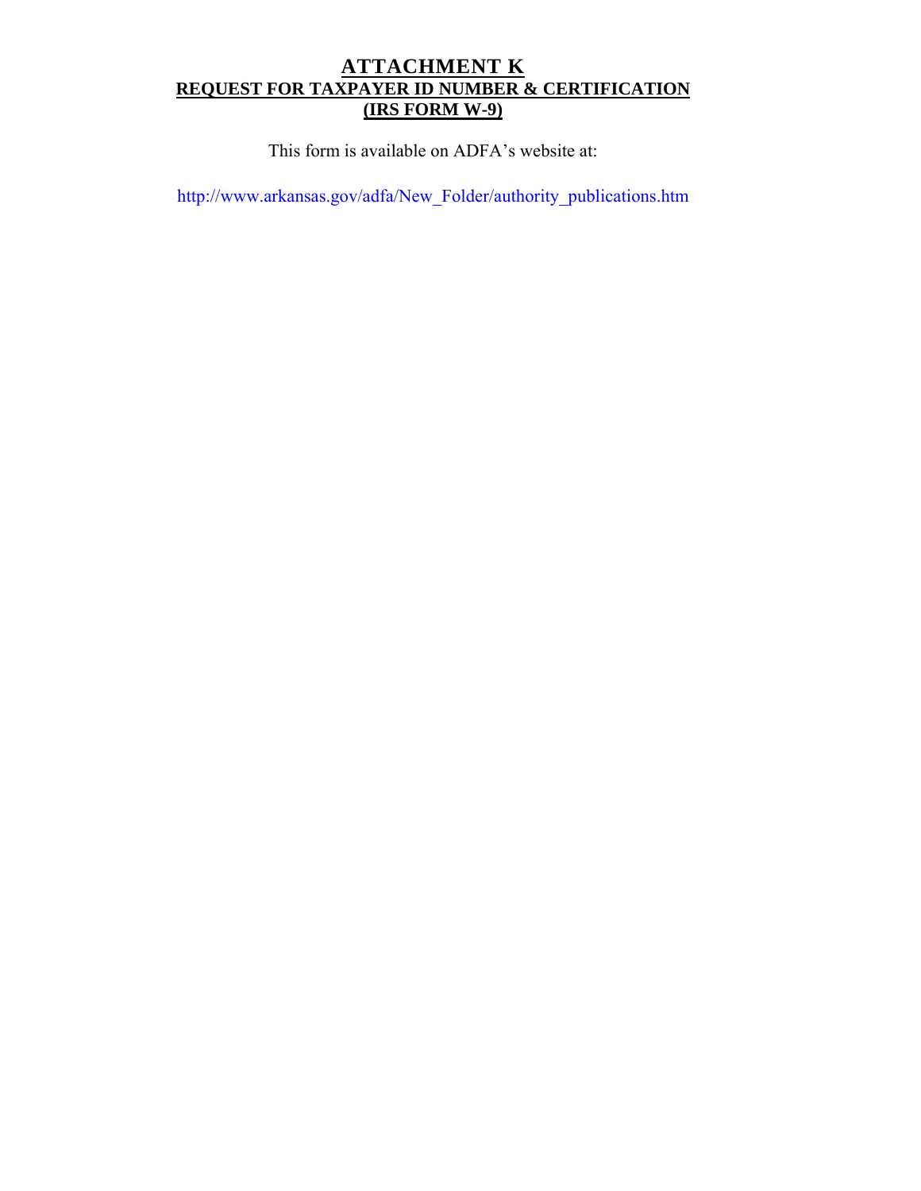# ATTACHMENT K

## REQUEST FOR TAXPAYER ID NUMBER & CERTIFICATION (IRS FORM W-9)

This form is available on ADFA's website at:

http://www.arkansas.gov/adfa/New_Folder/authority_publications.htm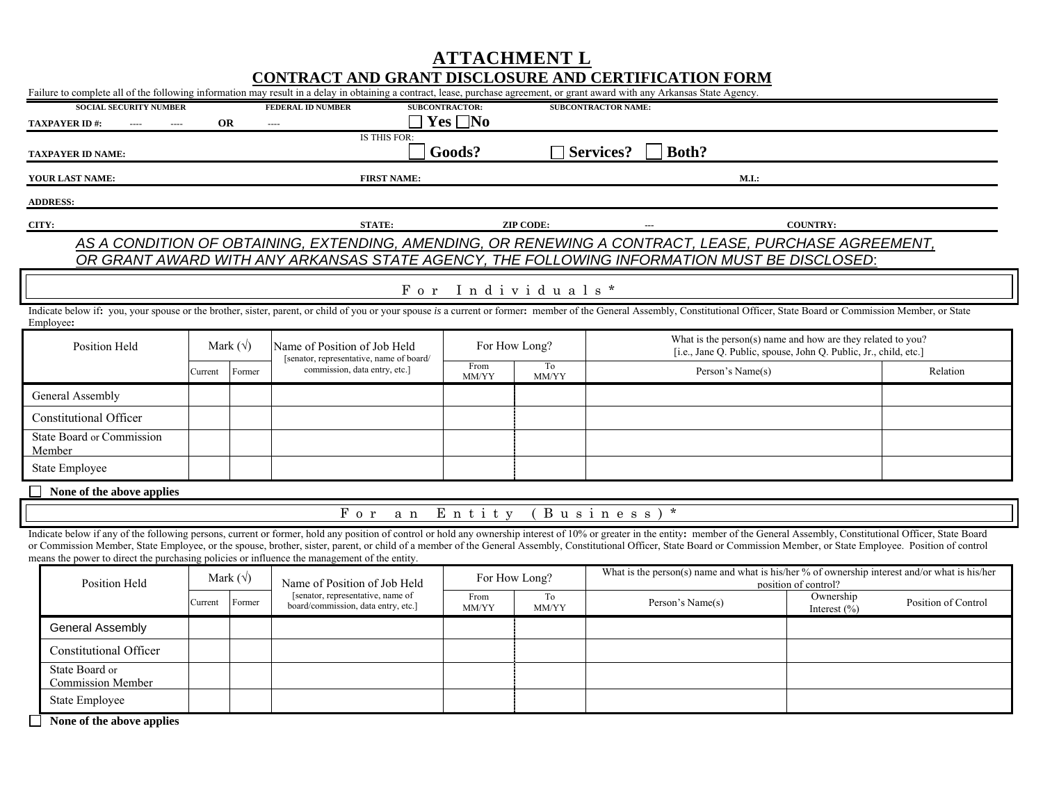# ATTACHMENT L

## CONTRACT AND GRANT DISCLOSURE AND CERTIFICATION FORM

Failure to complete all of the following information may result in a delay in obtaining a contract, lease, purchase agreement, or grant award with any Arkansas State Agency.

**SOCIAL SECURITY NUMBER** **FEDERAL ID NUMBER** **SUBCONTRACTOR:** **SUBCONTRACTOR NAME:**

**TAXPAYER ID #:** ---- ---- **OR** ---- ☐ **Yes** ☐ **No**

IS THIS FOR:

**TAXPAYER ID NAME:** ☐ **Goods?** ☐ **Services?** ☐ **Both?**

**YOUR LAST NAME:** **FIRST NAME:** **M.I.:**

**ADDRESS:**

**CITY:** **STATE:** **ZIP CODE:** --- **COUNTRY:**

*AS A CONDITION OF OBTAINING, EXTENDING, AMENDING, OR RENEWING A CONTRACT, LEASE, PURCHASE AGREEMENT, OR GRANT AWARD WITH ANY ARKANSAS STATE AGENCY, THE FOLLOWING INFORMATION MUST BE DISCLOSED:*

### For Individuals*

Indicate below if**:** you, your spouse or the brother, sister, parent, or child of you or your spouse *is* a current or former**:** member of the General Assembly, Constitutional Officer, State Board or Commission Member, or State Employee**:**

| Position Held | Mark (√) | | Name of Position of Job Held [senator, representative, name of board/ commission, data entry, etc.] | For How Long? | | What is the person(s) name and how are they related to you? [i.e., Jane Q. Public, spouse, John Q. Public, Jr., child, etc.] | |
|---|---|---|---|---|---|---|---|
| | Current | Former | | From MM/YY | To MM/YY | Person's Name(s) | Relation |
| General Assembly | | | | | | | |
| Constitutional Officer | | | | | | | |
| State Board or Commission Member | | | | | | | |
| State Employee | | | | | | | |

☐ **None of the above applies**

### For an Entity (Business)*

Indicate below if any of the following persons, current or former, hold any position of control or hold any ownership interest of 10% or greater in the entity**:** member of the General Assembly, Constitutional Officer, State Board or Commission Member, State Employee, or the spouse, brother, sister, parent, or child of a member of the General Assembly, Constitutional Officer, State Board or Commission Member, or State Employee. Position of control means the power to direct the purchasing policies or influence the management of the entity.

| Position Held | Mark (√) | | Name of Position of Job Held [senator, representative, name of board/commission, data entry, etc.] | For How Long? | | What is the person(s) name and what is his/her % of ownership interest and/or what is his/her position of control? | | |
|---|---|---|---|---|---|---|---|---|
| | Current | Former | | From MM/YY | To MM/YY | Person's Name(s) | Ownership Interest (%) | Position of Control |
| General Assembly | | | | | | | | |
| Constitutional Officer | | | | | | | | |
| State Board or Commission Member | | | | | | | | |
| State Employee | | | | | | | | |

☐ **None of the above applies**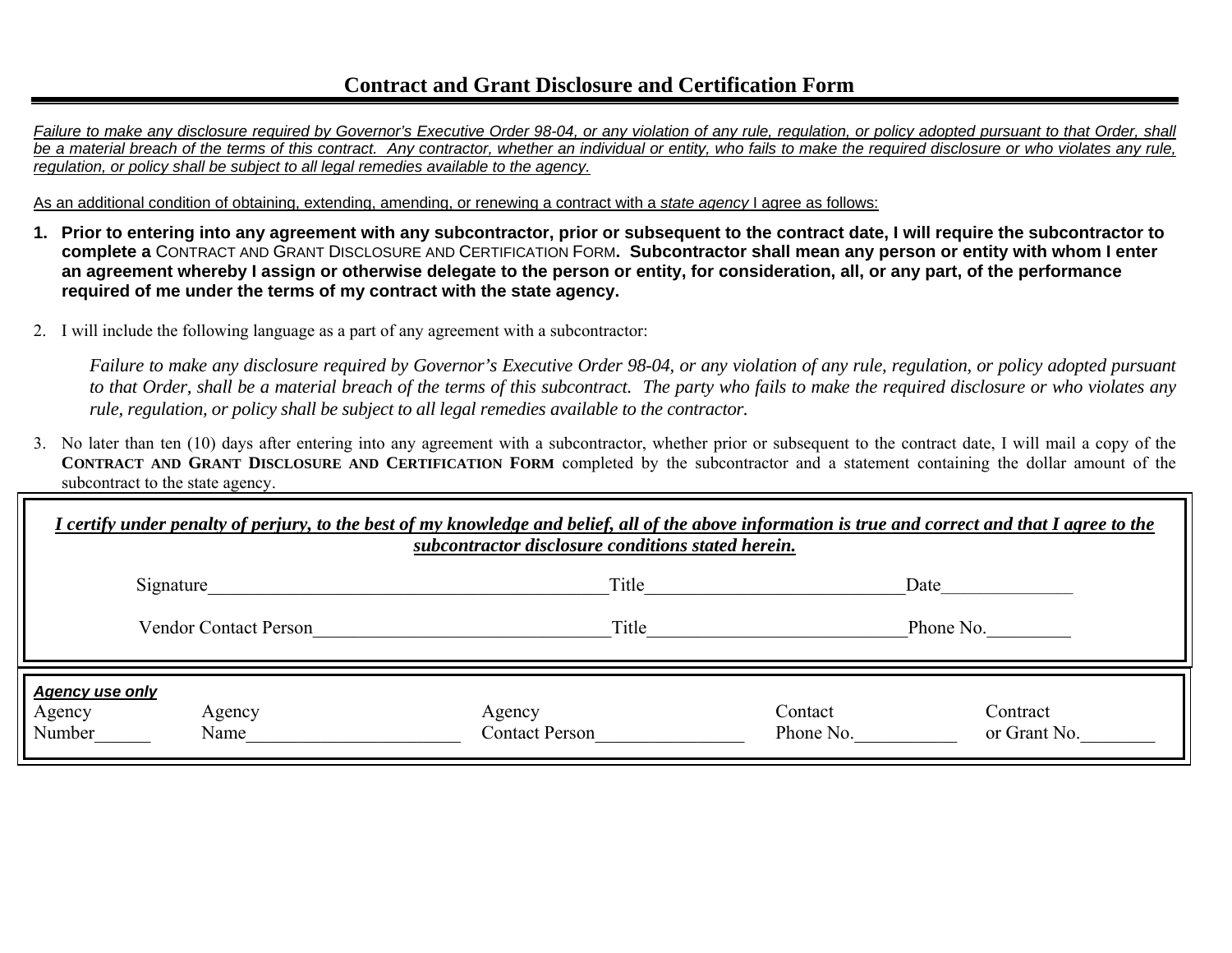## Contract and Grant Disclosure and Certification Form

*Failure to make any disclosure required by Governor's Executive Order 98-04, or any violation of any rule, regulation, or policy adopted pursuant to that Order, shall be a material breach of the terms of this contract. Any contractor, whether an individual or entity, who fails to make the required disclosure or who violates any rule, regulation, or policy shall be subject to all legal remedies available to the agency.*

As an additional condition of obtaining, extending, amending, or renewing a contract with a *state agency* I agree as follows:

1. **Prior to entering into any agreement with any subcontractor, prior or subsequent to the contract date, I will require the subcontractor to complete a CONTRACT AND GRANT DISCLOSURE AND CERTIFICATION FORM. Subcontractor shall mean any person or entity with whom I enter an agreement whereby I assign or otherwise delegate to the person or entity, for consideration, all, or any part, of the performance required of me under the terms of my contract with the state agency.**

2. I will include the following language as a part of any agreement with a subcontractor:

   *Failure to make any disclosure required by Governor's Executive Order 98-04, or any violation of any rule, regulation, or policy adopted pursuant to that Order, shall be a material breach of the terms of this subcontract. The party who fails to make the required disclosure or who violates any rule, regulation, or policy shall be subject to all legal remedies available to the contractor.*

3. No later than ten (10) days after entering into any agreement with a subcontractor, whether prior or subsequent to the contract date, I will mail a copy of the **CONTRACT AND GRANT DISCLOSURE AND CERTIFICATION FORM** completed by the subcontractor and a statement containing the dollar amount of the subcontract to the state agency.

***I certify under penalty of perjury, to the best of my knowledge and belief, all of the above information is true and correct and that I agree to the subcontractor disclosure conditions stated herein.***

Signature_________________________________________ Title___________________________ Date_____________

Vendor Contact Person_______________________________ Title___________________________ Phone No.________

***Agency use only***

Agency Number______ Agency Name______________________ Agency Contact Person_______________ Contact Phone No.__________ Contract or Grant No.________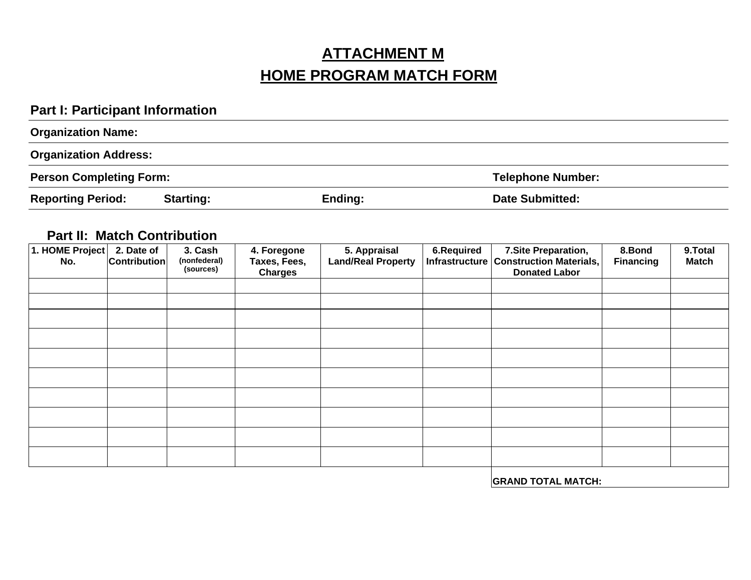# ATTACHMENT M

# HOME PROGRAM MATCH FORM

## Part I: Participant Information

**Organization Name:**

**Organization Address:**

**Person Completing Form:** **Telephone Number:**

**Reporting Period:** **Starting:** **Ending:** **Date Submitted:**

## Part II: Match Contribution

| 1. HOME Project No. | 2. Date of Contribution | 3. Cash (nonfederal) (sources) | 4. Foregone Taxes, Fees, Charges | 5. Appraisal Land/Real Property | 6.Required Infrastructure | 7.Site Preparation, Construction Materials, Donated Labor | 8.Bond Financing | 9.Total Match |
|---|---|---|---|---|---|---|---|---|
| | | | | | | | | |
| | | | | | | | | |
| | | | | | | | | |
| | | | | | | | | |
| | | | | | | | | |
| | | | | | | | | |
| | | | | | | | | |
| | | | | | | | | |
| | | | | | | | | |
| | | | | | | | | |
| | | | | | | **GRAND TOTAL MATCH:** | | |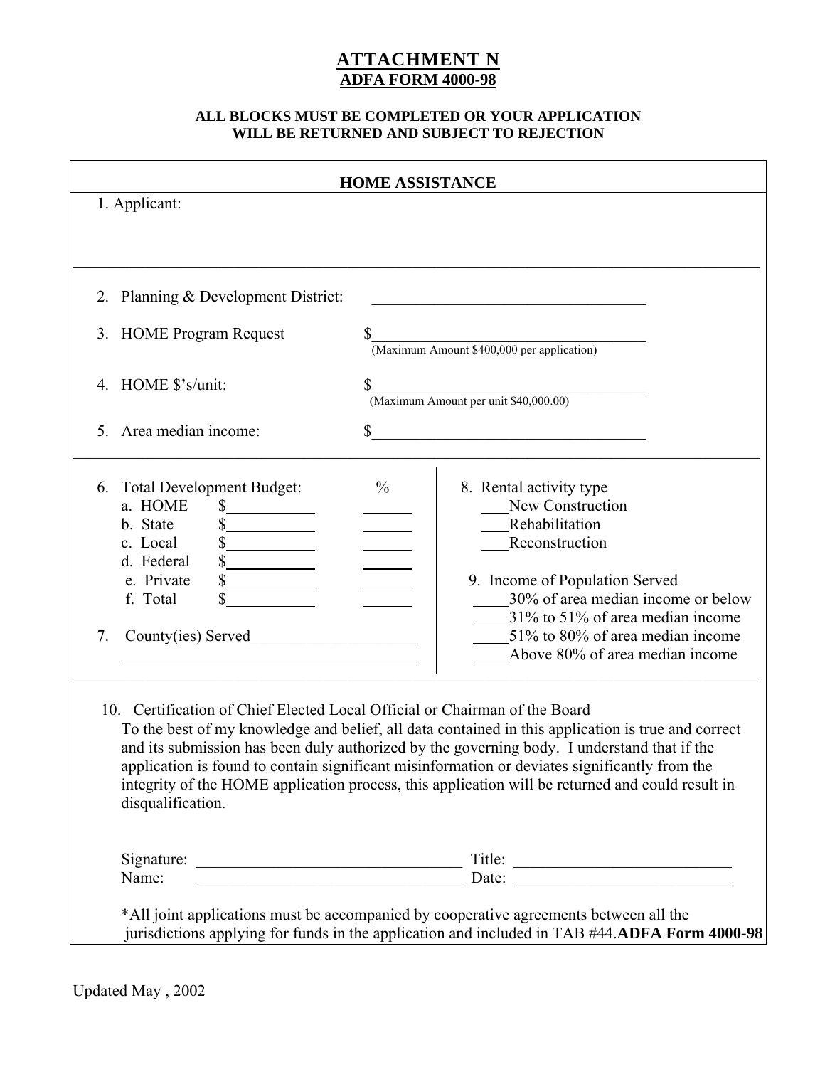# ATTACHMENT N

## ADFA FORM 4000-98

**ALL BLOCKS MUST BE COMPLETED OR YOUR APPLICATION WILL BE RETURNED AND SUBJECT TO REJECTION**

### HOME ASSISTANCE

1. Applicant:

2. Planning & Development District: \_\_\_\_\_\_\_\_\_\_\_\_\_\_\_\_\_\_\_\_\_\_\_\_\_\_\_\_\_\_\_\_\_\_\_

3. HOME Program Request $\_\_\_\_\_\_\_\_\_\_\_\_\_\_\_\_\_\_\_\_\_\_\_\_\_\_\_\_\_\_\_\_\_\_\_
   (Maximum Amount $400,000 per application)

4. HOME $'s/unit: $\_\_\_\_\_\_\_\_\_\_\_\_\_\_\_\_\_\_\_\_\_\_\_\_\_\_\_\_\_\_\_\_\_\_\_
   (Maximum Amount per unit $40,000.00)

5. Area median income: $\_\_\_\_\_\_\_\_\_\_\_\_\_\_\_\_\_\_\_\_\_\_\_\_\_\_\_\_\_\_\_\_\_\_\_

6. Total Development Budget:

| | | % |
|---|---|---|
| a. HOME | $\_\_\_\_\_\_\_\_\_\_ | \_\_\_\_\_\_ |
| b. State | $\_\_\_\_\_\_\_\_\_\_ | \_\_\_\_\_\_ |
| c. Local | $\_\_\_\_\_\_\_\_\_\_ | \_\_\_\_\_\_ |
| d. Federal | $\_\_\_\_\_\_\_\_\_\_ | \_\_\_\_\_\_ |
| e. Private | $\_\_\_\_\_\_\_\_\_\_ | \_\_\_\_\_\_ |
| f. Total | $\_\_\_\_\_\_\_\_\_\_ | \_\_\_\_\_\_ |

7. County(ies) Served\_\_\_\_\_\_\_\_\_\_\_\_\_\_\_\_\_\_\_\_
   \_\_\_\_\_\_\_\_\_\_\_\_\_\_\_\_\_\_\_\_\_\_\_\_\_\_\_\_\_\_\_\_\_\_\_\_\_\_

8. Rental activity type
   - \_\_\_New Construction
   - \_\_\_Rehabilitation
   - \_\_\_Reconstruction

9. Income of Population Served
   - \_\_\_\_30% of area median income or below
   - \_\_\_\_31% to 51% of area median income
   - \_\_\_\_51% to 80% of area median income
   - \_\_\_\_Above 80% of area median income

10. Certification of Chief Elected Local Official or Chairman of the Board

To the best of my knowledge and belief, all data contained in this application is true and correct and its submission has been duly authorized by the governing body. I understand that if the application is found to contain significant misinformation or deviates significantly from the integrity of the HOME application process, this application will be returned and could result in disqualification.

Signature: \_\_\_\_\_\_\_\_\_\_\_\_\_\_\_\_\_\_\_\_\_\_\_\_\_\_\_\_\_\_\_\_ Title: \_\_\_\_\_\_\_\_\_\_\_\_\_\_\_\_\_\_\_\_\_\_\_\_\_\_

Name: \_\_\_\_\_\_\_\_\_\_\_\_\_\_\_\_\_\_\_\_\_\_\_\_\_\_\_\_\_\_\_\_ Date: \_\_\_\_\_\_\_\_\_\_\_\_\_\_\_\_\_\_\_\_\_\_\_\_\_\_

*All joint applications must be accompanied by cooperative agreements between all the jurisdictions applying for funds in the application and included in TAB #44.**ADFA Form 4000-98**

Updated May , 2002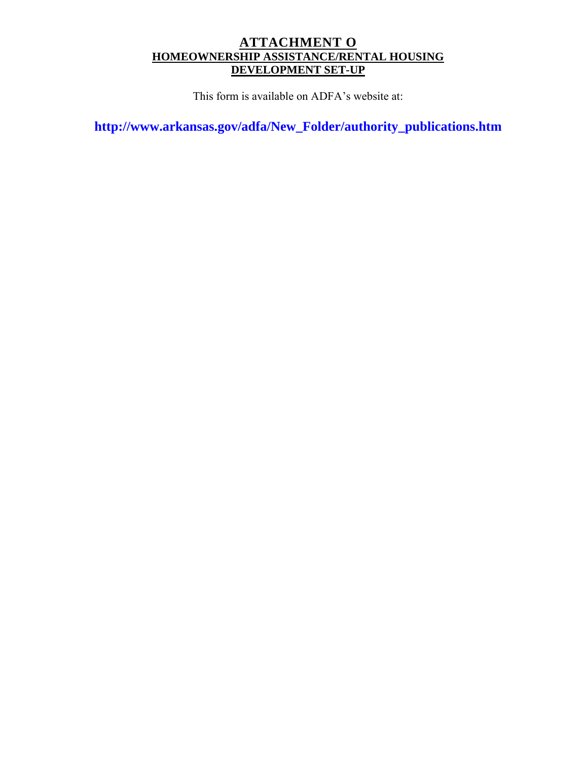# ATTACHMENT O

## HOMEOWNERSHIP ASSISTANCE/RENTAL HOUSING DEVELOPMENT SET-UP

This form is available on ADFA's website at:

**http://www.arkansas.gov/adfa/New_Folder/authority_publications.htm**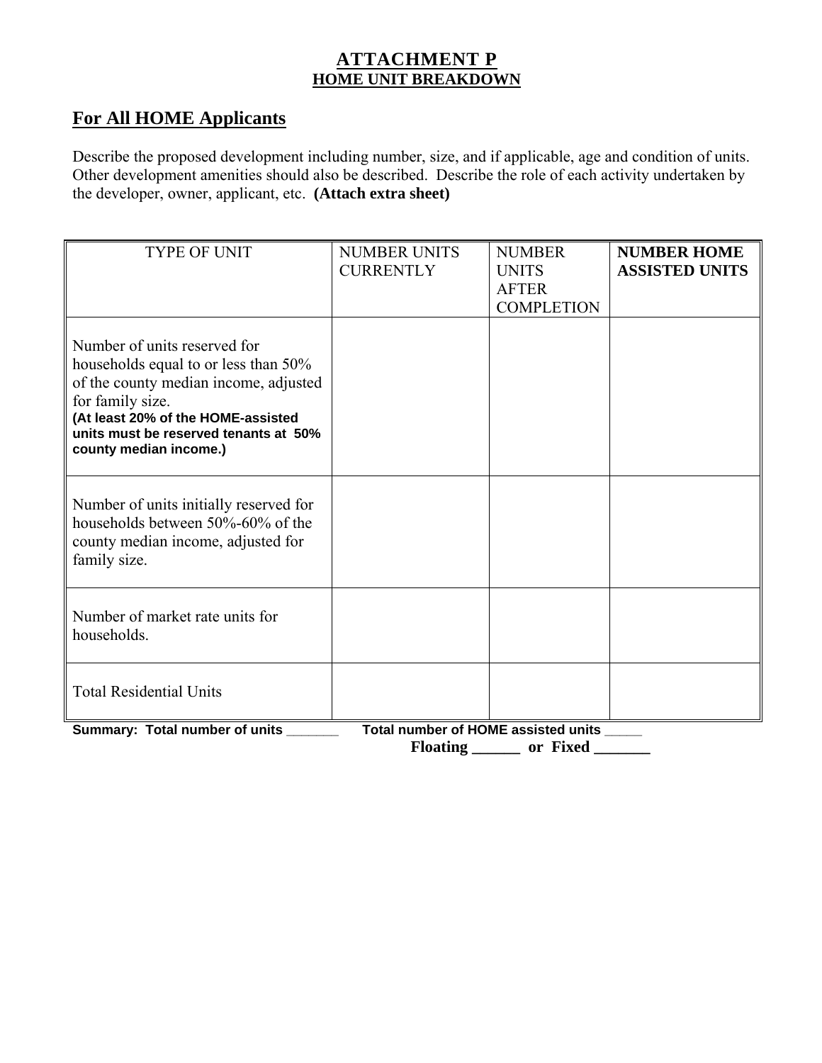# ATTACHMENT P
## HOME UNIT BREAKDOWN

## For All HOME Applicants

Describe the proposed development including number, size, and if applicable, age and condition of units. Other development amenities should also be described. Describe the role of each activity undertaken by the developer, owner, applicant, etc. **(Attach extra sheet)**

| TYPE OF UNIT | NUMBER UNITS CURRENTLY | NUMBER UNITS AFTER COMPLETION | **NUMBER HOME ASSISTED UNITS** |
|---|---|---|---|
| Number of units reserved for households equal to or less than 50% of the county median income, adjusted for family size. **(At least 20% of the HOME-assisted units must be reserved tenants at 50% county median income.)** | | | |
| Number of units initially reserved for households between 50%-60% of the county median income, adjusted for family size. | | | |
| Number of market rate units for households. | | | |
| Total Residential Units | | | |

**Summary: Total number of units _______ Total number of HOME assisted units _____**

**Floating ______ or Fixed _______**